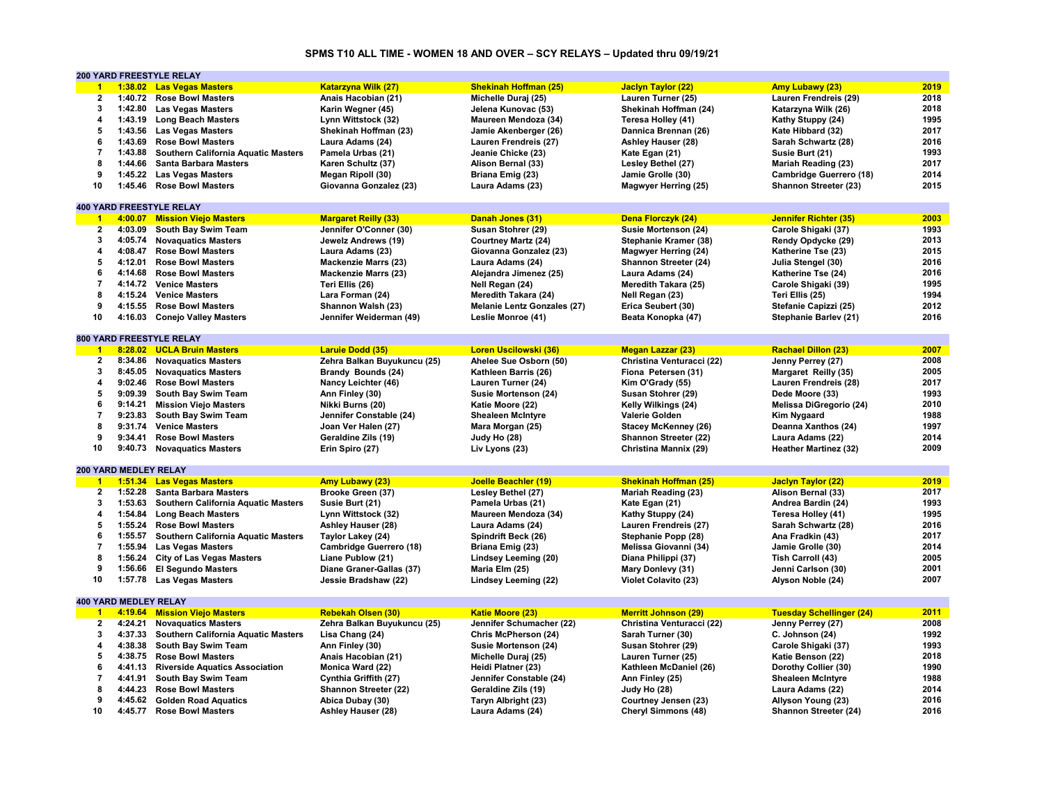# SPMS T10 ALL TIME - WOMEN 18 AND OVER – SCY RELAYS – Updated thru 09/19/21

## 200 YARD FREESTYLE RELAY

| Rank | Time | Team | Swimmer 1 | Swimmer 2 | Swimmer 3 | Swimmer 4 | Year |
|---|---|---|---|---|---|---|---|
| 1 | 1:38.02 | Las Vegas Masters | Katarzyna Wilk (27) | Shekinah Hoffman (25) | Jaclyn Taylor (22) | Amy Lubawy (23) | 2019 |
| 2 | 1:40.72 | Rose Bowl Masters | Anais Hacobian (21) | Michelle Duraj (25) | Lauren Turner (25) | Lauren Frendreis (29) | 2018 |
| 3 | 1:42.80 | Las Vegas Masters | Karin Wegner (45) | Jelena Kunovac (53) | Shekinah Hoffman (24) | Katarzyna Wilk (26) | 2018 |
| 4 | 1:43.19 | Long Beach Masters | Lynn Wittstock (32) | Maureen Mendoza (34) | Teresa Holley (41) | Kathy Stuppy (24) | 1995 |
| 5 | 1:43.56 | Las Vegas Masters | Shekinah Hoffman (23) | Jamie Akenberger (26) | Dannica Brennan (26) | Kate Hibbard (32) | 2017 |
| 6 | 1:43.69 | Rose Bowl Masters | Laura Adams (24) | Lauren Frendreis (27) | Ashley Hauser (28) | Sarah Schwartz (28) | 2016 |
| 7 | 1:43.88 | Southern California Aquatic Masters | Pamela Urbas (21) | Jeanie Chicke (23) | Kate Egan (21) | Susie Burt (21) | 1993 |
| 8 | 1:44.66 | Santa Barbara Masters | Karen Schultz (37) | Alison Bernal (33) | Lesley Bethel (27) | Mariah Reading (23) | 2017 |
| 9 | 1:45.22 | Las Vegas Masters | Megan Ripoll (30) | Briana Emig (23) | Jamie Grolle (30) | Cambridge Guerrero (18) | 2014 |
| 10 | 1:45.46 | Rose Bowl Masters | Giovanna Gonzalez (23) | Laura Adams (23) | Magwyer Herring (25) | Shannon Streeter (23) | 2015 |

## 400 YARD FREESTYLE RELAY

| Rank | Time | Team | Swimmer 1 | Swimmer 2 | Swimmer 3 | Swimmer 4 | Year |
|---|---|---|---|---|---|---|---|
| 1 | 4:00.07 | Mission Viejo Masters | Margaret Reilly (33) | Danah Jones (31) | Dena Florczyk (24) | Jennifer Richter (35) | 2003 |
| 2 | 4:03.09 | South Bay Swim Team | Jennifer O'Conner (30) | Susan Stohrer (29) | Susie Mortenson (24) | Carole Shigaki (37) | 1993 |
| 3 | 4:05.74 | Novaquatics Masters | Jewelz Andrews (19) | Courtney Martz (24) | Stephanie Kramer (38) | Rendy Opdycke (29) | 2013 |
| 4 | 4:08.47 | Rose Bowl Masters | Laura Adams (23) | Giovanna Gonzalez (23) | Magwyer Herring (24) | Katherine Tse (23) | 2015 |
| 5 | 4:12.01 | Rose Bowl Masters | Mackenzie Marrs (23) | Laura Adams (24) | Shannon Streeter (24) | Julia Stengel (30) | 2016 |
| 6 | 4:14.68 | Rose Bowl Masters | Mackenzie Marrs (23) | Alejandra Jimenez (25) | Laura Adams (24) | Katherine Tse (24) | 2016 |
| 7 | 4:14.72 | Venice Masters | Teri Ellis (26) | Nell Regan (24) | Meredith Takara (25) | Carole Shigaki (39) | 1995 |
| 8 | 4:15.24 | Venice Masters | Lara Forman (24) | Meredith Takara (24) | Nell Regan (23) | Teri Ellis (25) | 1994 |
| 9 | 4:15.55 | Rose Bowl Masters | Shannon Walsh (23) | Melanie Lentz Gonzales (27) | Erica Seubert (30) | Stefanie Capizzi (25) | 2012 |
| 10 | 4:16.03 | Conejo Valley Masters | Jennifer Weiderman (49) | Leslie Monroe (41) | Beata Konopka (47) | Stephanie Barlev (21) | 2016 |

## 800 YARD FREESTYLE RELAY

| Rank | Time | Team | Swimmer 1 | Swimmer 2 | Swimmer 3 | Swimmer 4 | Year |
|---|---|---|---|---|---|---|---|
| 1 | 8:28.02 | UCLA Bruin Masters | Laruie Dodd (35) | Loren Uscilowski (36) | Megan Lazzar (23) | Rachael Dillon (23) | 2007 |
| 2 | 8:34.86 | Novaquatics Masters | Zehra Balkan Buyukuncu (25) | Ahelee Sue Osborn (50) | Christina Venturacci (22) | Jenny Perrey (27) | 2008 |
| 3 | 8:45.05 | Novaquatics Masters | Brandy Bounds (24) | Kathleen Barris (26) | Fiona Petersen (31) | Margaret Reilly (35) | 2005 |
| 4 | 9:02.46 | Rose Bowl Masters | Nancy Leichter (46) | Lauren Turner (24) | Kim O'Grady (55) | Lauren Frendreis (28) | 2017 |
| 5 | 9:09.39 | South Bay Swim Team | Ann Finley (30) | Susie Mortenson (24) | Susan Stohrer (29) | Dede Moore (33) | 1993 |
| 6 | 9:14.21 | Mission Viejo Masters | Nikki Burns (20) | Katie Moore (22) | Kelly Wilkings (24) | Melissa DiGregorio (24) | 2010 |
| 7 | 9:23.83 | South Bay Swim Team | Jennifer Constable (24) | Shealeen McIntyre | Valerie Golden | Kim Nygaard | 1988 |
| 8 | 9:31.74 | Venice Masters | Joan Ver Halen (27) | Mara Morgan (25) | Stacey McKenney (26) | Deanna Xanthos (24) | 1997 |
| 9 | 9:34.41 | Rose Bowl Masters | Geraldine Zils (19) | Judy Ho (28) | Shannon Streeter (22) | Laura Adams (22) | 2014 |
| 10 | 9:40.73 | Novaquatics Masters | Erin Spiro (27) | Liv Lyons (23) | Christina Mannix (29) | Heather Martinez (32) | 2009 |

## 200 YARD MEDLEY RELAY

| Rank | Time | Team | Swimmer 1 | Swimmer 2 | Swimmer 3 | Swimmer 4 | Year |
|---|---|---|---|---|---|---|---|
| 1 | 1:51.34 | Las Vegas Masters | Amy Lubawy (23) | Joelle Beachler (19) | Shekinah Hoffman (25) | Jaclyn Taylor (22) | 2019 |
| 2 | 1:52.28 | Santa Barbara Masters | Brooke Green (37) | Lesley Bethel (27) | Mariah Reading (23) | Alison Bernal (33) | 2017 |
| 3 | 1:53.63 | Southern California Aquatic Masters | Susie Burt (21) | Pamela Urbas (21) | Kate Egan (21) | Andrea Bardin (24) | 1993 |
| 4 | 1:54.84 | Long Beach Masters | Lynn Wittstock (32) | Maureen Mendoza (34) | Kathy Stuppy (24) | Teresa Holley (41) | 1995 |
| 5 | 1:55.24 | Rose Bowl Masters | Ashley Hauser (28) | Laura Adams (24) | Lauren Frendreis (27) | Sarah Schwartz (28) | 2016 |
| 6 | 1:55.57 | Southern California Aquatic Masters | Taylor Lakey (24) | Spindrift Beck (26) | Stephanie Popp (28) | Ana Fradkin (43) | 2017 |
| 7 | 1:55.94 | Las Vegas Masters | Cambridge Guerrero (18) | Briana Emig (23) | Melissa Giovanni (34) | Jamie Grolle (30) | 2014 |
| 8 | 1:56.24 | City of Las Vegas Masters | Liane Publow (21) | Lindsey Leeming (20) | Diana Philippi (37) | Tish Carroll (43) | 2005 |
| 9 | 1:56.66 | El Segundo Masters | Diane Graner-Gallas (37) | Maria Elm (25) | Mary Donlevy (31) | Jenni Carlson (30) | 2001 |
| 10 | 1:57.78 | Las Vegas Masters | Jessie Bradshaw (22) | Lindsey Leeming (22) | Violet Colavito (23) | Alyson Noble (24) | 2007 |

## 400 YARD MEDLEY RELAY

| Rank | Time | Team | Swimmer 1 | Swimmer 2 | Swimmer 3 | Swimmer 4 | Year |
|---|---|---|---|---|---|---|---|
| 1 | 4:19.64 | Mission Viejo Masters | Rebekah Olsen (30) | Katie Moore (23) | Merritt Johnson (29) | Tuesday Schellinger (24) | 2011 |
| 2 | 4:24.21 | Novaquatics Masters | Zehra Balkan Buyukuncu (25) | Jennifer Schumacher (22) | Christina Venturacci (22) | Jenny Perrey (27) | 2008 |
| 3 | 4:37.33 | Southern California Aquatic Masters | Lisa Chang (24) | Chris McPherson (24) | Sarah Turner (30) | C. Johnson (24) | 1992 |
| 4 | 4:38.38 | South Bay Swim Team | Ann Finley (30) | Susie Mortenson (24) | Susan Stohrer (29) | Carole Shigaki (37) | 1993 |
| 5 | 4:38.75 | Rose Bowl Masters | Anais Hacobian (21) | Michelle Duraj (25) | Lauren Turner (25) | Katie Benson (22) | 2018 |
| 6 | 4:41.13 | Riverside Aquatics Association | Monica Ward (22) | Heidi Platner (23) | Kathleen McDaniel (26) | Dorothy Collier (30) | 1990 |
| 7 | 4:41.91 | South Bay Swim Team | Cynthia Griffith (27) | Jennifer Constable (24) | Ann Finley (25) | Shealeen McIntyre | 1988 |
| 8 | 4:44.23 | Rose Bowl Masters | Shannon Streeter (22) | Geraldine Zils (19) | Judy Ho (28) | Laura Adams (22) | 2014 |
| 9 | 4:45.62 | Golden Road Aquatics | Abica Dubay (30) | Taryn Albright (23) | Courtney Jensen (23) | Allyson Young (23) | 2016 |
| 10 | 4:45.77 | Rose Bowl Masters | Ashley Hauser (28) | Laura Adams (24) | Cheryl Simmons (48) | Shannon Streeter (24) | 2016 |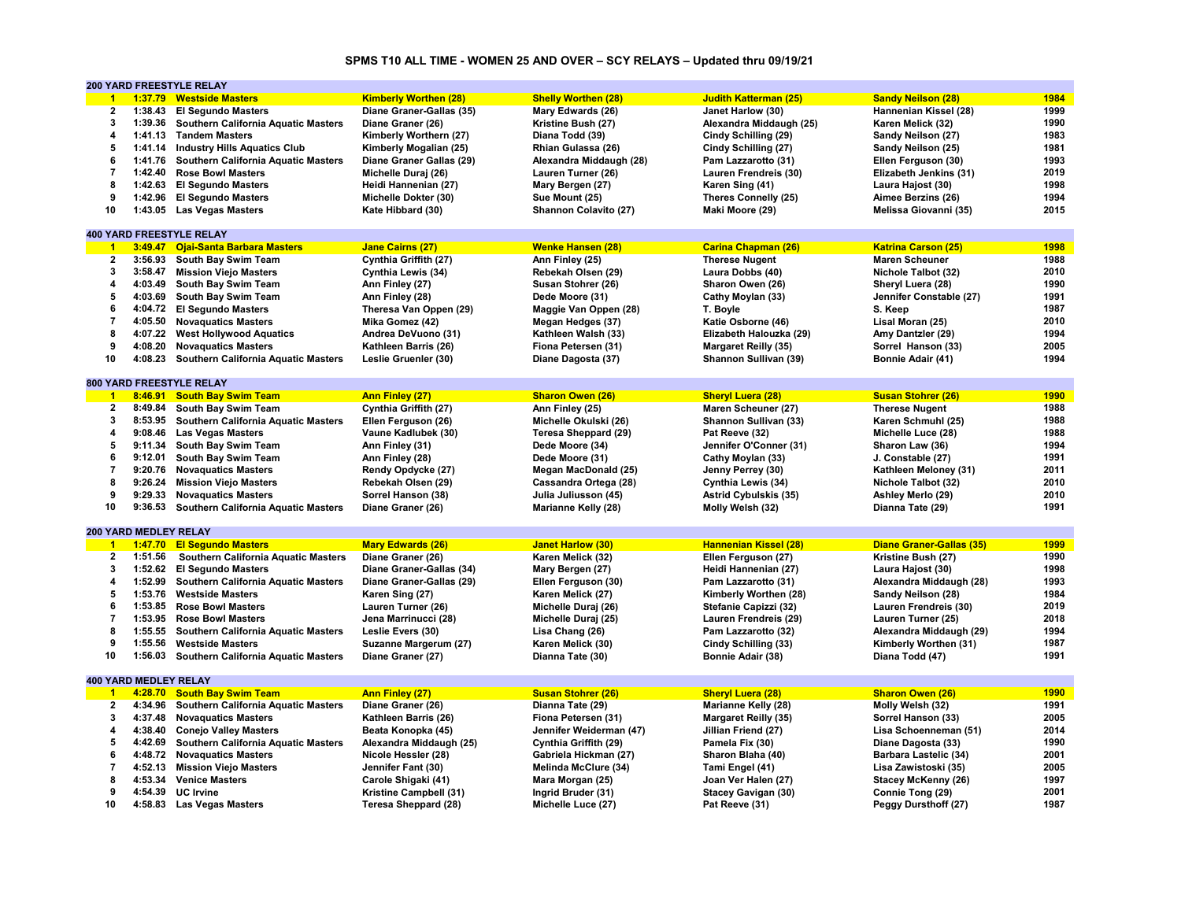# SPMS T10 ALL TIME - WOMEN 25 AND OVER – SCY RELAYS – Updated thru 09/19/21

## 200 YARD FREESTYLE RELAY

| Rank | Time | Team | Swimmer 1 | Swimmer 2 | Swimmer 3 | Swimmer 4 | Year |
|---|---|---|---|---|---|---|---|
| 1 | 1:37.79 | Westside Masters | Kimberly Worthen (28) | Shelly Worthen (28) | Judith Katterman (25) | Sandy Neilson (28) | 1984 |
| 2 | 1:38.43 | El Segundo Masters | Diane Graner-Gallas (35) | Mary Edwards (26) | Janet Harlow (30) | Hannenian Kissel (28) | 1999 |
| 3 | 1:39.36 | Southern California Aquatic Masters | Diane Graner (26) | Kristine Bush (27) | Alexandra Middaugh (25) | Karen Melick (32) | 1990 |
| 4 | 1:41.13 | Tandem Masters | Kimberly Worthern (27) | Diana Todd (39) | Cindy Schilling (29) | Sandy Neilson (27) | 1983 |
| 5 | 1:41.14 | Industry Hills Aquatics Club | Kimberly Mogalian (25) | Rhian Gulassa (26) | Cindy Schilling (27) | Sandy Neilson (25) | 1981 |
| 6 | 1:41.76 | Southern California Aquatic Masters | Diane Graner Gallas (29) | Alexandra Middaugh (28) | Pam Lazzarotto (31) | Ellen Ferguson (30) | 1993 |
| 7 | 1:42.40 | Rose Bowl Masters | Michelle Duraj (26) | Lauren Turner (26) | Lauren Frendreis (30) | Elizabeth Jenkins (31) | 2019 |
| 8 | 1:42.63 | El Segundo Masters | Heidi Hannenian (27) | Mary Bergen (27) | Karen Sing (41) | Laura Hajost (30) | 1998 |
| 9 | 1:42.96 | El Segundo Masters | Michelle Dokter (30) | Sue Mount (25) | Theres Connelly (25) | Aimee Berzins (26) | 1994 |
| 10 | 1:43.05 | Las Vegas Masters | Kate Hibbard (30) | Shannon Colavito (27) | Maki Moore (29) | Melissa Giovanni (35) | 2015 |

## 400 YARD FREESTYLE RELAY

| Rank | Time | Team | Swimmer 1 | Swimmer 2 | Swimmer 3 | Swimmer 4 | Year |
|---|---|---|---|---|---|---|---|
| 1 | 3:49.47 | Ojai-Santa Barbara Masters | Jane Cairns (27) | Wenke Hansen (28) | Carina Chapman (26) | Katrina Carson (25) | 1998 |
| 2 | 3:56.93 | South Bay Swim Team | Cynthia Griffith (27) | Ann Finley (25) | Therese Nugent | Maren Scheuner | 1988 |
| 3 | 3:58.47 | Mission Viejo Masters | Cynthia Lewis (34) | Rebekah Olsen (29) | Laura Dobbs (40) | Nichole Talbot (32) | 2010 |
| 4 | 4:03.49 | South Bay Swim Team | Ann Finley (27) | Susan Stohrer (26) | Sharon Owen (26) | Sheryl Luera (28) | 1990 |
| 5 | 4:03.69 | South Bay Swim Team | Ann Finley (28) | Dede Moore (31) | Cathy Moylan (33) | Jennifer Constable (27) | 1991 |
| 6 | 4:04.72 | El Segundo Masters | Theresa Van Oppen (29) | Maggie Van Oppen (28) | T. Boyle | S. Keep | 1987 |
| 7 | 4:05.50 | Novaquatics Masters | Mika Gomez (42) | Megan Hedges (37) | Katie Osborne (46) | Lisal Moran (25) | 2010 |
| 8 | 4:07.22 | West Hollywood Aquatics | Andrea DeVuono (31) | Kathleen Walsh (33) | Elizabeth Halouzka (29) | Amy Dantzler (29) | 1994 |
| 9 | 4:08.20 | Novaquatics Masters | Kathleen Barris (26) | Fiona Petersen (31) | Margaret Reilly (35) | Sorrel Hanson (33) | 2005 |
| 10 | 4:08.23 | Southern California Aquatic Masters | Leslie Gruenler (30) | Diane Dagosta (37) | Shannon Sullivan (39) | Bonnie Adair (41) | 1994 |

## 800 YARD FREESTYLE RELAY

| Rank | Time | Team | Swimmer 1 | Swimmer 2 | Swimmer 3 | Swimmer 4 | Year |
|---|---|---|---|---|---|---|---|
| 1 | 8:46.91 | South Bay Swim Team | Ann Finley (27) | Sharon Owen (26) | Sheryl Luera (28) | Susan Stohrer (26) | 1990 |
| 2 | 8:49.84 | South Bay Swim Team | Cynthia Griffith (27) | Ann Finley (25) | Maren Scheuner (27) | Therese Nugent | 1988 |
| 3 | 8:53.95 | Southern California Aquatic Masters | Ellen Ferguson (26) | Michelle Okulski (26) | Shannon Sullivan (33) | Karen Schmuhl (25) | 1988 |
| 4 | 9:08.46 | Las Vegas Masters | Vaune Kadlubek (30) | Teresa Sheppard (29) | Pat Reeve (32) | Michelle Luce (28) | 1988 |
| 5 | 9:11.34 | South Bay Swim Team | Ann Finley (31) | Dede Moore (34) | Jennifer O'Conner (31) | Sharon Law (36) | 1994 |
| 6 | 9:12.01 | South Bay Swim Team | Ann Finley (28) | Dede Moore (31) | Cathy Moylan (33) | J. Constable (27) | 1991 |
| 7 | 9:20.76 | Novaquatics Masters | Rendy Opdycke (27) | Megan MacDonald (25) | Jenny Perrey (30) | Kathleen Meloney (31) | 2011 |
| 8 | 9:26.24 | Mission Viejo Masters | Rebekah Olsen (29) | Cassandra Ortega (28) | Cynthia Lewis (34) | Nichole Talbot (32) | 2010 |
| 9 | 9:29.33 | Novaquatics Masters | Sorrel Hanson (38) | Julia Juliusson (45) | Astrid Cybulskis (35) | Ashley Merlo (29) | 2010 |
| 10 | 9:36.53 | Southern California Aquatic Masters | Diane Graner (26) | Marianne Kelly (28) | Molly Welsh (32) | Dianna Tate (29) | 1991 |

## 200 YARD MEDLEY RELAY

| Rank | Time | Team | Swimmer 1 | Swimmer 2 | Swimmer 3 | Swimmer 4 | Year |
|---|---|---|---|---|---|---|---|
| 1 | 1:47.70 | El Segundo Masters | Mary Edwards (26) | Janet Harlow (30) | Hannenian Kissel (28) | Diane Graner-Gallas (35) | 1999 |
| 2 | 1:51.56 | Southern California Aquatic Masters | Karen Melick (32) | Ellen Ferguson (27) | Kristine Bush (27) | | 1990 |
| 3 | 1:52.62 | El Segundo Masters | Diane Graner-Gallas (34) | Mary Bergen (27) | Heidi Hannenian (27) | Laura Hajost (30) | 1998 |
| 4 | 1:52.99 | Southern California Aquatic Masters | Diane Graner-Gallas (29) | Ellen Ferguson (30) | Pam Lazzarotto (31) | Alexandra Middaugh (28) | 1993 |
| 5 | 1:53.76 | Westside Masters | Karen Sing (27) | Karen Melick (27) | Kimberly Worthen (28) | Sandy Neilson (28) | 1984 |
| 6 | 1:53.85 | Rose Bowl Masters | Lauren Turner (26) | Michelle Duraj (26) | Stefanie Capizzi (32) | Lauren Frendreis (30) | 2019 |
| 7 | 1:53.95 | Rose Bowl Masters | Jena Marrinucci (28) | Michelle Duraj (25) | Lauren Frendreis (29) | Lauren Turner (25) | 2018 |
| 8 | 1:55.55 | Southern California Aquatic Masters | Leslie Evers (30) | Lisa Chang (26) | Pam Lazzarotto (32) | Alexandra Middaugh (29) | 1994 |
| 9 | 1:55.56 | Westside Masters | Suzanne Margerum (27) | Karen Melick (30) | Cindy Schilling (33) | Kimberly Worthen (31) | 1987 |
| 10 | 1:56.03 | Southern California Aquatic Masters | Diane Graner (27) | Dianna Tate (30) | Bonnie Adair (38) | Diana Todd (47) | 1991 |

## 400 YARD MEDLEY RELAY

| Rank | Time | Team | Swimmer 1 | Swimmer 2 | Swimmer 3 | Swimmer 4 | Year |
|---|---|---|---|---|---|---|---|
| 1 | 4:28.70 | South Bay Swim Team | Ann Finley (27) | Susan Stohrer (26) | Sheryl Luera (28) | Sharon Owen (26) | 1990 |
| 2 | 4:34.96 | Southern California Aquatic Masters | Diane Graner (26) | Dianna Tate (29) | Marianne Kelly (28) | Molly Welsh (32) | 1991 |
| 3 | 4:37.48 | Novaquatics Masters | Kathleen Barris (26) | Fiona Petersen (31) | Margaret Reilly (35) | Sorrel Hanson (33) | 2005 |
| 4 | 4:38.40 | Conejo Valley Masters | Beata Konopka (45) | Jennifer Weiderman (47) | Jillian Friend (27) | Lisa Schoenneman (51) | 2014 |
| 5 | 4:42.69 | Southern California Aquatic Masters | Alexandra Middaugh (25) | Cynthia Griffith (29) | Pamela Fix (30) | Diane Dagosta (33) | 1990 |
| 6 | 4:48.72 | Novaquatics Masters | Nicole Hessler (28) | Gabriela Hickman (27) | Sharon Blaha (40) | Barbara Lastelic (34) | 2001 |
| 7 | 4:52.13 | Mission Viejo Masters | Jennifer Fant (30) | Melinda McClure (34) | Tami Engel (41) | Lisa Zawistoski (35) | 2005 |
| 8 | 4:53.34 | Venice Masters | Carole Shigaki (41) | Mara Morgan (25) | Joan Ver Halen (27) | Stacey McKenny (26) | 1997 |
| 9 | 4:54.39 | UC Irvine | Kristine Campbell (31) | Ingrid Bruder (31) | Stacey Gavigan (30) | Connie Tong (29) | 2001 |
| 10 | 4:58.83 | Las Vegas Masters | Teresa Sheppard (28) | Michelle Luce (27) | Pat Reeve (31) | Peggy Dursthoff (27) | 1987 |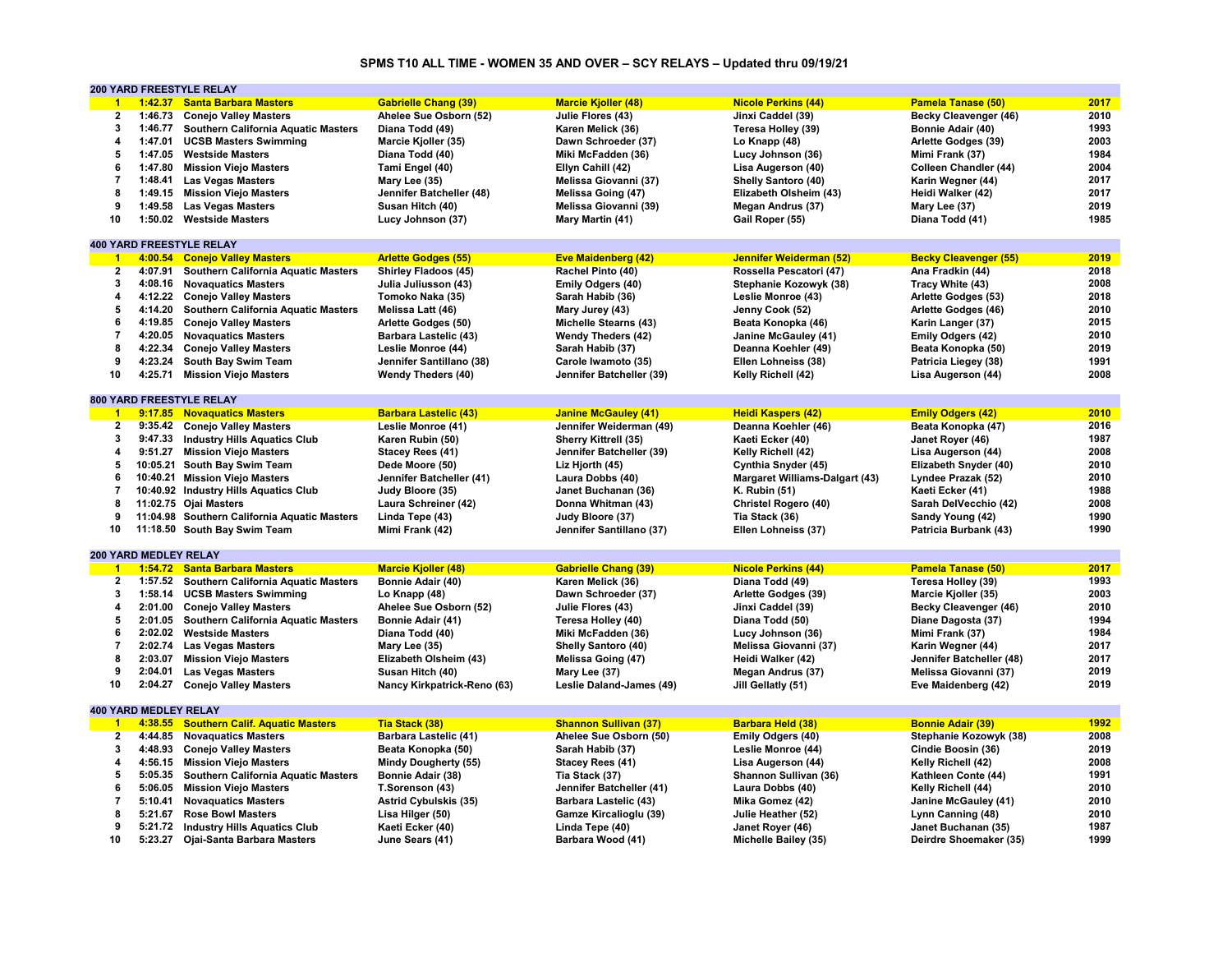# SPMS T10 ALL TIME - WOMEN 35 AND OVER – SCY RELAYS – Updated thru 09/19/21

## 200 YARD FREESTYLE RELAY

| Rank | Time | Team | Swimmer 1 | Swimmer 2 | Swimmer 3 | Swimmer 4 | Year |
|---|---|---|---|---|---|---|---|
| 1 | 1:42.37 | Santa Barbara Masters | Gabrielle Chang (39) | Marcie Kjoller (48) | Nicole Perkins (44) | Pamela Tanase (50) | 2017 |
| 2 | 1:46.73 | Conejo Valley Masters | Ahelee Sue Osborn (52) | Julie Flores (43) | Jinxi Caddel (39) | Becky Cleavenger (46) | 2010 |
| 3 | 1:46.77 | Southern California Aquatic Masters | Diana Todd (49) | Karen Melick (36) | Teresa Holley (39) | Bonnie Adair (40) | 1993 |
| 4 | 1:47.01 | UCSB Masters Swimming | Marcie Kjoller (35) | Dawn Schroeder (37) | Lo Knapp (48) | Arlette Godges (39) | 2003 |
| 5 | 1:47.05 | Westside Masters | Diana Todd (40) | Miki McFadden (36) | Lucy Johnson (36) | Mimi Frank (37) | 1984 |
| 6 | 1:47.80 | Mission Viejo Masters | Tami Engel (40) | Ellyn Cahill (42) | Lisa Augerson (40) | Colleen Chandler (44) | 2004 |
| 7 | 1:48.41 | Las Vegas Masters | Mary Lee (35) | Melissa Giovanni (37) | Shelly Santoro (40) | Karin Wegner (44) | 2017 |
| 8 | 1:49.15 | Mission Viejo Masters | Jennifer Batcheller (48) | Melissa Going (47) | Elizabeth Olsheim (43) | Heidi Walker (42) | 2017 |
| 9 | 1:49.58 | Las Vegas Masters | Susan Hitch (40) | Melissa Giovanni (39) | Megan Andrus (37) | Mary Lee (37) | 2019 |
| 10 | 1:50.02 | Westside Masters | Lucy Johnson (37) | Mary Martin (41) | Gail Roper (55) | Diana Todd (41) | 1985 |

## 400 YARD FREESTYLE RELAY

| Rank | Time | Team | Swimmer 1 | Swimmer 2 | Swimmer 3 | Swimmer 4 | Year |
|---|---|---|---|---|---|---|---|
| 1 | 4:00.54 | Conejo Valley Masters | Arlette Godges (55) | Eve Maidenberg (42) | Jennifer Weiderman (52) | Becky Cleavenger (55) | 2019 |
| 2 | 4:07.91 | Southern California Aquatic Masters | Shirley Fladoos (45) | Rachel Pinto (40) | Rossella Pescatori (47) | Ana Fradkin (44) | 2018 |
| 3 | 4:08.16 | Novaquatics Masters | Julia Juliusson (43) | Emily Odgers (40) | Stephanie Kozowyk (38) | Tracy White (43) | 2008 |
| 4 | 4:12.22 | Conejo Valley Masters | Tomoko Naka (35) | Sarah Habib (36) | Leslie Monroe (43) | Arlette Godges (53) | 2018 |
| 5 | 4:14.20 | Southern California Aquatic Masters | Melissa Latt (46) | Mary Jurey (43) | Jenny Cook (52) | Arlette Godges (46) | 2010 |
| 6 | 4:19.85 | Conejo Valley Masters | Arlette Godges (50) | Michelle Stearns (43) | Beata Konopka (46) | Karin Langer (37) | 2015 |
| 7 | 4:20.05 | Novaquatics Masters | Barbara Lastelic (43) | Wendy Theders (42) | Janine McGauley (41) | Emily Odgers (42) | 2010 |
| 8 | 4:22.34 | Conejo Valley Masters | Leslie Monroe (44) | Sarah Habib (37) | Deanna Koehler (49) | Beata Konopka (50) | 2019 |
| 9 | 4:23.24 | South Bay Swim Team | Jennifer Santillano (38) | Carole Iwamoto (35) | Ellen Lohneiss (38) | Patricia Liegey (38) | 1991 |
| 10 | 4:25.71 | Mission Viejo Masters | Wendy Theders (40) | Jennifer Batcheller (39) | Kelly Richell (42) | Lisa Augerson (44) | 2008 |

## 800 YARD FREESTYLE RELAY

| Rank | Time | Team | Swimmer 1 | Swimmer 2 | Swimmer 3 | Swimmer 4 | Year |
|---|---|---|---|---|---|---|---|
| 1 | 9:17.85 | Novaquatics Masters | Barbara Lastelic (43) | Janine McGauley (41) | Heidi Kaspers (42) | Emily Odgers (42) | 2010 |
| 2 | 9:35.42 | Conejo Valley Masters | Leslie Monroe (41) | Jennifer Weiderman (49) | Deanna Koehler (46) | Beata Konopka (47) | 2016 |
| 3 | 9:47.33 | Industry Hills Aquatics Club | Karen Rubin (50) | Sherry Kittrell (35) | Kaeti Ecker (40) | Janet Royer (46) | 1987 |
| 4 | 9:51.27 | Mission Viejo Masters | Stacey Rees (41) | Jennifer Batcheller (39) | Kelly Richell (42) | Lisa Augerson (44) | 2008 |
| 5 | 10:05.21 | South Bay Swim Team | Dede Moore (50) | Liz Hjorth (45) | Cynthia Snyder (45) | Elizabeth Snyder (40) | 2010 |
| 6 | 10:40.21 | Mission Viejo Masters | Jennifer Batcheller (41) | Laura Dobbs (40) | Margaret Williams-Dalgart (43) | Lyndee Prazak (52) | 2010 |
| 7 | 10:40.92 | Industry Hills Aquatics Club | Judy Bloore (35) | Janet Buchanan (36) | K. Rubin (51) | Kaeti Ecker (41) | 1988 |
| 8 | 11:02.75 | Ojai Masters | Laura Schreiner (42) | Donna Whitman (43) | Christel Rogero (40) | Sarah DelVecchio (42) | 2008 |
| 9 | 11:04.98 | Southern California Aquatic Masters | Linda Tepe (43) | Judy Bloore (37) | Tia Stack (36) | Sandy Young (42) | 1990 |
| 10 | 11:18.50 | South Bay Swim Team | Mimi Frank (42) | Jennifer Santillano (37) | Ellen Lohneiss (37) | Patricia Burbank (43) | 1990 |

## 200 YARD MEDLEY RELAY

| Rank | Time | Team | Swimmer 1 | Swimmer 2 | Swimmer 3 | Swimmer 4 | Year |
|---|---|---|---|---|---|---|---|
| 1 | 1:54.72 | Santa Barbara Masters | Marcie Kjoller (48) | Gabrielle Chang (39) | Nicole Perkins (44) | Pamela Tanase (50) | 2017 |
| 2 | 1:57.52 | Southern California Aquatic Masters | Bonnie Adair (40) | Karen Melick (36) | Diana Todd (49) | Teresa Holley (39) | 1993 |
| 3 | 1:58.14 | UCSB Masters Swimming | Lo Knapp (48) | Dawn Schroeder (37) | Arlette Godges (39) | Marcie Kjoller (35) | 2003 |
| 4 | 2:01.00 | Conejo Valley Masters | Ahelee Sue Osborn (52) | Julie Flores (43) | Jinxi Caddel (39) | Becky Cleavenger (46) | 2010 |
| 5 | 2:01.05 | Southern California Aquatic Masters | Bonnie Adair (41) | Teresa Holley (40) | Diana Todd (50) | Diane Dagosta (37) | 1994 |
| 6 | 2:02.02 | Westside Masters | Diana Todd (40) | Miki McFadden (36) | Lucy Johnson (36) | Mimi Frank (37) | 1984 |
| 7 | 2:02.74 | Las Vegas Masters | Mary Lee (35) | Shelly Santoro (40) | Melissa Giovanni (37) | Karin Wegner (44) | 2017 |
| 8 | 2:03.07 | Mission Viejo Masters | Elizabeth Olsheim (43) | Melissa Going (47) | Heidi Walker (42) | Jennifer Batcheller (48) | 2017 |
| 9 | 2:04.01 | Las Vegas Masters | Susan Hitch (40) | Mary Lee (37) | Megan Andrus (37) | Melissa Giovanni (37) | 2019 |
| 10 | 2:04.27 | Conejo Valley Masters | Nancy Kirkpatrick-Reno (63) | Leslie Daland-James (49) | Jill Gellatly (51) | Eve Maidenberg (42) | 2019 |

## 400 YARD MEDLEY RELAY

| Rank | Time | Team | Swimmer 1 | Swimmer 2 | Swimmer 3 | Swimmer 4 | Year |
|---|---|---|---|---|---|---|---|
| 1 | 4:38.55 | Southern Calif. Aquatic Masters | Tia Stack (38) | Shannon Sullivan (37) | Barbara Held (38) | Bonnie Adair (39) | 1992 |
| 2 | 4:44.85 | Novaquatics Masters | Barbara Lastelic (41) | Ahelee Sue Osborn (50) | Emily Odgers (40) | Stephanie Kozowyk (38) | 2008 |
| 3 | 4:48.93 | Conejo Valley Masters | Beata Konopka (50) | Sarah Habib (37) | Leslie Monroe (44) | Cindie Boosin (36) | 2019 |
| 4 | 4:56.15 | Mission Viejo Masters | Mindy Dougherty (55) | Stacey Rees (41) | Lisa Augerson (44) | Kelly Richell (42) | 2008 |
| 5 | 5:05.35 | Southern California Aquatic Masters | Bonnie Adair (38) | Tia Stack (37) | Shannon Sullivan (36) | Kathleen Conte (44) | 1991 |
| 6 | 5:06.05 | Mission Viejo Masters | T.Sorenson (43) | Jennifer Batcheller (41) | Laura Dobbs (40) | Kelly Richell (44) | 2010 |
| 7 | 5:10.41 | Novaquatics Masters | Astrid Cybulskis (35) | Barbara Lastelic (43) | Mika Gomez (42) | Janine McGauley (41) | 2010 |
| 8 | 5:21.67 | Rose Bowl Masters | Lisa Hilger (50) | Gamze Kircalioglu (39) | Julie Heather (52) | Lynn Canning (48) | 2010 |
| 9 | 5:21.72 | Industry Hills Aquatics Club | Kaeti Ecker (40) | Linda Tepe (40) | Janet Royer (46) | Janet Buchanan (35) | 1987 |
| 10 | 5:23.27 | Ojai-Santa Barbara Masters | June Sears (41) | Barbara Wood (41) | Michelle Bailey (35) | Deirdre Shoemaker (35) | 1999 |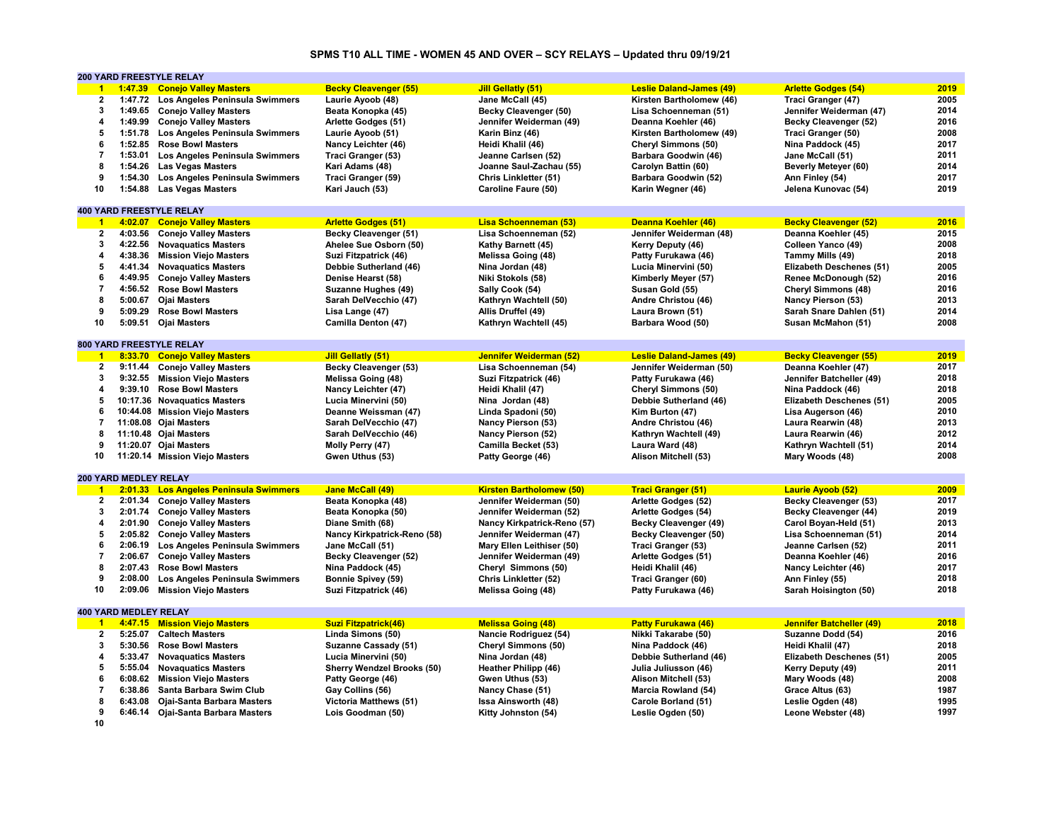# SPMS T10 ALL TIME - WOMEN 45 AND OVER – SCY RELAYS – Updated thru 09/19/21

## 200 YARD FREESTYLE RELAY

| Rank | Time | Team | Swimmer 1 | Swimmer 2 | Swimmer 3 | Swimmer 4 | Year |
|---|---|---|---|---|---|---|---|
| 1 | 1:47.39 | Conejo Valley Masters | Becky Cleavenger (55) | Jill Gellatly (51) | Leslie Daland-James (49) | Arlette Godges (54) | 2019 |
| 2 | 1:47.72 | Los Angeles Peninsula Swimmers | Laurie Ayoob (48) | Jane McCall (45) | Kirsten Bartholomew (46) | Traci Granger (47) | 2005 |
| 3 | 1:49.65 | Conejo Valley Masters | Beata Konopka (45) | Becky Cleavenger (50) | Lisa Schoenneman (51) | Jennifer Weiderman (47) | 2014 |
| 4 | 1:49.99 | Conejo Valley Masters | Arlette Godges (51) | Jennifer Weiderman (49) | Deanna Koehler (46) | Becky Cleavenger (52) | 2016 |
| 5 | 1:51.78 | Los Angeles Peninsula Swimmers | Laurie Ayoob (51) | Karin Binz (46) | Kirsten Bartholomew (49) | Traci Granger (50) | 2008 |
| 6 | 1:52.85 | Rose Bowl Masters | Nancy Leichter (46) | Heidi Khalil (46) | Cheryl Simmons (50) | Nina Paddock (45) | 2017 |
| 7 | 1:53.01 | Los Angeles Peninsula Swimmers | Traci Granger (53) | Jeanne Carlsen (52) | Barbara Goodwin (46) | Jane McCall (51) | 2011 |
| 8 | 1:54.26 | Las Vegas Masters | Kari Adams (48) | Joanne Saul-Zachau (55) | Carolyn Battin (60) | Beverly Meteyer (60) | 2014 |
| 9 | 1:54.30 | Los Angeles Peninsula Swimmers | Traci Granger (59) | Chris Linkletter (51) | Barbara Goodwin (52) | Ann Finley (54) | 2017 |
| 10 | 1:54.88 | Las Vegas Masters | Kari Jauch (53) | Caroline Faure (50) | Karin Wegner (46) | Jelena Kunovac (54) | 2019 |

## 400 YARD FREESTYLE RELAY

| Rank | Time | Team | Swimmer 1 | Swimmer 2 | Swimmer 3 | Swimmer 4 | Year |
|---|---|---|---|---|---|---|---|
| 1 | 4:02.07 | Conejo Valley Masters | Arlette Godges (51) | Lisa Schoenneman (53) | Deanna Koehler (46) | Becky Cleavenger (52) | 2016 |
| 2 | 4:03.56 | Conejo Valley Masters | Becky Cleavenger (51) | Lisa Schoenneman (52) | Jennifer Weiderman (48) | Deanna Koehler (45) | 2015 |
| 3 | 4:22.56 | Novaquatics Masters | Ahelee Sue Osborn (50) | Kathy Barnett (45) | Kerry Deputy (46) | Colleen Yanco (49) | 2008 |
| 4 | 4:38.36 | Mission Viejo Masters | Suzi Fitzpatrick (46) | Melissa Going (48) | Patty Furukawa (46) | Tammy Mills (49) | 2018 |
| 5 | 4:41.34 | Novaquatics Masters | Debbie Sutherland (46) | Nina Jordan (48) | Lucia Minervini (50) | Elizabeth Deschenes (51) | 2005 |
| 6 | 4:49.95 | Conejo Valley Masters | Denise Hearst (58) | Niki Stokols (58) | Kimberly Meyer (57) | Renee McDonough (52) | 2016 |
| 7 | 4:56.52 | Rose Bowl Masters | Suzanne Hughes (49) | Sally Cook (54) | Susan Gold (55) | Cheryl Simmons (48) | 2016 |
| 8 | 5:00.67 | Ojai Masters | Sarah DelVecchio (47) | Kathryn Wachtell (50) | Andre Christou (46) | Nancy Pierson (53) | 2013 |
| 9 | 5:09.29 | Rose Bowl Masters | Lisa Lange (47) | Allis Druffel (49) | Laura Brown (51) | Sarah Snare Dahlen (51) | 2014 |
| 10 | 5:09.51 | Ojai Masters | Camilla Denton (47) | Kathryn Wachtell (45) | Barbara Wood (50) | Susan McMahon (51) | 2008 |

## 800 YARD FREESTYLE RELAY

| Rank | Time | Team | Swimmer 1 | Swimmer 2 | Swimmer 3 | Swimmer 4 | Year |
|---|---|---|---|---|---|---|---|
| 1 | 8:33.70 | Conejo Valley Masters | Jill Gellatly (51) | Jennifer Weiderman (52) | Leslie Daland-James (49) | Becky Cleavenger (55) | 2019 |
| 2 | 9:11.44 | Conejo Valley Masters | Becky Cleavenger (53) | Lisa Schoenneman (54) | Jennifer Weiderman (50) | Deanna Koehler (47) | 2017 |
| 3 | 9:32.55 | Mission Viejo Masters | Melissa Going (48) | Suzi Fitzpatrick (46) | Patty Furukawa (46) | Jennifer Batcheller (49) | 2018 |
| 4 | 9:39.10 | Rose Bowl Masters | Nancy Leichter (47) | Heidi Khalil (47) | Cheryl Simmons (50) | Nina Paddock (46) | 2018 |
| 5 | 10:17.36 | Novaquatics Masters | Lucia Minervini (50) | Nina Jordan (48) | Debbie Sutherland (46) | Elizabeth Deschenes (51) | 2005 |
| 6 | 10:44.08 | Mission Viejo Masters | Deanne Weissman (47) | Linda Spadoni (50) | Kim Burton (47) | Lisa Augerson (46) | 2010 |
| 7 | 11:08.08 | Ojai Masters | Sarah DelVecchio (47) | Nancy Pierson (53) | Andre Christou (46) | Laura Rearwin (48) | 2013 |
| 8 | 11:10.48 | Ojai Masters | Sarah DelVecchio (46) | Nancy Pierson (52) | Kathryn Wachtell (49) | Laura Rearwin (46) | 2012 |
| 9 | 11:20.07 | Ojai Masters | Molly Perry (47) | Camilla Becket (53) | Laura Ward (48) | Kathryn Wachtell (51) | 2014 |
| 10 | 11:20.14 | Mission Viejo Masters | Gwen Uthus (53) | Patty George (46) | Alison Mitchell (53) | Mary Woods (48) | 2008 |

## 200 YARD MEDLEY RELAY

| Rank | Time | Team | Swimmer 1 | Swimmer 2 | Swimmer 3 | Swimmer 4 | Year |
|---|---|---|---|---|---|---|---|
| 1 | 2:01.33 | Los Angeles Peninsula Swimmers | Jane McCall (49) | Kirsten Bartholomew (50) | Traci Granger (51) | Laurie Ayoob (52) | 2009 |
| 2 | 2:01.34 | Conejo Valley Masters | Beata Konopka (48) | Jennifer Weiderman (50) | Arlette Godges (52) | Becky Cleavenger (53) | 2017 |
| 3 | 2:01.74 | Conejo Valley Masters | Beata Konopka (50) | Jennifer Weiderman (52) | Arlette Godges (54) | Becky Cleavenger (44) | 2019 |
| 4 | 2:01.90 | Conejo Valley Masters | Diane Smith (68) | Nancy Kirkpatrick-Reno (57) | Becky Cleavenger (49) | Carol Boyan-Held (51) | 2013 |
| 5 | 2:05.82 | Conejo Valley Masters | Nancy Kirkpatrick-Reno (58) | Jennifer Weiderman (47) | Becky Cleavenger (50) | Lisa Schoenneman (51) | 2014 |
| 6 | 2:06.19 | Los Angeles Peninsula Swimmers | Jane McCall (51) | Mary Ellen Leithiser (50) | Traci Granger (53) | Jeanne Carlsen (52) | 2011 |
| 7 | 2:06.67 | Conejo Valley Masters | Becky Cleavenger (52) | Jennifer Weiderman (49) | Arlette Godges (51) | Deanna Koehler (46) | 2016 |
| 8 | 2:07.43 | Rose Bowl Masters | Nina Paddock (45) | Cheryl Simmons (50) | Heidi Khalil (46) | Nancy Leichter (46) | 2017 |
| 9 | 2:08.00 | Los Angeles Peninsula Swimmers | Bonnie Spivey (59) | Chris Linkletter (52) | Traci Granger (60) | Ann Finley (55) | 2018 |
| 10 | 2:09.06 | Mission Viejo Masters | Suzi Fitzpatrick (46) | Melissa Going (48) | Patty Furukawa (46) | Sarah Hoisington (50) | 2018 |

## 400 YARD MEDLEY RELAY

| Rank | Time | Team | Swimmer 1 | Swimmer 2 | Swimmer 3 | Swimmer 4 | Year |
|---|---|---|---|---|---|---|---|
| 1 | 4:47.15 | Mission Viejo Masters | Suzi Fitzpatrick(46) | Melissa Going (48) | Patty Furukawa (46) | Jennifer Batcheller (49) | 2018 |
| 2 | 5:25.07 | Caltech Masters | Linda Simons (50) | Nancie Rodriguez (54) | Nikki Takarabe (50) | Suzanne Dodd (54) | 2016 |
| 3 | 5:30.56 | Rose Bowl Masters | Suzanne Cassady (51) | Cheryl Simmons (50) | Nina Paddock (46) | Heidi Khalil (47) | 2018 |
| 4 | 5:33.47 | Novaquatics Masters | Lucia Minervini (50) | Nina Jordan (48) | Debbie Sutherland (46) | Elizabeth Deschenes (51) | 2005 |
| 5 | 5:55.04 | Novaquatics Masters | Sherry Wendzel Brooks (50) | Heather Philipp (46) | Julia Juliusson (46) | Kerry Deputy (49) | 2011 |
| 6 | 6:08.62 | Mission Viejo Masters | Patty George (46) | Gwen Uthus (53) | Alison Mitchell (53) | Mary Woods (48) | 2008 |
| 7 | 6:38.86 | Santa Barbara Swim Club | Gay Collins (56) | Nancy Chase (51) | Marcia Rowland (54) | Grace Altus (63) | 1987 |
| 8 | 6:43.08 | Ojai-Santa Barbara Masters | Victoria Matthews (51) | Issa Ainsworth (48) | Carole Borland (51) | Leslie Ogden (48) | 1995 |
| 9 | 6:46.14 | Ojai-Santa Barbara Masters | Lois Goodman (50) | Kitty Johnston (54) | Leslie Ogden (50) | Leone Webster (48) | 1997 |
| 10 | | | | | | | |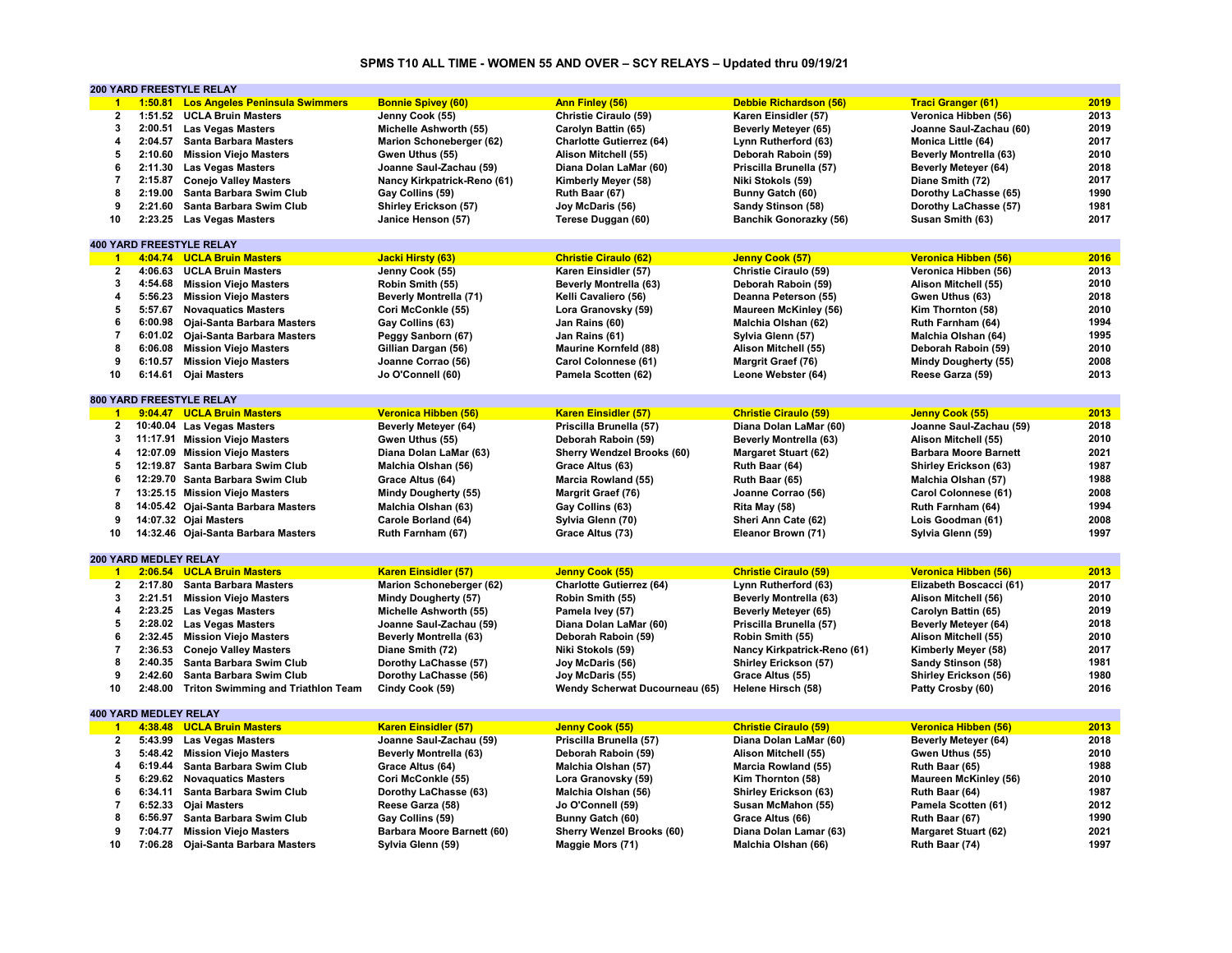# SPMS T10 ALL TIME - WOMEN 55 AND OVER – SCY RELAYS – Updated thru 09/19/21

## 200 YARD FREESTYLE RELAY

| Rank | Time | Team | Swimmer 1 | Swimmer 2 | Swimmer 3 | Swimmer 4 | Year |
|---|---|---|---|---|---|---|---|
| 1 | 1:50.81 | Los Angeles Peninsula Swimmers | Bonnie Spivey (60) | Ann Finley (56) | Debbie Richardson (56) | Traci Granger (61) | 2019 |
| 2 | 1:51.52 | UCLA Bruin Masters | Jenny Cook (55) | Christie Ciraulo (59) | Karen Einsidler (57) | Veronica Hibben (56) | 2013 |
| 3 | 2:00.51 | Las Vegas Masters | Michelle Ashworth (55) | Carolyn Battin (65) | Beverly Meteyer (65) | Joanne Saul-Zachau (60) | 2019 |
| 4 | 2:04.57 | Santa Barbara Masters | Marion Schoneberger (62) | Charlotte Gutierrez (64) | Lynn Rutherford (63) | Monica Little (64) | 2017 |
| 5 | 2:10.60 | Mission Viejo Masters | Gwen Uthus (55) | Alison Mitchell (55) | Deborah Raboin (59) | Beverly Montrella (63) | 2010 |
| 6 | 2:11.30 | Las Vegas Masters | Joanne Saul-Zachau (59) | Diana Dolan LaMar (60) | Priscilla Brunella (57) | Beverly Meteyer (64) | 2018 |
| 7 | 2:15.87 | Conejo Valley Masters | Nancy Kirkpatrick-Reno (61) | Kimberly Meyer (58) | Niki Stokols (59) | Diane Smith (72) | 2017 |
| 8 | 2:19.00 | Santa Barbara Swim Club | Gay Collins (59) | Ruth Baar (67) | Bunny Gatch (60) | Dorothy LaChasse (65) | 1990 |
| 9 | 2:21.60 | Santa Barbara Swim Club | Shirley Erickson (57) | Joy McDaris (56) | Sandy Stinson (58) | Dorothy LaChasse (57) | 1981 |
| 10 | 2:23.25 | Las Vegas Masters | Janice Henson (57) | Terese Duggan (60) | Banchik Gonorazky (56) | Susan Smith (63) | 2017 |

## 400 YARD FREESTYLE RELAY

| Rank | Time | Team | Swimmer 1 | Swimmer 2 | Swimmer 3 | Swimmer 4 | Year |
|---|---|---|---|---|---|---|---|
| 1 | 4:04.74 | UCLA Bruin Masters | Jacki Hirsty (63) | Christie Ciraulo (62) | Jenny Cook (57) | Veronica Hibben (56) | 2016 |
| 2 | 4:06.63 | UCLA Bruin Masters | Jenny Cook (55) | Karen Einsidler (57) | Christie Ciraulo (59) | Veronica Hibben (56) | 2013 |
| 3 | 4:54.68 | Mission Viejo Masters | Robin Smith (55) | Beverly Montrella (63) | Deborah Raboin (59) | Alison Mitchell (55) | 2010 |
| 4 | 5:56.23 | Mission Viejo Masters | Beverly Montrella (71) | Kelli Cavaliero (56) | Deanna Peterson (55) | Gwen Uthus (63) | 2018 |
| 5 | 5:57.67 | Novaquatics Masters | Cori McConkle (55) | Lora Granovsky (59) | Maureen McKinley (56) | Kim Thornton (58) | 2010 |
| 6 | 6:00.98 | Ojai-Santa Barbara Masters | Gay Collins (63) | Jan Rains (60) | Malchia Olshan (62) | Ruth Farnham (64) | 1994 |
| 7 | 6:01.02 | Ojai-Santa Barbara Masters | Peggy Sanborn (67) | Jan Rains (61) | Sylvia Glenn (57) | Malchia Olshan (64) | 1995 |
| 8 | 6:06.08 | Mission Viejo Masters | Gillian Dargan (56) | Maurine Kornfeld (88) | Alison Mitchell (55) | Deborah Raboin (59) | 2010 |
| 9 | 6:10.57 | Mission Viejo Masters | Joanne Corrao (56) | Carol Colonnese (61) | Margrit Graef (76) | Mindy Dougherty (55) | 2008 |
| 10 | 6:14.61 | Ojai Masters | Jo O'Connell (60) | Pamela Scotten (62) | Leone Webster (64) | Reese Garza (59) | 2013 |

## 800 YARD FREESTYLE RELAY

| Rank | Time | Team | Swimmer 1 | Swimmer 2 | Swimmer 3 | Swimmer 4 | Year |
|---|---|---|---|---|---|---|---|
| 1 | 9:04.47 | UCLA Bruin Masters | Veronica Hibben (56) | Karen Einsidler (57) | Christie Ciraulo (59) | Jenny Cook (55) | 2013 |
| 2 | 10:40.04 | Las Vegas Masters | Beverly Meteyer (64) | Priscilla Brunella (57) | Diana Dolan LaMar (60) | Joanne Saul-Zachau (59) | 2018 |
| 3 | 11:17.91 | Mission Viejo Masters | Gwen Uthus (55) | Deborah Raboin (59) | Beverly Montrella (63) | Alison Mitchell (55) | 2010 |
| 4 | 12:07.09 | Mission Viejo Masters | Diana Dolan LaMar (63) | Sherry Wendzel Brooks (60) | Margaret Stuart (62) | Barbara Moore Barnett | 2021 |
| 5 | 12:19.87 | Santa Barbara Swim Club | Malchia Olshan (56) | Grace Altus (63) | Ruth Baar (64) | Shirley Erickson (63) | 1987 |
| 6 | 12:29.70 | Santa Barbara Swim Club | Grace Altus (64) | Marcia Rowland (55) | Ruth Baar (65) | Malchia Olshan (57) | 1988 |
| 7 | 13:25.15 | Mission Viejo Masters | Mindy Dougherty (55) | Margrit Graef (76) | Joanne Corrao (56) | Carol Colonnese (61) | 2008 |
| 8 | 14:05.42 | Ojai-Santa Barbara Masters | Malchia Olshan (63) | Gay Collins (63) | Rita May (58) | Ruth Farnham (64) | 1994 |
| 9 | 14:07.32 | Ojai Masters | Carole Borland (64) | Sylvia Glenn (70) | Sheri Ann Cate (62) | Lois Goodman (61) | 2008 |
| 10 | 14:32.46 | Ojai-Santa Barbara Masters | Ruth Farnham (67) | Grace Altus (73) | Eleanor Brown (71) | Sylvia Glenn (59) | 1997 |

## 200 YARD MEDLEY RELAY

| Rank | Time | Team | Swimmer 1 | Swimmer 2 | Swimmer 3 | Swimmer 4 | Year |
|---|---|---|---|---|---|---|---|
| 1 | 2:06.54 | UCLA Bruin Masters | Karen Einsidler (57) | Jenny Cook (55) | Christie Ciraulo (59) | Veronica Hibben (56) | 2013 |
| 2 | 2:17.80 | Santa Barbara Masters | Marion Schoneberger (62) | Charlotte Gutierrez (64) | Lynn Rutherford (63) | Elizabeth Boscacci (61) | 2017 |
| 3 | 2:21.51 | Mission Viejo Masters | Mindy Dougherty (57) | Robin Smith (55) | Beverly Montrella (63) | Alison Mitchell (56) | 2010 |
| 4 | 2:23.25 | Las Vegas Masters | Michelle Ashworth (55) | Pamela Ivey (57) | Beverly Meteyer (65) | Carolyn Battin (65) | 2019 |
| 5 | 2:28.02 | Las Vegas Masters | Joanne Saul-Zachau (59) | Diana Dolan LaMar (60) | Priscilla Brunella (57) | Beverly Meteyer (64) | 2018 |
| 6 | 2:32.45 | Mission Viejo Masters | Beverly Montrella (63) | Deborah Raboin (59) | Robin Smith (55) | Alison Mitchell (55) | 2010 |
| 7 | 2:36.53 | Conejo Valley Masters | Diane Smith (72) | Niki Stokols (59) | Nancy Kirkpatrick-Reno (61) | Kimberly Meyer (58) | 2017 |
| 8 | 2:40.35 | Santa Barbara Swim Club | Dorothy LaChasse (57) | Joy McDaris (56) | Shirley Erickson (57) | Sandy Stinson (58) | 1981 |
| 9 | 2:42.60 | Santa Barbara Swim Club | Dorothy LaChasse (56) | Joy McDaris (55) | Grace Altus (55) | Shirley Erickson (56) | 1980 |
| 10 | 2:48.00 | Triton Swimming and Triathlon Team | Cindy Cook (59) | Wendy Scherwat Ducourneau (65) | Helene Hirsch (58) | Patty Crosby (60) | 2016 |

## 400 YARD MEDLEY RELAY

| Rank | Time | Team | Swimmer 1 | Swimmer 2 | Swimmer 3 | Swimmer 4 | Year |
|---|---|---|---|---|---|---|---|
| 1 | 4:38.48 | UCLA Bruin Masters | Karen Einsidler (57) | Jenny Cook (55) | Christie Ciraulo (59) | Veronica Hibben (56) | 2013 |
| 2 | 5:43.99 | Las Vegas Masters | Joanne Saul-Zachau (59) | Priscilla Brunella (57) | Diana Dolan LaMar (60) | Beverly Meteyer (64) | 2018 |
| 3 | 5:48.42 | Mission Viejo Masters | Beverly Montrella (63) | Deborah Raboin (59) | Alison Mitchell (55) | Gwen Uthus (55) | 2010 |
| 4 | 6:19.44 | Santa Barbara Swim Club | Grace Altus (64) | Malchia Olshan (57) | Marcia Rowland (55) | Ruth Baar (65) | 1988 |
| 5 | 6:29.62 | Novaquatics Masters | Cori McConkle (55) | Lora Granovsky (59) | Kim Thornton (58) | Maureen McKinley (56) | 2010 |
| 6 | 6:34.11 | Santa Barbara Swim Club | Dorothy LaChasse (63) | Malchia Olshan (56) | Shirley Erickson (63) | Ruth Baar (64) | 1987 |
| 7 | 6:52.33 | Ojai Masters | Reese Garza (58) | Jo O'Connell (59) | Susan McMahon (55) | Pamela Scotten (61) | 2012 |
| 8 | 6:56.97 | Santa Barbara Swim Club | Gay Collins (59) | Bunny Gatch (60) | Grace Altus (66) | Ruth Baar (67) | 1990 |
| 9 | 7:04.77 | Mission Viejo Masters | Barbara Moore Barnett (60) | Sherry Wenzel Brooks (60) | Diana Dolan Lamar (63) | Margaret Stuart (62) | 2021 |
| 10 | 7:06.28 | Ojai-Santa Barbara Masters | Sylvia Glenn (59) | Maggie Mors (71) | Malchia Olshan (66) | Ruth Baar (74) | 1997 |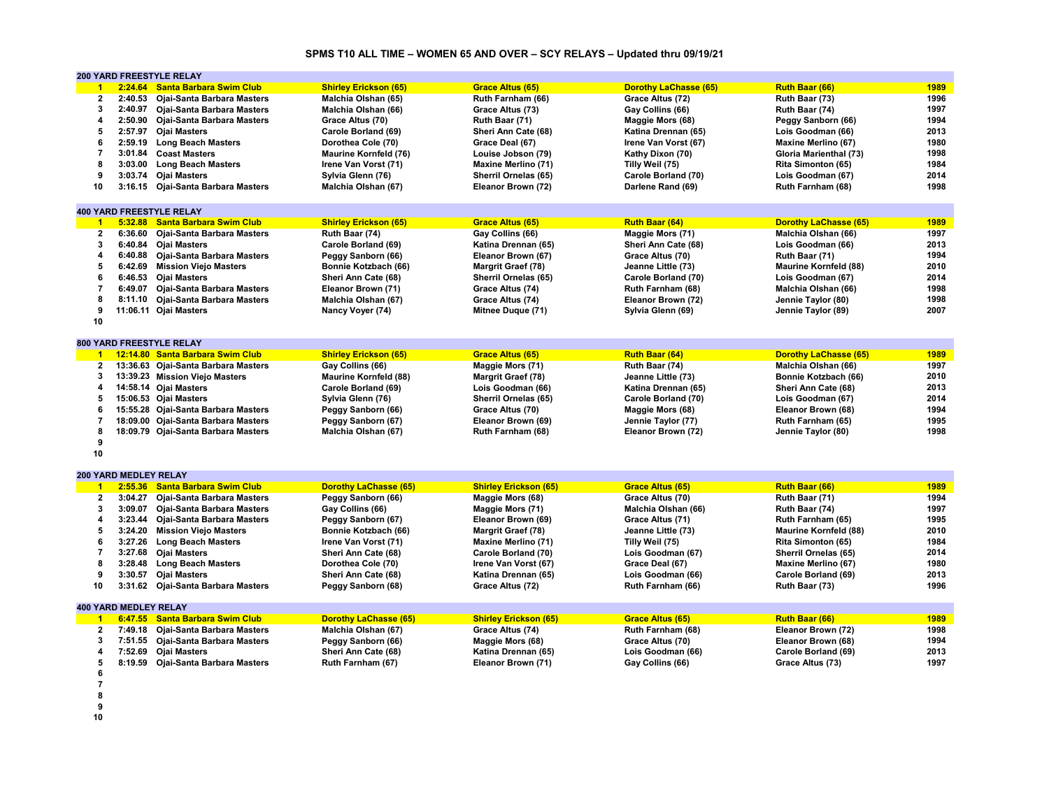# SPMS T10 ALL TIME – WOMEN 65 AND OVER – SCY RELAYS – Updated thru 09/19/21

## 200 YARD FREESTYLE RELAY

| Rank | Time | Team | Swimmer 1 | Swimmer 2 | Swimmer 3 | Swimmer 4 | Year |
|---|---|---|---|---|---|---|---|
| 1 | 2:24.64 | Santa Barbara Swim Club | Shirley Erickson (65) | Grace Altus (65) | Dorothy LaChasse (65) | Ruth Baar (66) | 1989 |
| 2 | 2:40.53 | Ojai-Santa Barbara Masters | Malchia Olshan (65) | Ruth Farnham (66) | Grace Altus (72) | Ruth Baar (73) | 1996 |
| 3 | 2:40.97 | Ojai-Santa Barbara Masters | Malchia Olshan (66) | Grace Altus (73) | Gay Collins (66) | Ruth Baar (74) | 1997 |
| 4 | 2:50.90 | Ojai-Santa Barbara Masters | Grace Altus (70) | Ruth Baar (71) | Maggie Mors (68) | Peggy Sanborn (66) | 1994 |
| 5 | 2:57.97 | Ojai Masters | Carole Borland (69) | Sheri Ann Cate (68) | Katina Drennan (65) | Lois Goodman (66) | 2013 |
| 6 | 2:59.19 | Long Beach Masters | Dorothea Cole (70) | Grace Deal (67) | Irene Van Vorst (67) | Maxine Merlino (67) | 1980 |
| 7 | 3:01.84 | Coast Masters | Maurine Kornfeld (76) | Louise Jobson (79) | Kathy Dixon (70) | Gloria Marienthal (73) | 1998 |
| 8 | 3:03.00 | Long Beach Masters | Irene Van Vorst (71) | Maxine Merlino (71) | Tilly Weil (75) | Rita Simonton (65) | 1984 |
| 9 | 3:03.74 | Ojai Masters | Sylvia Glenn (76) | Sherril Ornelas (65) | Carole Borland (70) | Lois Goodman (67) | 2014 |
| 10 | 3:16.15 | Ojai-Santa Barbara Masters | Malchia Olshan (67) | Eleanor Brown (72) | Darlene Rand (69) | Ruth Farnham (68) | 1998 |

## 400 YARD FREESTYLE RELAY

| Rank | Time | Team | Swimmer 1 | Swimmer 2 | Swimmer 3 | Swimmer 4 | Year |
|---|---|---|---|---|---|---|---|
| 1 | 5:32.88 | Santa Barbara Swim Club | Shirley Erickson (65) | Grace Altus (65) | Ruth Baar (64) | Dorothy LaChasse (65) | 1989 |
| 2 | 6:36.60 | Ojai-Santa Barbara Masters | Ruth Baar (74) | Gay Collins (66) | Maggie Mors (71) | Malchia Olshan (66) | 1997 |
| 3 | 6:40.84 | Ojai Masters | Carole Borland (69) | Katina Drennan (65) | Sheri Ann Cate (68) | Lois Goodman (66) | 2013 |
| 4 | 6:40.88 | Ojai-Santa Barbara Masters | Peggy Sanborn (66) | Eleanor Brown (67) | Grace Altus (70) | Ruth Baar (71) | 1994 |
| 5 | 6:42.69 | Mission Viejo Masters | Bonnie Kotzbach (66) | Margrit Graef (78) | Jeanne Little (73) | Maurine Kornfeld (88) | 2010 |
| 6 | 6:46.53 | Ojai Masters | Sheri Ann Cate (68) | Sherril Ornelas (65) | Carole Borland (70) | Lois Goodman (67) | 2014 |
| 7 | 6:49.07 | Ojai-Santa Barbara Masters | Eleanor Brown (71) | Grace Altus (74) | Ruth Farnham (68) | Malchia Olshan (66) | 1998 |
| 8 | 8:11.10 | Ojai-Santa Barbara Masters | Malchia Olshan (67) | Grace Altus (74) | Eleanor Brown (72) | Jennie Taylor (80) | 1998 |
| 9 | 11:06.11 | Ojai Masters | Nancy Voyer (74) | Mitnee Duque (71) | Sylvia Glenn (69) | Jennie Taylor (89) | 2007 |
| 10 | | | | | | | |

## 800 YARD FREESTYLE RELAY

| Rank | Time | Team | Swimmer 1 | Swimmer 2 | Swimmer 3 | Swimmer 4 | Year |
|---|---|---|---|---|---|---|---|
| 1 | 12:14.80 | Santa Barbara Swim Club | Shirley Erickson (65) | Grace Altus (65) | Ruth Baar (64) | Dorothy LaChasse (65) | 1989 |
| 2 | 13:36.63 | Ojai-Santa Barbara Masters | Gay Collins (66) | Maggie Mors (71) | Ruth Baar (74) | Malchia Olshan (66) | 1997 |
| 3 | 13:39.23 | Mission Viejo Masters | Maurine Kornfeld (88) | Margrit Graef (78) | Jeanne Little (73) | Bonnie Kotzbach (66) | 2010 |
| 4 | 14:58.14 | Ojai Masters | Carole Borland (69) | Lois Goodman (66) | Katina Drennan (65) | Sheri Ann Cate (68) | 2013 |
| 5 | 15:06.53 | Ojai Masters | Sylvia Glenn (76) | Sherril Ornelas (65) | Carole Borland (70) | Lois Goodman (67) | 2014 |
| 6 | 15:55.28 | Ojai-Santa Barbara Masters | Peggy Sanborn (66) | Grace Altus (70) | Maggie Mors (68) | Eleanor Brown (68) | 1994 |
| 7 | 18:09.00 | Ojai-Santa Barbara Masters | Peggy Sanborn (67) | Eleanor Brown (69) | Jennie Taylor (77) | Ruth Farnham (65) | 1995 |
| 8 | 18:09.79 | Ojai-Santa Barbara Masters | Malchia Olshan (67) | Ruth Farnham (68) | Eleanor Brown (72) | Jennie Taylor (80) | 1998 |
| 9 | | | | | | | |
| 10 | | | | | | | |

## 200 YARD MEDLEY RELAY

| Rank | Time | Team | Swimmer 1 | Swimmer 2 | Swimmer 3 | Swimmer 4 | Year |
|---|---|---|---|---|---|---|---|
| 1 | 2:55.36 | Santa Barbara Swim Club | Dorothy LaChasse (65) | Shirley Erickson (65) | Grace Altus (65) | Ruth Baar (66) | 1989 |
| 2 | 3:04.27 | Ojai-Santa Barbara Masters | Peggy Sanborn (66) | Maggie Mors (68) | Grace Altus (70) | Ruth Baar (71) | 1994 |
| 3 | 3:09.07 | Ojai-Santa Barbara Masters | Gay Collins (66) | Maggie Mors (71) | Malchia Olshan (66) | Ruth Baar (74) | 1997 |
| 4 | 3:23.44 | Ojai-Santa Barbara Masters | Peggy Sanborn (67) | Eleanor Brown (69) | Grace Altus (71) | Ruth Farnham (65) | 1995 |
| 5 | 3:24.20 | Mission Viejo Masters | Bonnie Kotzbach (66) | Margrit Graef (78) | Jeanne Little (73) | Maurine Kornfeld (88) | 2010 |
| 6 | 3:27.26 | Long Beach Masters | Irene Van Vorst (71) | Maxine Merlino (71) | Tilly Weil (75) | Rita Simonton (65) | 1984 |
| 7 | 3:27.68 | Ojai Masters | Sheri Ann Cate (68) | Carole Borland (70) | Lois Goodman (67) | Sherril Ornelas (65) | 2014 |
| 8 | 3:28.48 | Long Beach Masters | Dorothea Cole (70) | Irene Van Vorst (67) | Grace Deal (67) | Maxine Merlino (67) | 1980 |
| 9 | 3:30.57 | Ojai Masters | Sheri Ann Cate (68) | Katina Drennan (65) | Lois Goodman (66) | Carole Borland (69) | 2013 |
| 10 | 3:31.62 | Ojai-Santa Barbara Masters | Peggy Sanborn (68) | Grace Altus (72) | Ruth Farnham (66) | Ruth Baar (73) | 1996 |

## 400 YARD MEDLEY RELAY

| Rank | Time | Team | Swimmer 1 | Swimmer 2 | Swimmer 3 | Swimmer 4 | Year |
|---|---|---|---|---|---|---|---|
| 1 | 6:47.55 | Santa Barbara Swim Club | Dorothy LaChasse (65) | Shirley Erickson (65) | Grace Altus (65) | Ruth Baar (66) | 1989 |
| 2 | 7:49.18 | Ojai-Santa Barbara Masters | Malchia Olshan (67) | Grace Altus (74) | Ruth Farnham (68) | Eleanor Brown (72) | 1998 |
| 3 | 7:51.55 | Ojai-Santa Barbara Masters | Peggy Sanborn (66) | Maggie Mors (68) | Grace Altus (70) | Eleanor Brown (68) | 1994 |
| 4 | 7:52.69 | Ojai Masters | Sheri Ann Cate (68) | Katina Drennan (65) | Lois Goodman (66) | Carole Borland (69) | 2013 |
| 5 | 8:19.59 | Ojai-Santa Barbara Masters | Ruth Farnham (67) | Eleanor Brown (71) | Gay Collins (66) | Grace Altus (73) | 1997 |
| 6 | | | | | | | |
| 7 | | | | | | | |
| 8 | | | | | | | |
| 9 | | | | | | | |
| 10 | | | | | | | |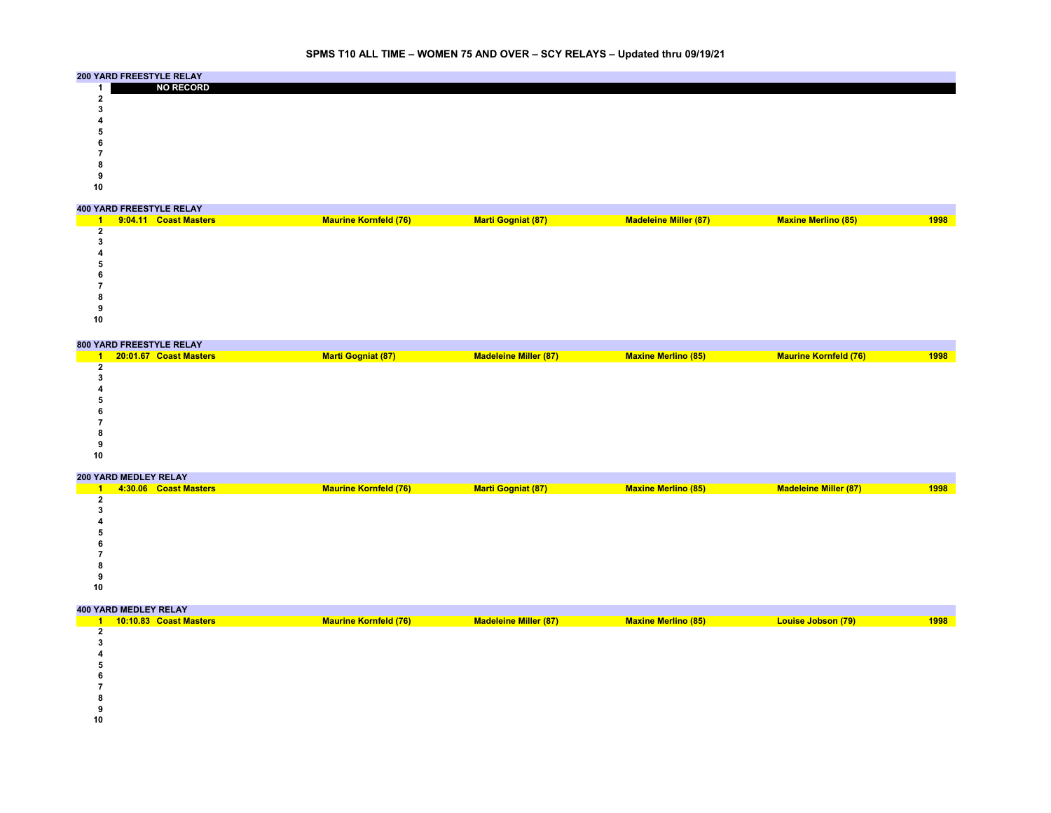# SPMS T10 ALL TIME – WOMEN 75 AND OVER – SCY RELAYS – Updated thru 09/19/21

## 200 YARD FREESTYLE RELAY

| Rank | Time | Team | Swimmer 1 | Swimmer 2 | Swimmer 3 | Swimmer 4 | Year |
|---|---|---|---|---|---|---|---|
| 1 | NO RECORD | | | | | | |
| 2 | | | | | | | |
| 3 | | | | | | | |
| 4 | | | | | | | |
| 5 | | | | | | | |
| 6 | | | | | | | |
| 7 | | | | | | | |
| 8 | | | | | | | |
| 9 | | | | | | | |
| 10 | | | | | | | |

## 400 YARD FREESTYLE RELAY

| Rank | Time | Team | Swimmer 1 | Swimmer 2 | Swimmer 3 | Swimmer 4 | Year |
|---|---|---|---|---|---|---|---|
| 1 | 9:04.11 | Coast Masters | Maurine Kornfeld (76) | Marti Gogniat (87) | Madeleine Miller (87) | Maxine Merlino (85) | 1998 |
| 2 | | | | | | | |
| 3 | | | | | | | |
| 4 | | | | | | | |
| 5 | | | | | | | |
| 6 | | | | | | | |
| 7 | | | | | | | |
| 8 | | | | | | | |
| 9 | | | | | | | |
| 10 | | | | | | | |

## 800 YARD FREESTYLE RELAY

| Rank | Time | Team | Swimmer 1 | Swimmer 2 | Swimmer 3 | Swimmer 4 | Year |
|---|---|---|---|---|---|---|---|
| 1 | 20:01.67 | Coast Masters | Marti Gogniat (87) | Madeleine Miller (87) | Maxine Merlino (85) | Maurine Kornfeld (76) | 1998 |
| 2 | | | | | | | |
| 3 | | | | | | | |
| 4 | | | | | | | |
| 5 | | | | | | | |
| 6 | | | | | | | |
| 7 | | | | | | | |
| 8 | | | | | | | |
| 9 | | | | | | | |
| 10 | | | | | | | |

## 200 YARD MEDLEY RELAY

| Rank | Time | Team | Swimmer 1 | Swimmer 2 | Swimmer 3 | Swimmer 4 | Year |
|---|---|---|---|---|---|---|---|
| 1 | 4:30.06 | Coast Masters | Maurine Kornfeld (76) | Marti Gogniat (87) | Maxine Merlino (85) | Madeleine Miller (87) | 1998 |
| 2 | | | | | | | |
| 3 | | | | | | | |
| 4 | | | | | | | |
| 5 | | | | | | | |
| 6 | | | | | | | |
| 7 | | | | | | | |
| 8 | | | | | | | |
| 9 | | | | | | | |
| 10 | | | | | | | |

## 400 YARD MEDLEY RELAY

| Rank | Time | Team | Swimmer 1 | Swimmer 2 | Swimmer 3 | Swimmer 4 | Year |
|---|---|---|---|---|---|---|---|
| 1 | 10:10.83 | Coast Masters | Maurine Kornfeld (76) | Madeleine Miller (87) | Maxine Merlino (85) | Louise Jobson (79) | 1998 |
| 2 | | | | | | | |
| 3 | | | | | | | |
| 4 | | | | | | | |
| 5 | | | | | | | |
| 6 | | | | | | | |
| 7 | | | | | | | |
| 8 | | | | | | | |
| 9 | | | | | | | |
| 10 | | | | | | | |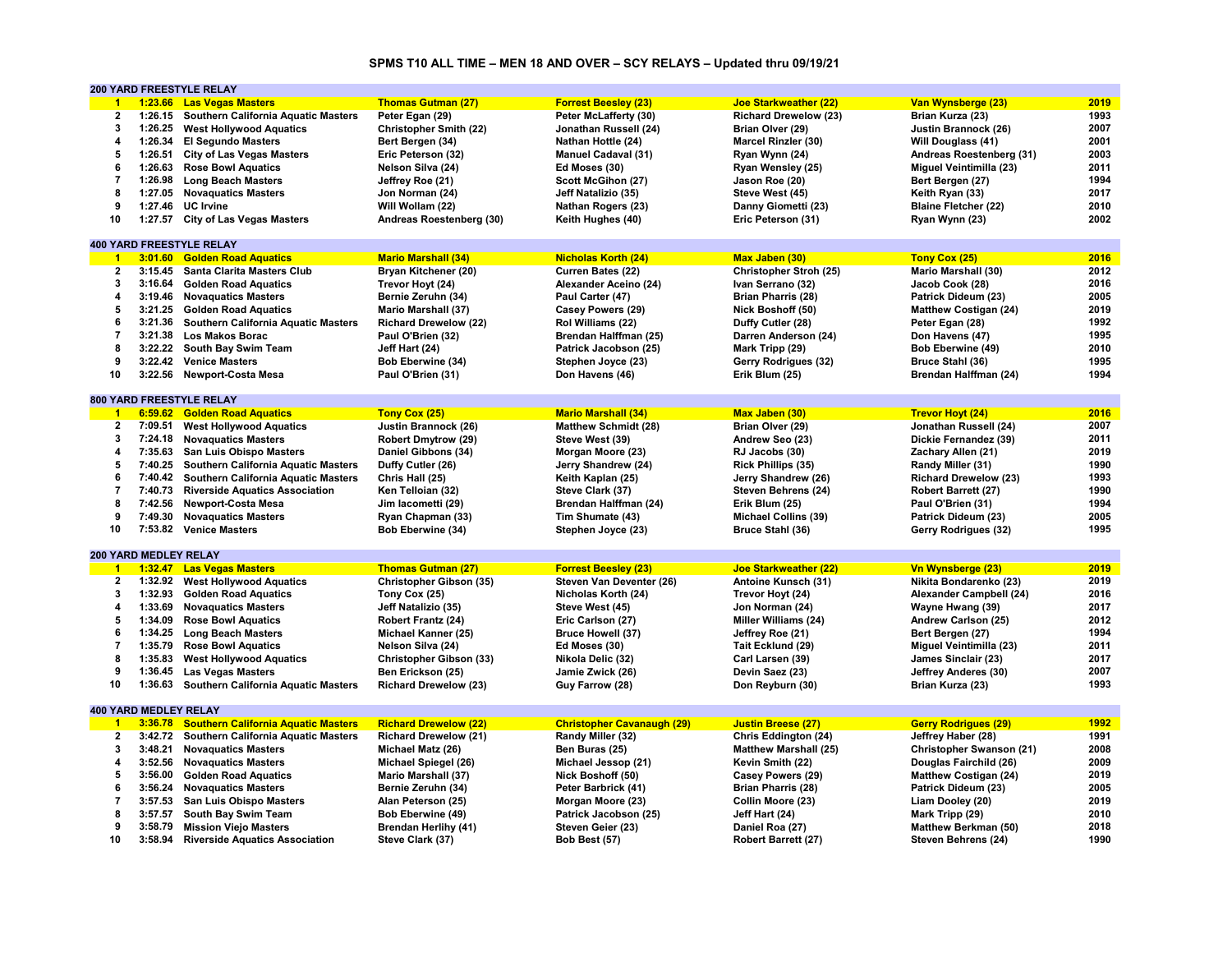# SPMS T10 ALL TIME – MEN 18 AND OVER – SCY RELAYS – Updated thru 09/19/21

## 200 YARD FREESTYLE RELAY

| Rank | Time | Team | Swimmer 1 | Swimmer 2 | Swimmer 3 | Swimmer 4 | Year |
|---|---|---|---|---|---|---|---|
| 1 | 1:23.66 | Las Vegas Masters | Thomas Gutman (27) | Forrest Beesley (23) | Joe Starkweather (22) | Van Wynsberge (23) | 2019 |
| 2 | 1:26.15 | Southern California Aquatic Masters | Peter Egan (29) | Peter McLafferty (30) | Richard Drewelow (23) | Brian Kurza (23) | 1993 |
| 3 | 1:26.25 | West Hollywood Aquatics | Christopher Smith (22) | Jonathan Russell (24) | Brian Olver (29) | Justin Brannock (26) | 2007 |
| 4 | 1:26.34 | El Segundo Masters | Bert Bergen (34) | Nathan Hottle (24) | Marcel Rinzler (30) | Will Douglass (41) | 2001 |
| 5 | 1:26.51 | City of Las Vegas Masters | Eric Peterson (32) | Manuel Cadaval (31) | Ryan Wynn (24) | Andreas Roestenberg (31) | 2003 |
| 6 | 1:26.63 | Rose Bowl Aquatics | Nelson Silva (24) | Ed Moses (30) | Ryan Wensley (25) | Miguel Veintimilla (23) | 2011 |
| 7 | 1:26.98 | Long Beach Masters | Jeffrey Roe (21) | Scott McGihon (27) | Jason Roe (20) | Bert Bergen (27) | 1994 |
| 8 | 1:27.05 | Novaquatics Masters | Jon Norman (24) | Jeff Natalizio (35) | Steve West (45) | Keith Ryan (33) | 2017 |
| 9 | 1:27.46 | UC Irvine | Will Wollam (22) | Nathan Rogers (23) | Danny Giometti (23) | Blaine Fletcher (22) | 2010 |
| 10 | 1:27.57 | City of Las Vegas Masters | Andreas Roestenberg (30) | Keith Hughes (40) | Eric Peterson (31) | Ryan Wynn (23) | 2002 |

## 400 YARD FREESTYLE RELAY

| Rank | Time | Team | Swimmer 1 | Swimmer 2 | Swimmer 3 | Swimmer 4 | Year |
|---|---|---|---|---|---|---|---|
| 1 | 3:01.60 | Golden Road Aquatics | Mario Marshall (34) | Nicholas Korth (24) | Max Jaben (30) | Tony Cox (25) | 2016 |
| 2 | 3:15.45 | Santa Clarita Masters Club | Bryan Kitchener (20) | Curren Bates (22) | Christopher Stroh (25) | Mario Marshall (30) | 2012 |
| 3 | 3:16.64 | Golden Road Aquatics | Trevor Hoyt (24) | Alexander Aceino (24) | Ivan Serrano (32) | Jacob Cook (28) | 2016 |
| 4 | 3:19.46 | Novaquatics Masters | Bernie Zeruhn (34) | Paul Carter (47) | Brian Pharris (28) | Patrick Dideum (23) | 2005 |
| 5 | 3:21.25 | Golden Road Aquatics | Mario Marshall (37) | Casey Powers (29) | Nick Boshoff (50) | Matthew Costigan (24) | 2019 |
| 6 | 3:21.36 | Southern California Aquatic Masters | Richard Drewelow (22) | Rol Williams (22) | Duffy Cutler (28) | Peter Egan (28) | 1992 |
| 7 | 3:21.38 | Los Makos Borac | Paul O'Brien (32) | Brendan Halffman (25) | Darren Anderson (24) | Don Havens (47) | 1995 |
| 8 | 3:22.22 | South Bay Swim Team | Jeff Hart (24) | Patrick Jacobson (25) | Mark Tripp (29) | Bob Eberwine (49) | 2010 |
| 9 | 3:22.42 | Venice Masters | Bob Eberwine (34) | Stephen Joyce (23) | Gerry Rodrigues (32) | Bruce Stahl (36) | 1995 |
| 10 | 3:22.56 | Newport-Costa Mesa | Paul O'Brien (31) | Don Havens (46) | Erik Blum (25) | Brendan Halffman (24) | 1994 |

## 800 YARD FREESTYLE RELAY

| Rank | Time | Team | Swimmer 1 | Swimmer 2 | Swimmer 3 | Swimmer 4 | Year |
|---|---|---|---|---|---|---|---|
| 1 | 6:59.62 | Golden Road Aquatics | Tony Cox (25) | Mario Marshall (34) | Max Jaben (30) | Trevor Hoyt (24) | 2016 |
| 2 | 7:09.51 | West Hollywood Aquatics | Justin Brannock (26) | Matthew Schmidt (28) | Brian Olver (29) | Jonathan Russell (24) | 2007 |
| 3 | 7:24.18 | Novaquatics Masters | Robert Dmytrow (29) | Steve West (39) | Andrew Seo (23) | Dickie Fernandez (39) | 2011 |
| 4 | 7:35.63 | San Luis Obispo Masters | Daniel Gibbons (34) | Morgan Moore (23) | RJ Jacobs (30) | Zachary Allen (21) | 2019 |
| 5 | 7:40.25 | Southern California Aquatic Masters | Duffy Cutler (26) | Jerry Shandrew (24) | Rick Phillips (35) | Randy Miller (31) | 1990 |
| 6 | 7:40.42 | Southern California Aquatic Masters | Chris Hall (25) | Keith Kaplan (25) | Jerry Shandrew (26) | Richard Drewelow (23) | 1993 |
| 7 | 7:40.73 | Riverside Aquatics Association | Ken Telloian (32) | Steve Clark (37) | Steven Behrens (24) | Robert Barrett (27) | 1990 |
| 8 | 7:42.56 | Newport-Costa Mesa | Jim Iacometti (29) | Brendan Halffman (24) | Erik Blum (25) | Paul O'Brien (31) | 1994 |
| 9 | 7:49.30 | Novaquatics Masters | Ryan Chapman (33) | Tim Shumate (43) | Michael Collins (39) | Patrick Dideum (23) | 2005 |
| 10 | 7:53.82 | Venice Masters | Bob Eberwine (34) | Stephen Joyce (23) | Bruce Stahl (36) | Gerry Rodrigues (32) | 1995 |

## 200 YARD MEDLEY RELAY

| Rank | Time | Team | Swimmer 1 | Swimmer 2 | Swimmer 3 | Swimmer 4 | Year |
|---|---|---|---|---|---|---|---|
| 1 | 1:32.47 | Las Vegas Masters | Thomas Gutman (27) | Forrest Beesley (23) | Joe Starkweather (22) | Vn Wynsberge (23) | 2019 |
| 2 | 1:32.92 | West Hollywood Aquatics | Christopher Gibson (35) | Steven Van Deventer (26) | Antoine Kunsch (31) | Nikita Bondarenko (23) | 2019 |
| 3 | 1:32.93 | Golden Road Aquatics | Tony Cox (25) | Nicholas Korth (24) | Trevor Hoyt (24) | Alexander Campbell (24) | 2016 |
| 4 | 1:33.69 | Novaquatics Masters | Jeff Natalizio (35) | Steve West (45) | Jon Norman (24) | Wayne Hwang (39) | 2017 |
| 5 | 1:34.09 | Rose Bowl Aquatics | Robert Frantz (24) | Eric Carlson (27) | Miller Williams (24) | Andrew Carlson (25) | 2012 |
| 6 | 1:34.25 | Long Beach Masters | Michael Kanner (25) | Bruce Howell (37) | Jeffrey Roe (21) | Bert Bergen (27) | 1994 |
| 7 | 1:35.79 | Rose Bowl Aquatics | Nelson Silva (24) | Ed Moses (30) | Tait Ecklund (29) | Miguel Veintimilla (23) | 2011 |
| 8 | 1:35.83 | West Hollywood Aquatics | Christopher Gibson (33) | Nikola Delic (32) | Carl Larsen (39) | James Sinclair (23) | 2017 |
| 9 | 1:36.45 | Las Vegas Masters | Ben Erickson (25) | Jamie Zwick (26) | Devin Saez (23) | Jeffrey Anderes (30) | 2007 |
| 10 | 1:36.63 | Southern California Aquatic Masters | Richard Drewelow (23) | Guy Farrow (28) | Don Reyburn (30) | Brian Kurza (23) | 1993 |

## 400 YARD MEDLEY RELAY

| Rank | Time | Team | Swimmer 1 | Swimmer 2 | Swimmer 3 | Swimmer 4 | Year |
|---|---|---|---|---|---|---|---|
| 1 | 3:36.78 | Southern California Aquatic Masters | Richard Drewelow (22) | Christopher Cavanaugh (29) | Justin Breese (27) | Gerry Rodrigues (29) | 1992 |
| 2 | 3:42.72 | Southern California Aquatic Masters | Richard Drewelow (21) | Randy Miller (32) | Chris Eddington (24) | Jeffrey Haber (28) | 1991 |
| 3 | 3:48.21 | Novaquatics Masters | Michael Matz (26) | Ben Buras (25) | Matthew Marshall (25) | Christopher Swanson (21) | 2008 |
| 4 | 3:52.56 | Novaquatics Masters | Michael Spiegel (26) | Michael Jessop (21) | Kevin Smith (22) | Douglas Fairchild (26) | 2009 |
| 5 | 3:56.00 | Golden Road Aquatics | Mario Marshall (37) | Nick Boshoff (50) | Casey Powers (29) | Matthew Costigan (24) | 2019 |
| 6 | 3:56.24 | Novaquatics Masters | Bernie Zeruhn (34) | Peter Barbrick (41) | Brian Pharris (28) | Patrick Dideum (23) | 2005 |
| 7 | 3:57.53 | San Luis Obispo Masters | Alan Peterson (25) | Morgan Moore (23) | Collin Moore (23) | Liam Dooley (20) | 2019 |
| 8 | 3:57.57 | South Bay Swim Team | Bob Eberwine (49) | Patrick Jacobson (25) | Jeff Hart (24) | Mark Tripp (29) | 2010 |
| 9 | 3:58.79 | Mission Viejo Masters | Brendan Herlihy (41) | Steven Geier (23) | Daniel Roa (27) | Matthew Berkman (50) | 2018 |
| 10 | 3:58.94 | Riverside Aquatics Association | Steve Clark (37) | Bob Best (57) | Robert Barrett (27) | Steven Behrens (24) | 1990 |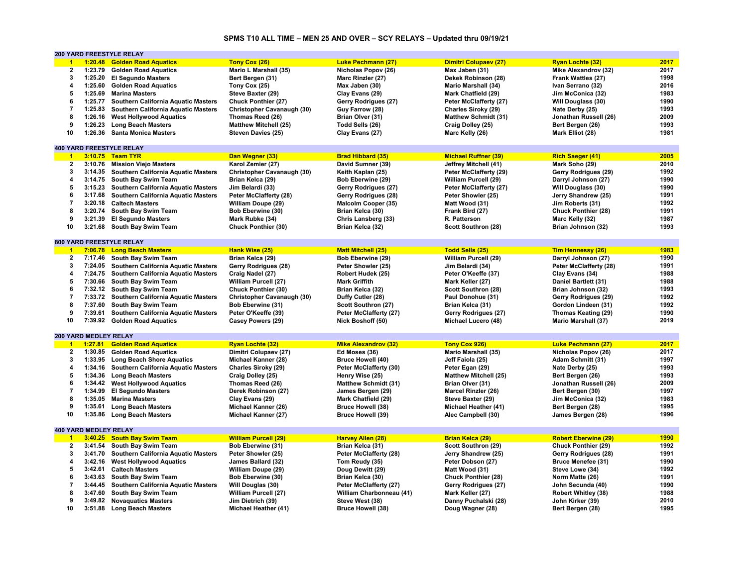# SPMS T10 ALL TIME – MEN 25 AND OVER – SCY RELAYS – Updated thru 09/19/21

## 200 YARD FREESTYLE RELAY

| | Time | Team | Swimmer 1 | Swimmer 2 | Swimmer 3 | Swimmer 4 | Year |
|---|---|---|---|---|---|---|---|
| 1 | 1:20.48 | Golden Road Aquatics | Tony Cox (26) | Luke Pechmann (27) | Dimitri Colupaev (27) | Ryan Lochte (32) | 2017 |
| 2 | 1:23.79 | Golden Road Aquatics | Mario L Marshall (35) | Nicholas Popov (26) | Max Jaben (31) | Mike Alexandrov (32) | 2017 |
| 3 | 1:25.20 | El Segundo Masters | Bert Bergen (31) | Marc Rinzler (27) | Dekek Robinson (28) | Frank Wattles (27) | 1998 |
| 4 | 1:25.60 | Golden Road Aquatics | Tony Cox (25) | Max Jaben (30) | Mario Marshall (34) | Ivan Serrano (32) | 2016 |
| 5 | 1:25.69 | Marina Masters | Steve Baxter (29) | Clay Evans (29) | Mark Chatfield (29) | Jim McConica (32) | 1983 |
| 6 | 1:25.77 | Southern California Aquatic Masters | Chuck Ponthier (27) | Gerry Rodrigues (27) | Peter McClafferty (27) | Will Douglass (30) | 1990 |
| 7 | 1:25.83 | Southern California Aquatic Masters | Christopher Cavanaugh (30) | Guy Farrow (28) | Charles Siroky (29) | Nate Derby (25) | 1993 |
| 8 | 1:26.16 | West Hollywood Aquatics | Thomas Reed (26) | Brian Olver (31) | Matthew Schmidt (31) | Jonathan Russell (26) | 2009 |
| 9 | 1:26.23 | Long Beach Masters | Matthew Mitchell (25) | Todd Sells (26) | Craig Dolley (25) | Bert Bergen (26) | 1993 |
| 10 | 1:26.36 | Santa Monica Masters | Steven Davies (25) | Clay Evans (27) | Marc Kelly (26) | Mark Elliot (28) | 1981 |

## 400 YARD FREESTYLE RELAY

| | Time | Team | Swimmer 1 | Swimmer 2 | Swimmer 3 | Swimmer 4 | Year |
|---|---|---|---|---|---|---|---|
| 1 | 3:10.75 | Team TYR | Dan Wegner (33) | Brad Hibbard (35) | Michael Ruffner (39) | Rich Saeger (41) | 2005 |
| 2 | 3:10.76 | Mission Viejo Masters | Karol Zemier (27) | David Sumner (39) | Jeffrey Mitchell (41) | Mark Soho (29) | 2010 |
| 3 | 3:14.35 | Southern California Aquatic Masters | Christopher Cavanaugh (30) | Keith Kaplan (25) | Peter McClafferty (29) | Gerry Rodrigues (29) | 1992 |
| 4 | 3:14.75 | South Bay Swim Team | Brian Kelca (29) | Bob Eberwine (29) | William Purcell (29) | Darryl Johnson (27) | 1990 |
| 5 | 3:15.23 | Southern California Aquatic Masters | Jim Belardi (33) | Gerry Rodrigues (27) | Peter McClafferty (27) | Will Douglass (30) | 1990 |
| 6 | 3:17.68 | Southern California Aquatic Masters | Peter McClafferty (28) | Gerry Rodrigues (28) | Peter Showler (25) | Jerry Shandrew (25) | 1991 |
| 7 | 3:20.18 | Caltech Masters | William Doupe (29) | Malcolm Cooper (35) | Matt Wood (31) | Jim Roberts (31) | 1992 |
| 8 | 3:20.74 | South Bay Swim Team | Bob Eberwine (30) | Brian Kelca (30) | Frank Bird (27) | Chuck Ponthier (28) | 1991 |
| 9 | 3:21.39 | El Segundo Masters | Mark Rubke (34) | Chris Lansberg (33) | R. Patterson | Marc Kelly (32) | 1987 |
| 10 | 3:21.68 | South Bay Swim Team | Chuck Ponthier (30) | Brian Kelca (32) | Scott Southron (28) | Brian Johnson (32) | 1993 |

## 800 YARD FREESTYLE RELAY

| | Time | Team | Swimmer 1 | Swimmer 2 | Swimmer 3 | Swimmer 4 | Year |
|---|---|---|---|---|---|---|---|
| 1 | 7:06.78 | Long Beach Masters | Hank Wise (25) | Matt Mitchell (25) | Todd Sells (25) | Tim Hennessy (26) | 1983 |
| 2 | 7:17.46 | South Bay Swim Team | Brian Kelca (29) | Bob Eberwine (29) | William Purcell (29) | Darryl Johnson (27) | 1990 |
| 3 | 7:24.05 | Southern California Aquatic Masters | Gerry Rodrigues (28) | Peter Showler (25) | Jim Belardi (34) | Peter McClafferty (28) | 1991 |
| 4 | 7:24.75 | Southern California Aquatic Masters | Craig Nadel (27) | Robert Hudek (25) | Peter O'Keeffe (37) | Clay Evans (34) | 1988 |
| 5 | 7:30.66 | South Bay Swim Team | William Purcell (27) | Mark Griffith | Mark Keller (27) | Daniel Bartlett (31) | 1988 |
| 6 | 7:32.12 | South Bay Swim Team | Chuck Ponthier (30) | Brian Kelca (32) | Scott Southron (28) | Brian Johnson (32) | 1993 |
| 7 | 7:33.72 | Southern California Aquatic Masters | Christopher Cavanaugh (30) | Duffy Cutler (28) | Paul Donohue (31) | Gerry Rodrigues (29) | 1992 |
| 8 | 7:37.60 | South Bay Swim Team | Bob Eberwine (31) | Scott Southron (27) | Brian Kelca (31) | Gordon Lindeen (31) | 1992 |
| 9 | 7:39.61 | Southern California Aquatic Masters | Peter O'Keeffe (39) | Peter McClafferty (27) | Gerry Rodrigues (27) | Thomas Keating (29) | 1990 |
| 10 | 7:39.92 | Golden Road Aquatics | Casey Powers (29) | Nick Boshoff (50) | Michael Lucero (48) | Mario Marshall (37) | 2019 |

## 200 YARD MEDLEY RELAY

| | Time | Team | Swimmer 1 | Swimmer 2 | Swimmer 3 | Swimmer 4 | Year |
|---|---|---|---|---|---|---|---|
| 1 | 1:27.81 | Golden Road Aquatics | Ryan Lochte (32) | Mike Alexandrov (32) | Tony Cox 926) | Luke Pechmann (27) | 2017 |
| 2 | 1:30.85 | Golden Road Aquatics | Dimitri Colupaev (27) | Ed Moses (36) | Mario Marshall (35) | Nicholas Popov (26) | 2017 |
| 3 | 1:33.95 | Long Beach Shore Aquatics | Michael Kanner (28) | Bruce Howell (40) | Jeff Faiola (25) | Adam Schmitt (31) | 1997 |
| 4 | 1:34.16 | Southern California Aquatic Masters | Charles Siroky (29) | Peter McClafferty (30) | Peter Egan (29) | Nate Derby (25) | 1993 |
| 5 | 1:34.36 | Long Beach Masters | Craig Dolley (25) | Henry Wise (25) | Matthew Mitchell (25) | Bert Bergen (26) | 1993 |
| 6 | 1:34.42 | West Hollywood Aquatics | Thomas Reed (26) | Matthew Schmidt (31) | Brian Olver (31) | Jonathan Russell (26) | 2009 |
| 7 | 1:34.99 | El Segundo Masters | Derek Robinson (27) | James Bergen (29) | Marcel Rinzler (26) | Bert Bergen (30) | 1997 |
| 8 | 1:35.05 | Marina Masters | Clay Evans (29) | Mark Chatfield (29) | Steve Baxter (29) | Jim McConica (32) | 1983 |
| 9 | 1:35.61 | Long Beach Masters | Michael Kanner (26) | Bruce Howell (38) | Michael Heather (41) | Bert Bergen (28) | 1995 |
| 10 | 1:35.86 | Long Beach Masters | Michael Kanner (27) | Bruce Howell (39) | Alec Campbell (30) | James Bergen (28) | 1996 |

## 400 YARD MEDLEY RELAY

| | Time | Team | Swimmer 1 | Swimmer 2 | Swimmer 3 | Swimmer 4 | Year |
|---|---|---|---|---|---|---|---|
| 1 | 3:40.25 | South Bay Swim Team | William Purcell (29) | Harvey Allen (28) | Brian Kelca (29) | Robert Eberwine (29) | 1990 |
| 2 | 3:41.54 | South Bay Swim Team | Bob Eberwine (31) | Brian Kelca (31) | Scott Southron (29) | Chuck Ponthier (29) | 1992 |
| 3 | 3:41.70 | Southern California Aquatic Masters | Peter Showler (25) | Peter McClafferty (28) | Jerry Shandrew (25) | Gerry Rodrigues (28) | 1991 |
| 4 | 3:42.16 | West Hollywood Aquatics | James Ballard (32) | Tom Reudy (35) | Peter Dobson (27) | Bruce Menefee (31) | 1990 |
| 5 | 3:42.61 | Caltech Masters | William Doupe (29) | Doug Dewitt (29) | Matt Wood (31) | Steve Lowe (34) | 1992 |
| 6 | 3:43.63 | South Bay Swim Team | Bob Eberwine (30) | Brian Kelca (30) | Chuck Ponthier (28) | Norm Matte (26) | 1991 |
| 7 | 3:44.45 | Southern California Aquatic Masters | Will Douglas (30) | Peter McClafferty (27) | Gerry Rodrigues (27) | John Secunda (40) | 1990 |
| 8 | 3:47.60 | South Bay Swim Team | William Purcell (27) | William Charbonneau (41) | Mark Keller (27) | Robert Whitley (38) | 1988 |
| 9 | 3:49.82 | Novaquatics Masters | Jim Dietrich (39) | Steve West (38) | Danny Puchalski (28) | John Kirker (39) | 2010 |
| 10 | 3:51.88 | Long Beach Masters | Michael Heather (41) | Bruce Howell (38) | Doug Wagner (28) | Bert Bergen (28) | 1995 |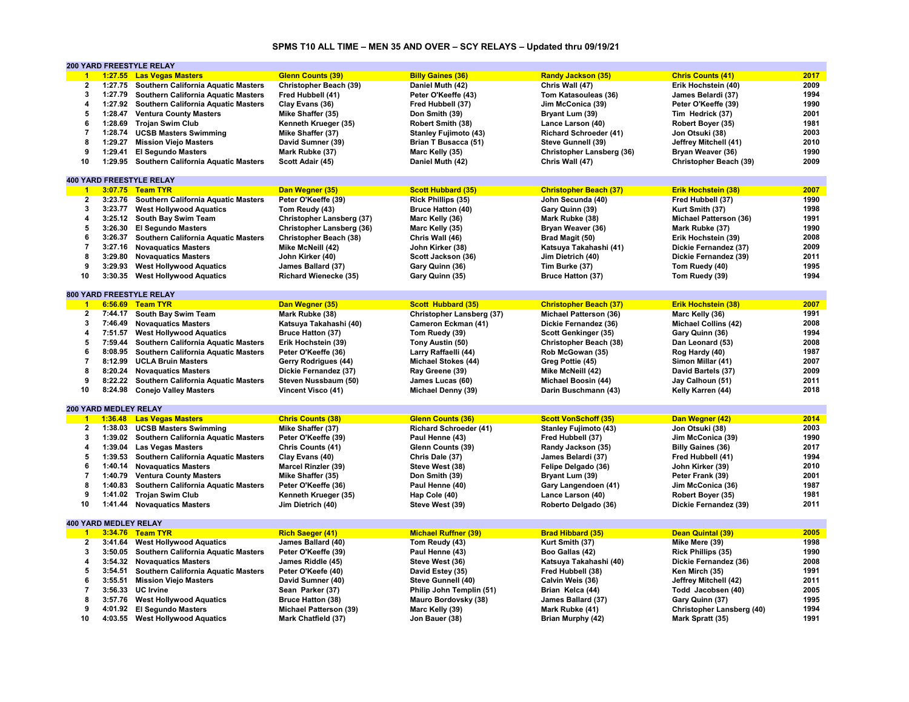# SPMS T10 ALL TIME – MEN 35 AND OVER – SCY RELAYS – Updated thru 09/19/21

## 200 YARD FREESTYLE RELAY

| Rank | Time | Team | Swimmer 1 | Swimmer 2 | Swimmer 3 | Swimmer 4 | Year |
|---|---|---|---|---|---|---|---|
| **1** | **1:27.55** | **Las Vegas Masters** | **Glenn Counts (39)** | **Billy Gaines (36)** | **Randy Jackson (35)** | **Chris Counts (41)** | **2017** |
| 2 | 1:27.75 | Southern California Aquatic Masters | Christopher Beach (39) | Daniel Muth (42) | Chris Wall (47) | Erik Hochstein (40) | 2009 |
| 3 | 1:27.79 | Southern California Aquatic Masters | Fred Hubbell (41) | Peter O'Keeffe (43) | Tom Katasouleas (36) | James Belardi (37) | 1994 |
| 4 | 1:27.92 | Southern California Aquatic Masters | Clay Evans (36) | Fred Hubbell (37) | Jim McConica (39) | Peter O'Keeffe (39) | 1990 |
| 5 | 1:28.47 | Ventura County Masters | Mike Shaffer (35) | Don Smith (39) | Bryant Lum (39) | Tim Hedrick (37) | 2001 |
| 6 | 1:28.69 | Trojan Swim Club | Kenneth Krueger (35) | Robert Smith (38) | Lance Larson (40) | Robert Boyer (35) | 1981 |
| 7 | 1:28.74 | UCSB Masters Swimming | Mike Shaffer (37) | Stanley Fujimoto (43) | Richard Schroeder (41) | Jon Otsuki (38) | 2003 |
| 8 | 1:29.27 | Mission Viejo Masters | David Sumner (39) | Brian T Busacca (51) | Steve Gunnell (39) | Jeffrey Mitchell (41) | 2010 |
| 9 | 1:29.41 | El Segundo Masters | Mark Rubke (37) | Marc Kelly (35) | Christopher Lansberg (36) | Bryan Weaver (36) | 1990 |
| 10 | 1:29.95 | Southern California Aquatic Masters | Scott Adair (45) | Daniel Muth (42) | Chris Wall (47) | Christopher Beach (39) | 2009 |

## 400 YARD FREESTYLE RELAY

| Rank | Time | Team | Swimmer 1 | Swimmer 2 | Swimmer 3 | Swimmer 4 | Year |
|---|---|---|---|---|---|---|---|
| **1** | **3:07.75** | **Team TYR** | **Dan Wegner (35)** | **Scott Hubbard (35)** | **Christopher Beach (37)** | **Erik Hochstein (38)** | **2007** |
| 2 | 3:23.76 | Southern California Aquatic Masters | Peter O'Keeffe (39) | Rick Phillips (35) | John Secunda (40) | Fred Hubbell (37) | 1990 |
| 3 | 3:23.77 | West Hollywood Aquatics | Tom Reudy (43) | Bruce Hatton (40) | Gary Quinn (39) | Kurt Smith (37) | 1998 |
| 4 | 3:25.12 | South Bay Swim Team | Christopher Lansberg (37) | Marc Kelly (36) | Mark Rubke (38) | Michael Patterson (36) | 1991 |
| 5 | 3:26.30 | El Segundo Masters | Christopher Lansberg (36) | Marc Kelly (35) | Bryan Weaver (36) | Mark Rubke (37) | 1990 |
| 6 | 3:26.37 | Southern California Aquatic Masters | Christopher Beach (38) | Chris Wall (46) | Brad Magit (50) | Erik Hochstein (39) | 2008 |
| 7 | 3:27.16 | Novaquatics Masters | Mike McNeill (42) | John Kirker (38) | Katsuya Takahashi (41) | Dickie Fernandez (37) | 2009 |
| 8 | 3:29.80 | Novaquatics Masters | John Kirker (40) | Scott Jackson (36) | Jim Dietrich (40) | Dickie Fernandez (39) | 2011 |
| 9 | 3:29.93 | West Hollywood Aquatics | James Ballard (37) | Gary Quinn (36) | Tim Burke (37) | Tom Ruedy (40) | 1995 |
| 10 | 3:30.35 | West Hollywood Aquatics | Richard Wienecke (35) | Gary Quinn (35) | Bruce Hatton (37) | Tom Ruedy (39) | 1994 |

## 800 YARD FREESTYLE RELAY

| Rank | Time | Team | Swimmer 1 | Swimmer 2 | Swimmer 3 | Swimmer 4 | Year |
|---|---|---|---|---|---|---|---|
| **1** | **6:56.69** | **Team TYR** | **Dan Wegner (35)** | **Scott Hubbard (35)** | **Christopher Beach (37)** | **Erik Hochstein (38)** | **2007** |
| 2 | 7:44.17 | South Bay Swim Team | Mark Rubke (38) | Christopher Lansberg (37) | Michael Patterson (36) | Marc Kelly (36) | 1991 |
| 3 | 7:46.49 | Novaquatics Masters | Katsuya Takahashi (40) | Cameron Eckman (41) | Dickie Fernandez (36) | Michael Collins (42) | 2008 |
| 4 | 7:51.57 | West Hollywood Aquatics | Bruce Hatton (37) | Tom Ruedy (39) | Scott Genkinger (35) | Gary Quinn (36) | 1994 |
| 5 | 7:59.44 | Southern California Aquatic Masters | Erik Hochstein (39) | Tony Austin (50) | Christopher Beach (38) | Dan Leonard (53) | 2008 |
| 6 | 8:08.95 | Southern California Aquatic Masters | Peter O'Keeffe (36) | Larry Raffaelli (44) | Rob McGowan (35) | Rog Hardy (40) | 1987 |
| 7 | 8:12.99 | UCLA Bruin Masters | Gerry Rodrigues (44) | Michael Stokes (44) | Greg Pottie (45) | Simon Millar (41) | 2007 |
| 8 | 8:20.24 | Novaquatics Masters | Dickie Fernandez (37) | Ray Greene (39) | Mike McNeill (42) | David Bartels (37) | 2009 |
| 9 | 8:22.22 | Southern California Aquatic Masters | Steven Nussbaum (50) | James Lucas (60) | Michael Boosin (44) | Jay Calhoun (51) | 2011 |
| 10 | 8:24.98 | Conejo Valley Masters | Vincent Visco (41) | Michael Denny (39) | Darin Buschmann (43) | Kelly Karren (44) | 2018 |

## 200 YARD MEDLEY RELAY

| Rank | Time | Team | Swimmer 1 | Swimmer 2 | Swimmer 3 | Swimmer 4 | Year |
|---|---|---|---|---|---|---|---|
| **1** | **1:36.48** | **Las Vegas Masters** | **Chris Counts (38)** | **Glenn Counts (36)** | **Scott VonSchoff (35)** | **Dan Wegner (42)** | **2014** |
| 2 | 1:38.03 | UCSB Masters Swimming | Mike Shaffer (37) | Richard Schroeder (41) | Stanley Fujimoto (43) | Jon Otsuki (38) | 2003 |
| 3 | 1:39.02 | Southern California Aquatic Masters | Peter O'Keeffe (39) | Paul Henne (43) | Fred Hubbell (37) | Jim McConica (39) | 1990 |
| 4 | 1:39.04 | Las Vegas Masters | Chris Counts (41) | Glenn Counts (39) | Randy Jackson (35) | Billy Gaines (36) | 2017 |
| 5 | 1:39.53 | Southern California Aquatic Masters | Clay Evans (40) | Chris Dale (37) | James Belardi (37) | Fred Hubbell (41) | 1994 |
| 6 | 1:40.14 | Novaquatics Masters | Marcel Rinzler (39) | Steve West (38) | Felipe Delgado (36) | John Kirker (39) | 2010 |
| 7 | 1:40.79 | Ventura County Masters | Mike Shaffer (35) | Don Smith (39) | Bryant Lum (39) | Peter Frank (39) | 2001 |
| 8 | 1:40.83 | Southern California Aquatic Masters | Peter O'Keeffe (36) | Paul Henne (40) | Gary Langendoen (41) | Jim McConica (36) | 1987 |
| 9 | 1:41.02 | Trojan Swim Club | Kenneth Krueger (35) | Hap Cole (40) | Lance Larson (40) | Robert Boyer (35) | 1981 |
| 10 | 1:41.44 | Novaquatics Masters | Jim Dietrich (40) | Steve West (39) | Roberto Delgado (36) | Dickie Fernandez (39) | 2011 |

## 400 YARD MEDLEY RELAY

| Rank | Time | Team | Swimmer 1 | Swimmer 2 | Swimmer 3 | Swimmer 4 | Year |
|---|---|---|---|---|---|---|---|
| **1** | **3:34.76** | **Team TYR** | **Rich Saeger (41)** | **Michael Ruffner (39)** | **Brad Hibbard (35)** | **Dean Quintal (39)** | **2005** |
| 2 | 3:41.64 | West Hollywood Aquatics | James Ballard (40) | Tom Reudy (43) | Kurt Smith (37) | Mike Mere (39) | 1998 |
| 3 | 3:50.05 | Southern California Aquatic Masters | Peter O'Keeffe (39) | Paul Henne (43) | Boo Gallas (42) | Rick Phillips (35) | 1990 |
| 4 | 3:54.32 | Novaquatics Masters | James Riddle (45) | Steve West (36) | Katsuya Takahashi (40) | Dickie Fernandez (36) | 2008 |
| 5 | 3:54.51 | Southern California Aquatic Masters | Peter O'Keefe (40) | David Estey (35) | Fred Hubbell (38) | Ken Mirch (35) | 1991 |
| 6 | 3:55.51 | Mission Viejo Masters | David Sumner (40) | Steve Gunnell (40) | Calvin Weis (36) | Jeffrey Mitchell (42) | 2011 |
| 7 | 3:56.33 | UC Irvine | Sean Parker (37) | Philip John Templin (51) | Brian Kelca (44) | Todd Jacobsen (40) | 2005 |
| 8 | 3:57.76 | West Hollywood Aquatics | Bruce Hatton (38) | Mauro Bordovsky (38) | James Ballard (37) | Gary Quinn (37) | 1995 |
| 9 | 4:01.92 | El Segundo Masters | Michael Patterson (39) | Marc Kelly (39) | Mark Rubke (41) | Christopher Lansberg (40) | 1994 |
| 10 | 4:03.55 | West Hollywood Aquatics | Mark Chatfield (37) | Jon Bauer (38) | Brian Murphy (42) | Mark Spratt (35) | 1991 |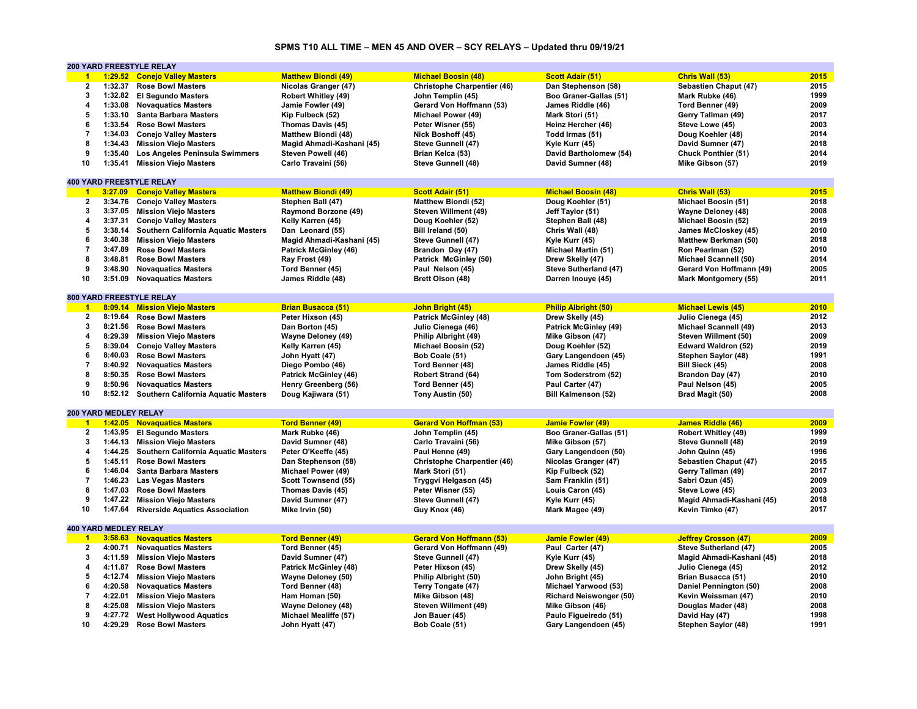# SPMS T10 ALL TIME – MEN 45 AND OVER – SCY RELAYS – Updated thru 09/19/21

## 200 YARD FREESTYLE RELAY

| Rank | Time | Team | Swimmer 1 | Swimmer 2 | Swimmer 3 | Swimmer 4 | Year |
|---|---|---|---|---|---|---|---|
| 1 | 1:29.52 | Conejo Valley Masters | Matthew Biondi (49) | Michael Boosin (48) | Scott Adair (51) | Chris Wall (53) | 2015 |
| 2 | 1:32.37 | Rose Bowl Masters | Nicolas Granger (47) | Christophe Charpentier (46) | Dan Stephenson (58) | Sebastien Chaput (47) | 2015 |
| 3 | 1:32.82 | El Segundo Masters | Robert Whitley (49) | John Templin (45) | Boo Graner-Gallas (51) | Mark Rubke (46) | 1999 |
| 4 | 1:33.08 | Novaquatics Masters | Jamie Fowler (49) | Gerard Von Hoffmann (53) | James Riddle (46) | Tord Benner (49) | 2009 |
| 5 | 1:33.10 | Santa Barbara Masters | Kip Fulbeck (52) | Michael Power (49) | Mark Stori (51) | Gerry Tallman (49) | 2017 |
| 6 | 1:33.54 | Rose Bowl Masters | Thomas Davis (45) | Peter Wisner (55) | Heinz Hercher (46) | Steve Lowe (45) | 2003 |
| 7 | 1:34.03 | Conejo Valley Masters | Matthew Biondi (48) | Nick Boshoff (45) | Todd Irmas (51) | Doug Koehler (48) | 2014 |
| 8 | 1:34.43 | Mission Viejo Masters | Magid Ahmadi-Kashani (45) | Steve Gunnell (47) | Kyle Kurr (45) | David Sumner (47) | 2018 |
| 9 | 1:35.40 | Los Angeles Peninsula Swimmers | Steven Powell (46) | Brian Kelca (53) | David Bartholomew (54) | Chuck Ponthier (51) | 2014 |
| 10 | 1:35.41 | Mission Viejo Masters | Carlo Travaini (56) | Steve Gunnell (48) | David Sumner (48) | Mike Gibson (57) | 2019 |

## 400 YARD FREESTYLE RELAY

| Rank | Time | Team | Swimmer 1 | Swimmer 2 | Swimmer 3 | Swimmer 4 | Year |
|---|---|---|---|---|---|---|---|
| 1 | 3:27.09 | Conejo Valley Masters | Matthew Biondi (49) | Scott Adair (51) | Michael Boosin (48) | Chris Wall (53) | 2015 |
| 2 | 3:34.76 | Conejo Valley Masters | Stephen Ball (47) | Matthew Biondi (52) | Doug Koehler (51) | Michael Boosin (51) | 2018 |
| 3 | 3:37.05 | Mission Viejo Masters | Raymond Borzone (49) | Steven Willment (49) | Jeff Taylor (51) | Wayne Deloney (48) | 2008 |
| 4 | 3:37.31 | Conejo Valley Masters | Kelly Karren (45) | Doug Koehler (52) | Stephen Ball (48) | Michael Boosin (52) | 2019 |
| 5 | 3:38.14 | Southern California Aquatic Masters | Dan Leonard (55) | Bill Ireland (50) | Chris Wall (48) | James McCloskey (45) | 2010 |
| 6 | 3:40.38 | Mission Viejo Masters | Magid Ahmadi-Kashani (45) | Steve Gunnell (47) | Kyle Kurr (45) | Matthew Berkman (50) | 2018 |
| 7 | 3:47.89 | Rose Bowl Masters | Patrick McGinley (46) | Brandon Day (47) | Michael Martin (51) | Ron Pearlman (52) | 2010 |
| 8 | 3:48.81 | Rose Bowl Masters | Ray Frost (49) | Patrick McGinley (50) | Drew Skelly (47) | Michael Scannell (50) | 2014 |
| 9 | 3:48.90 | Novaquatics Masters | Tord Benner (45) | Paul Nelson (45) | Steve Sutherland (47) | Gerard Von Hoffmann (49) | 2005 |
| 10 | 3:51.09 | Novaquatics Masters | James Riddle (48) | Brett Olson (48) | Darren Inouye (45) | Mark Montgomery (55) | 2011 |

## 800 YARD FREESTYLE RELAY

| Rank | Time | Team | Swimmer 1 | Swimmer 2 | Swimmer 3 | Swimmer 4 | Year |
|---|---|---|---|---|---|---|---|
| 1 | 8:09.14 | Mission Viejo Masters | Brian Busacca (51) | John Bright (45) | Philip Albright (50) | Michael Lewis (45) | 2010 |
| 2 | 8:19.64 | Rose Bowl Masters | Peter Hixson (45) | Patrick McGinley (48) | Drew Skelly (45) | Julio Cienega (45) | 2012 |
| 3 | 8:21.56 | Rose Bowl Masters | Dan Borton (45) | Julio Cienega (46) | Patrick McGinley (49) | Michael Scannell (49) | 2013 |
| 4 | 8:29.39 | Mission Viejo Masters | Wayne Deloney (49) | Philip Albright (49) | Mike Gibson (47) | Steven Willment (50) | 2009 |
| 5 | 8:39.04 | Conejo Valley Masters | Kelly Karren (45) | Michael Boosin (52) | Doug Koehler (52) | Edward Waldron (52) | 2019 |
| 6 | 8:40.03 | Rose Bowl Masters | John Hyatt (47) | Bob Coale (51) | Gary Langendoen (45) | Stephen Saylor (48) | 1991 |
| 7 | 8:40.92 | Novaquatics Masters | Diego Pombo (46) | Tord Benner (48) | James Riddle (45) | Bill Sieck (45) | 2008 |
| 8 | 8:50.35 | Rose Bowl Masters | Patrick McGinley (46) | Robert Strand (64) | Tom Soderstrom (52) | Brandon Day (47) | 2010 |
| 9 | 8:50.96 | Novaquatics Masters | Henry Greenberg (56) | Tord Benner (45) | Paul Carter (47) | Paul Nelson (45) | 2005 |
| 10 | 8:52.12 | Southern California Aquatic Masters | Doug Kajiwara (51) | Tony Austin (50) | Bill Kalmenson (52) | Brad Magit (50) | 2008 |

## 200 YARD MEDLEY RELAY

| Rank | Time | Team | Swimmer 1 | Swimmer 2 | Swimmer 3 | Swimmer 4 | Year |
|---|---|---|---|---|---|---|---|
| 1 | 1:42.05 | Novaquatics Masters | Tord Benner (49) | Gerard Von Hoffman (53) | Jamie Fowler (49) | James Riddle (46) | 2009 |
| 2 | 1:43.95 | El Segundo Masters | Mark Rubke (46) | John Templin (45) | Boo Graner-Gallas (51) | Robert Whitley (49) | 1999 |
| 3 | 1:44.13 | Mission Viejo Masters | David Sumner (48) | Carlo Travaini (56) | Mike Gibson (57) | Steve Gunnell (48) | 2019 |
| 4 | 1:44.25 | Southern California Aquatic Masters | Peter O'Keeffe (45) | Paul Henne (49) | Gary Langendoen (50) | John Quinn (45) | 1996 |
| 5 | 1:45.11 | Rose Bowl Masters | Dan Stephenson (58) | Christophe Charpentier (46) | Nicolas Granger (47) | Sebastien Chaput (47) | 2015 |
| 6 | 1:46.04 | Santa Barbara Masters | Michael Power (49) | Mark Stori (51) | Kip Fulbeck (52) | Gerry Tallman (49) | 2017 |
| 7 | 1:46.23 | Las Vegas Masters | Scott Townsend (55) | Tryggvi Helgason (45) | Sam Franklin (51) | Sabri Ozun (45) | 2009 |
| 8 | 1:47.03 | Rose Bowl Masters | Thomas Davis (45) | Peter Wisner (55) | Louis Caron (45) | Steve Lowe (45) | 2003 |
| 9 | 1:47.22 | Mission Viejo Masters | David Sumner (47) | Steve Gunnell (47) | Kyle Kurr (45) | Magid Ahmadi-Kashani (45) | 2018 |
| 10 | 1:47.64 | Riverside Aquatics Association | Mike Irvin (50) | Guy Knox (46) | Mark Magee (49) | Kevin Timko (47) | 2017 |

## 400 YARD MEDLEY RELAY

| Rank | Time | Team | Swimmer 1 | Swimmer 2 | Swimmer 3 | Swimmer 4 | Year |
|---|---|---|---|---|---|---|---|
| 1 | 3:58.63 | Novaquatics Masters | Tord Benner (49) | Gerard Von Hoffmann (53) | Jamie Fowler (49) | Jeffrey Crosson (47) | 2009 |
| 2 | 4:00.71 | Novaquatics Masters | Tord Benner (45) | Gerard Von Hoffmann (49) | Paul Carter (47) | Steve Sutherland (47) | 2005 |
| 3 | 4:11.59 | Mission Viejo Masters | David Sumner (47) | Steve Gunnell (47) | Kyle Kurr (45) | Magid Ahmadi-Kashani (45) | 2018 |
| 4 | 4:11.87 | Rose Bowl Masters | Patrick McGinley (48) | Peter Hixson (45) | Drew Skelly (45) | Julio Cienega (45) | 2012 |
| 5 | 4:12.74 | Mission Viejo Masters | Wayne Deloney (50) | Philip Albright (50) | John Bright (45) | Brian Busacca (51) | 2010 |
| 6 | 4:20.58 | Novaquatics Masters | Tord Benner (48) | Terry Tongate (47) | Michael Yarwood (53) | Daniel Pennington (50) | 2008 |
| 7 | 4:22.01 | Mission Viejo Masters | Ham Homan (50) | Mike Gibson (48) | Richard Neiswonger (50) | Kevin Weissman (47) | 2010 |
| 8 | 4:25.08 | Mission Viejo Masters | Wayne Deloney (48) | Steven Willment (49) | Mike Gibson (46) | Douglas Mader (48) | 2008 |
| 9 | 4:27.72 | West Hollywood Aquatics | Michael Mealiffe (57) | Jon Bauer (45) | Paulo Figueiredo (51) | David Hay (47) | 1998 |
| 10 | 4:29.29 | Rose Bowl Masters | John Hyatt (47) | Bob Coale (51) | Gary Langendoen (45) | Stephen Saylor (48) | 1991 |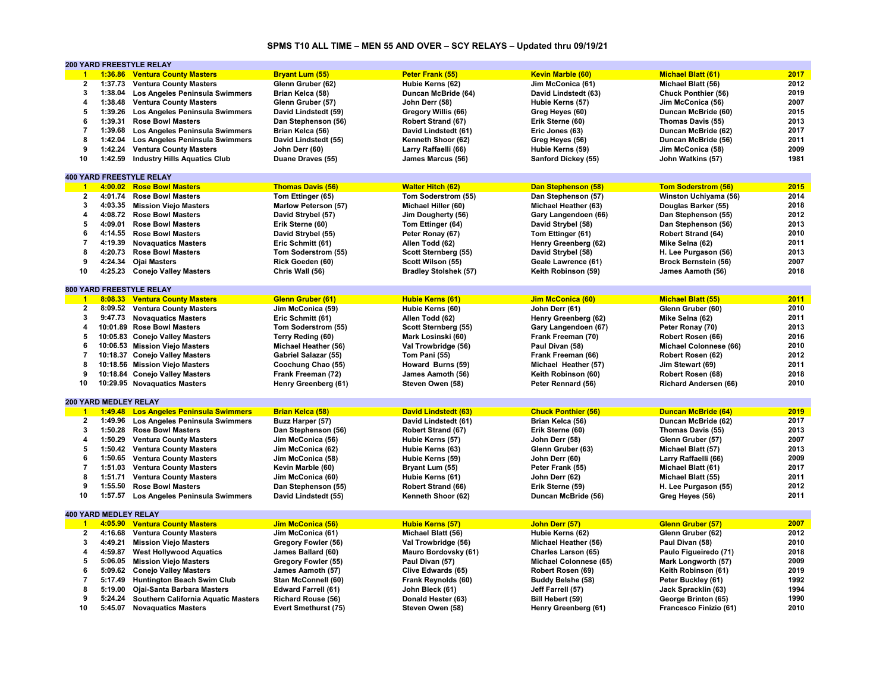# SPMS T10 ALL TIME – MEN 55 AND OVER – SCY RELAYS – Updated thru 09/19/21

## 200 YARD FREESTYLE RELAY

| Rank | Time | Team | Swimmer 1 | Swimmer 2 | Swimmer 3 | Swimmer 4 | Year |
|---|---|---|---|---|---|---|---|
| 1 | 1:36.86 | Ventura County Masters | Bryant Lum (55) | Peter Frank (55) | Kevin Marble (60) | Michael Blatt (61) | 2017 |
| 2 | 1:37.73 | Ventura County Masters | Glenn Gruber (62) | Hubie Kerns (62) | Jim McConica (61) | Michael Blatt (56) | 2012 |
| 3 | 1:38.04 | Los Angeles Peninsula Swimmers | Brian Kelca (58) | Duncan McBride (64) | David Lindstedt (63) | Chuck Ponthier (56) | 2019 |
| 4 | 1:38.48 | Ventura County Masters | Glenn Gruber (57) | John Derr (58) | Hubie Kerns (57) | Jim McConica (56) | 2007 |
| 5 | 1:39.26 | Los Angeles Peninsula Swimmers | David Lindstedt (59) | Gregory Willis (66) | Greg Heyes (60) | Duncan McBride (60) | 2015 |
| 6 | 1:39.31 | Rose Bowl Masters | Dan Stephenson (56) | Robert Strand (67) | Erik Sterne (60) | Thomas Davis (55) | 2013 |
| 7 | 1:39.68 | Los Angeles Peninsula Swimmers | Brian Kelca (56) | David Lindstedt (61) | Eric Jones (63) | Duncan McBride (62) | 2017 |
| 8 | 1:42.04 | Los Angeles Peninsula Swimmers | David Lindstedt (55) | Kenneth Shoor (62) | Greg Heyes (56) | Duncan McBride (56) | 2011 |
| 9 | 1:42.24 | Ventura County Masters | John Derr (60) | Larry Raffaelli (66) | Hubie Kerns (59) | Jim McConica (58) | 2009 |
| 10 | 1:42.59 | Industry Hills Aquatics Club | Duane Draves (55) | James Marcus (56) | Sanford Dickey (55) | John Watkins (57) | 1981 |

## 400 YARD FREESTYLE RELAY

| Rank | Time | Team | Swimmer 1 | Swimmer 2 | Swimmer 3 | Swimmer 4 | Year |
|---|---|---|---|---|---|---|---|
| 1 | 4:00.02 | Rose Bowl Masters | Thomas Davis (56) | Walter Hitch (62) | Dan Stephenson (58) | Tom Soderstrom (56) | 2015 |
| 2 | 4:01.74 | Rose Bowl Masters | Tom Ettinger (65) | Tom Soderstrom (55) | Dan Stephenson (57) | Winston Uchiyama (56) | 2014 |
| 3 | 4:03.35 | Mission Viejo Masters | Marlow Peterson (57) | Michael Hiller (60) | Michael Heather (63) | Douglas Barker (55) | 2018 |
| 4 | 4:08.72 | Rose Bowl Masters | David Strybel (57) | Jim Dougherty (56) | Gary Langendoen (66) | Dan Stephenson (55) | 2012 |
| 5 | 4:09.01 | Rose Bowl Masters | Erik Sterne (60) | Tom Ettinger (64) | David Strybel (58) | Dan Stephenson (56) | 2013 |
| 6 | 4:14.55 | Rose Bowl Masters | David Strybel (55) | Peter Ronay (67) | Tom Ettinger (61) | Robert Strand (64) | 2010 |
| 7 | 4:19.39 | Novaquatics Masters | Eric Schmitt (61) | Allen Todd (62) | Henry Greenberg (62) | Mike Selna (62) | 2011 |
| 8 | 4:20.73 | Rose Bowl Masters | Tom Soderstrom (55) | Scott Sternberg (55) | David Strybel (58) | H. Lee Purgason (56) | 2013 |
| 9 | 4:24.34 | Ojai Masters | Rick Goeden (60) | Scott Wilson (55) | Geale Lawrence (61) | Brock Bernstein (56) | 2007 |
| 10 | 4:25.23 | Conejo Valley Masters | Chris Wall (56) | Bradley Stolshek (57) | Keith Robinson (59) | James Aamoth (56) | 2018 |

## 800 YARD FREESTYLE RELAY

| Rank | Time | Team | Swimmer 1 | Swimmer 2 | Swimmer 3 | Swimmer 4 | Year |
|---|---|---|---|---|---|---|---|
| 1 | 8:08.33 | Ventura County Masters | Glenn Gruber (61) | Hubie Kerns (61) | Jim McConica (60) | Michael Blatt (55) | 2011 |
| 2 | 8:09.52 | Ventura County Masters | Jim McConica (59) | Hubie Kerns (60) | John Derr (61) | Glenn Gruber (60) | 2010 |
| 3 | 9:47.73 | Novaquatics Masters | Eric Schmitt (61) | Allen Todd (62) | Henry Greenberg (62) | Mike Selna (62) | 2011 |
| 4 | 10:01.89 | Rose Bowl Masters | Tom Soderstrom (55) | Scott Sternberg (55) | Gary Langendoen (67) | Peter Ronay (70) | 2013 |
| 5 | 10:05.83 | Conejo Valley Masters | Terry Reding (60) | Mark Losinski (60) | Frank Freeman (70) | Robert Rosen (66) | 2016 |
| 6 | 10:06.53 | Mission Viejo Masters | Michael Heather (56) | Val Trowbridge (56) | Paul Divan (58) | Michael Colonnese (66) | 2010 |
| 7 | 10:18.37 | Conejo Valley Masters | Gabriel Salazar (55) | Tom Pani (55) | Frank Freeman (66) | Robert Rosen (62) | 2012 |
| 8 | 10:18.56 | Mission Viejo Masters | Coochung Chao (55) | Howard Burns (59) | Michael Heather (57) | Jim Stewart (69) | 2011 |
| 9 | 10:18.84 | Conejo Valley Masters | Frank Freeman (72) | James Aamoth (56) | Keith Robinson (60) | Robert Rosen (68) | 2018 |
| 10 | 10:29.95 | Novaquatics Masters | Henry Greenberg (61) | Steven Owen (58) | Peter Rennard (56) | Richard Andersen (66) | 2010 |

## 200 YARD MEDLEY RELAY

| Rank | Time | Team | Swimmer 1 | Swimmer 2 | Swimmer 3 | Swimmer 4 | Year |
|---|---|---|---|---|---|---|---|
| 1 | 1:49.48 | Los Angeles Peninsula Swimmers | Brian Kelca (58) | David Lindstedt (63) | Chuck Ponthier (56) | Duncan McBride (64) | 2019 |
| 2 | 1:49.96 | Los Angeles Peninsula Swimmers | Buzz Harper (57) | David Lindstedt (61) | Brian Kelca (56) | Duncan McBride (62) | 2017 |
| 3 | 1:50.28 | Rose Bowl Masters | Dan Stephenson (56) | Robert Strand (67) | Erik Sterne (60) | Thomas Davis (55) | 2013 |
| 4 | 1:50.29 | Ventura County Masters | Jim McConica (56) | Hubie Kerns (57) | John Derr (58) | Glenn Gruber (57) | 2007 |
| 5 | 1:50.42 | Ventura County Masters | Jim McConica (62) | Hubie Kerns (63) | Glenn Gruber (63) | Michael Blatt (57) | 2013 |
| 6 | 1:50.65 | Ventura County Masters | Jim McConica (58) | Hubie Kerns (59) | John Derr (60) | Larry Raffaelli (66) | 2009 |
| 7 | 1:51.03 | Ventura County Masters | Kevin Marble (60) | Bryant Lum (55) | Peter Frank (55) | Michael Blatt (61) | 2017 |
| 8 | 1:51.71 | Ventura County Masters | Jim McConica (60) | Hubie Kerns (61) | John Derr (62) | Michael Blatt (55) | 2011 |
| 9 | 1:55.50 | Rose Bowl Masters | Dan Stephenson (55) | Robert Strand (66) | Erik Sterne (59) | H. Lee Purgason (55) | 2012 |
| 10 | 1:57.57 | Los Angeles Peninsula Swimmers | David Lindstedt (55) | Kenneth Shoor (62) | Duncan McBride (56) | Greg Heyes (56) | 2011 |

## 400 YARD MEDLEY RELAY

| Rank | Time | Team | Swimmer 1 | Swimmer 2 | Swimmer 3 | Swimmer 4 | Year |
|---|---|---|---|---|---|---|---|
| 1 | 4:05.90 | Ventura County Masters | Jim McConica (56) | Hubie Kerns (57) | John Derr (57) | Glenn Gruber (57) | 2007 |
| 2 | 4:16.68 | Ventura County Masters | Jim McConica (61) | Michael Blatt (56) | Hubie Kerns (62) | Glenn Gruber (62) | 2012 |
| 3 | 4:49.21 | Mission Viejo Masters | Gregory Fowler (56) | Val Trowbridge (56) | Michael Heather (56) | Paul Divan (58) | 2010 |
| 4 | 4:59.87 | West Hollywood Aquatics | James Ballard (60) | Mauro Bordovsky (61) | Charles Larson (65) | Paulo Figueiredo (71) | 2018 |
| 5 | 5:06.05 | Mission Viejo Masters | Gregory Fowler (55) | Paul Divan (57) | Michael Colonnese (65) | Mark Longworth (57) | 2009 |
| 6 | 5:09.62 | Conejo Valley Masters | James Aamoth (57) | Clive Edwards (65) | Robert Rosen (69) | Keith Robinson (61) | 2019 |
| 7 | 5:17.49 | Huntington Beach Swim Club | Stan McConnell (60) | Frank Reynolds (60) | Buddy Belshe (58) | Peter Buckley (61) | 1992 |
| 8 | 5:19.00 | Ojai-Santa Barbara Masters | Edward Farrell (61) | John Bleck (61) | Jeff Farrell (57) | Jack Spracklin (63) | 1994 |
| 9 | 5:24.24 | Southern California Aquatic Masters | Richard Rouse (56) | Donald Hester (63) | Bill Hebert (59) | George Brinton (65) | 1990 |
| 10 | 5:45.07 | Novaquatics Masters | Evert Smethurst (75) | Steven Owen (58) | Henry Greenberg (61) | Francesco Finizio (61) | 2010 |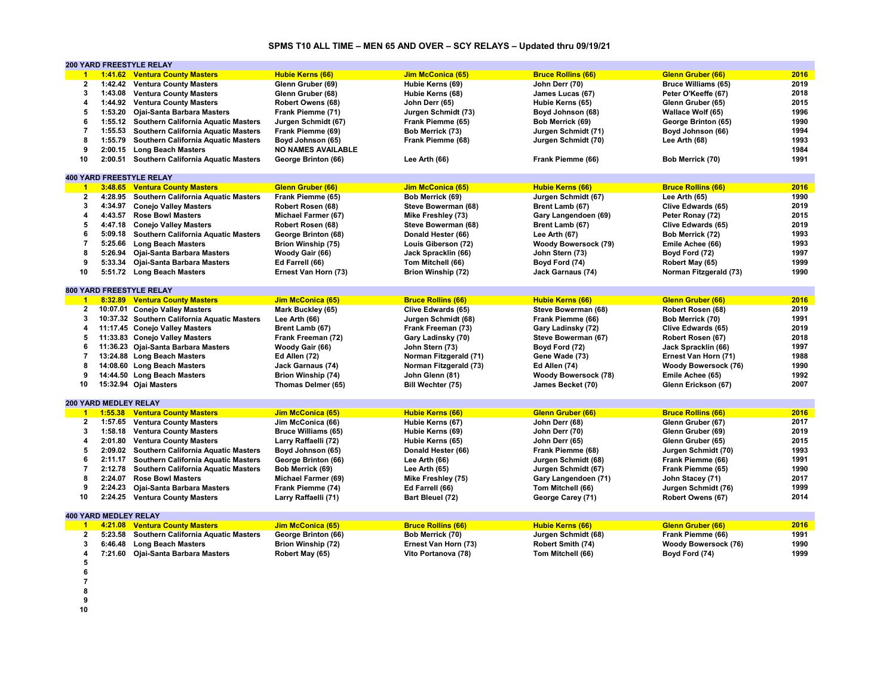# SPMS T10 ALL TIME – MEN 65 AND OVER – SCY RELAYS – Updated thru 09/19/21

## 200 YARD FREESTYLE RELAY

| Rank | Time | Team | Swimmer 1 | Swimmer 2 | Swimmer 3 | Swimmer 4 | Year |
|---|---|---|---|---|---|---|---|
| 1 | 1:41.62 | Ventura County Masters | Hubie Kerns (66) | Jim McConica (65) | Bruce Rollins (66) | Glenn Gruber (66) | 2016 |
| 2 | 1:42.42 | Ventura County Masters | Glenn Gruber (69) | Hubie Kerns (69) | John Derr (70) | Bruce Williams (65) | 2019 |
| 3 | 1:43.08 | Ventura County Masters | Glenn Gruber (68) | Hubie Kerns (68) | James Lucas (67) | Peter O'Keeffe (67) | 2018 |
| 4 | 1:44.92 | Ventura County Masters | Robert Owens (68) | John Derr (65) | Hubie Kerns (65) | Glenn Gruber (65) | 2015 |
| 5 | 1:53.20 | Ojai-Santa Barbara Masters | Frank Piemme (71) | Jurgen Schmidt (73) | Boyd Johnson (68) | Wallace Wolf (65) | 1996 |
| 6 | 1:55.12 | Southern California Aquatic Masters | Jurgen Schmidt (67) | Frank Piemme (65) | Bob Merrick (69) | George Brinton (65) | 1990 |
| 7 | 1:55.53 | Southern California Aquatic Masters | Frank Piemme (69) | Bob Merrick (73) | Jurgen Schmidt (71) | Boyd Johnson (66) | 1994 |
| 8 | 1:55.79 | Southern California Aquatic Masters | Boyd Johnson (65) | Frank Piemme (68) | Jurgen Schmidt (70) | Lee Arth (68) | 1993 |
| 9 | 2:00.15 | Long Beach Masters | NO NAMES AVAILABLE | | | | 1984 |
| 10 | 2:00.51 | Southern California Aquatic Masters | George Brinton (66) | Lee Arth (66) | Frank Piemme (66) | Bob Merrick (70) | 1991 |

## 400 YARD FREESTYLE RELAY

| Rank | Time | Team | Swimmer 1 | Swimmer 2 | Swimmer 3 | Swimmer 4 | Year |
|---|---|---|---|---|---|---|---|
| 1 | 3:48.65 | Ventura County Masters | Glenn Gruber (66) | Jim McConica (65) | Hubie Kerns (66) | Bruce Rollins (66) | 2016 |
| 2 | 4:28.95 | Southern California Aquatic Masters | Frank Piemme (65) | Bob Merrick (69) | Jurgen Schmidt (67) | Lee Arth (65) | 1990 |
| 3 | 4:34.97 | Conejo Valley Masters | Robert Rosen (68) | Steve Bowerman (68) | Brent Lamb (67) | Clive Edwards (65) | 2019 |
| 4 | 4:43.57 | Rose Bowl Masters | Michael Farmer (67) | Mike Freshley (73) | Gary Langendoen (69) | Peter Ronay (72) | 2015 |
| 5 | 4:47.18 | Conejo Valley Masters | Robert Rosen (68) | Steve Bowerman (68) | Brent Lamb (67) | Clive Edwards (65) | 2019 |
| 6 | 5:09.18 | Southern California Aquatic Masters | George Brinton (68) | Donald Hester (66) | Lee Arth (67) | Bob Merrick (72) | 1993 |
| 7 | 5:25.66 | Long Beach Masters | Brion Winship (75) | Louis Giberson (72) | Woody Bowersock (79) | Emile Achee (66) | 1993 |
| 8 | 5:26.94 | Ojai-Santa Barbara Masters | Woody Gair (66) | Jack Spracklin (66) | John Stern (73) | Boyd Ford (72) | 1997 |
| 9 | 5:33.34 | Ojai-Santa Barbara Masters | Ed Farrell (66) | Tom Mitchell (66) | Boyd Ford (74) | Robert May (65) | 1999 |
| 10 | 5:51.72 | Long Beach Masters | Ernest Van Horn (73) | Brion Winship (72) | Jack Garnaus (74) | Norman Fitzgerald (73) | 1990 |

## 800 YARD FREESTYLE RELAY

| Rank | Time | Team | Swimmer 1 | Swimmer 2 | Swimmer 3 | Swimmer 4 | Year |
|---|---|---|---|---|---|---|---|
| 1 | 8:32.89 | Ventura County Masters | Jim McConica (65) | Bruce Rollins (66) | Hubie Kerns (66) | Glenn Gruber (66) | 2016 |
| 2 | 10:07.01 | Conejo Valley Masters | Mark Buckley (65) | Clive Edwards (65) | Steve Bowerman (68) | Robert Rosen (68) | 2019 |
| 3 | 10:37.32 | Southern California Aquatic Masters | Lee Arth (66) | Jurgen Schmidt (68) | Frank Piemme (66) | Bob Merrick (70) | 1991 |
| 4 | 11:17.45 | Conejo Valley Masters | Brent Lamb (67) | Frank Freeman (73) | Gary Ladinsky (72) | Clive Edwards (65) | 2019 |
| 5 | 11:33.83 | Conejo Valley Masters | Frank Freeman (72) | Gary Ladinsky (70) | Steve Bowerman (67) | Robert Rosen (67) | 2018 |
| 6 | 11:36.23 | Ojai-Santa Barbara Masters | Woody Gair (66) | John Stern (73) | Boyd Ford (72) | Jack Spracklin (66) | 1997 |
| 7 | 13:24.88 | Long Beach Masters | Ed Allen (72) | Norman Fitzgerald (71) | Gene Wade (73) | Ernest Van Horn (71) | 1988 |
| 8 | 14:08.60 | Long Beach Masters | Jack Garnaus (74) | Norman Fitzgerald (73) | Ed Allen (74) | Woody Bowersock (76) | 1990 |
| 9 | 14:44.50 | Long Beach Masters | Brion Winship (74) | John Glenn (81) | Woody Bowersock (78) | Emile Achee (65) | 1992 |
| 10 | 15:32.94 | Ojai Masters | Thomas Delmer (65) | Bill Wechter (75) | James Becket (70) | Glenn Erickson (67) | 2007 |

## 200 YARD MEDLEY RELAY

| Rank | Time | Team | Swimmer 1 | Swimmer 2 | Swimmer 3 | Swimmer 4 | Year |
|---|---|---|---|---|---|---|---|
| 1 | 1:55.38 | Ventura County Masters | Jim McConica (65) | Hubie Kerns (66) | Glenn Gruber (66) | Bruce Rollins (66) | 2016 |
| 2 | 1:57.65 | Ventura County Masters | Jim McConica (66) | Hubie Kerns (67) | John Derr (68) | Glenn Gruber (67) | 2017 |
| 3 | 1:58.18 | Ventura County Masters | Bruce Williams (65) | Hubie Kerns (69) | John Derr (70) | Glenn Gruber (69) | 2019 |
| 4 | 2:01.80 | Ventura County Masters | Larry Raffaelli (72) | Hubie Kerns (65) | John Derr (65) | Glenn Gruber (65) | 2015 |
| 5 | 2:09.02 | Southern California Aquatic Masters | Boyd Johnson (65) | Donald Hester (66) | Frank Piemme (68) | Jurgen Schmidt (70) | 1993 |
| 6 | 2:11.17 | Southern California Aquatic Masters | George Brinton (66) | Lee Arth (66) | Jurgen Schmidt (68) | Frank Piemme (66) | 1991 |
| 7 | 2:12.78 | Southern California Aquatic Masters | Bob Merrick (69) | Lee Arth (65) | Jurgen Schmidt (67) | Frank Piemme (65) | 1990 |
| 8 | 2:24.07 | Rose Bowl Masters | Michael Farmer (69) | Mike Freshley (75) | Gary Langendoen (71) | John Stacey (71) | 2017 |
| 9 | 2:24.23 | Ojai-Santa Barbara Masters | Frank Piemme (74) | Ed Farrell (66) | Tom Mitchell (66) | Jurgen Schmidt (76) | 1999 |
| 10 | 2:24.25 | Ventura County Masters | Larry Raffaelli (71) | Bart Bleuel (72) | George Carey (71) | Robert Owens (67) | 2014 |

## 400 YARD MEDLEY RELAY

| Rank | Time | Team | Swimmer 1 | Swimmer 2 | Swimmer 3 | Swimmer 4 | Year |
|---|---|---|---|---|---|---|---|
| 1 | 4:21.08 | Ventura County Masters | Jim McConica (65) | Bruce Rollins (66) | Hubie Kerns (66) | Glenn Gruber (66) | 2016 |
| 2 | 5:23.58 | Southern California Aquatic Masters | George Brinton (66) | Bob Merrick (70) | Jurgen Schmidt (68) | Frank Piemme (66) | 1991 |
| 3 | 6:46.48 | Long Beach Masters | Brion Winship (72) | Ernest Van Horn (73) | Robert Smith (74) | Woody Bowersock (76) | 1990 |
| 4 | 7:21.60 | Ojai-Santa Barbara Masters | Robert May (65) | Vito Portanova (78) | Tom Mitchell (66) | Boyd Ford (74) | 1999 |
| 5 | | | | | | | |
| 6 | | | | | | | |
| 7 | | | | | | | |
| 8 | | | | | | | |
| 9 | | | | | | | |
| 10 | | | | | | | |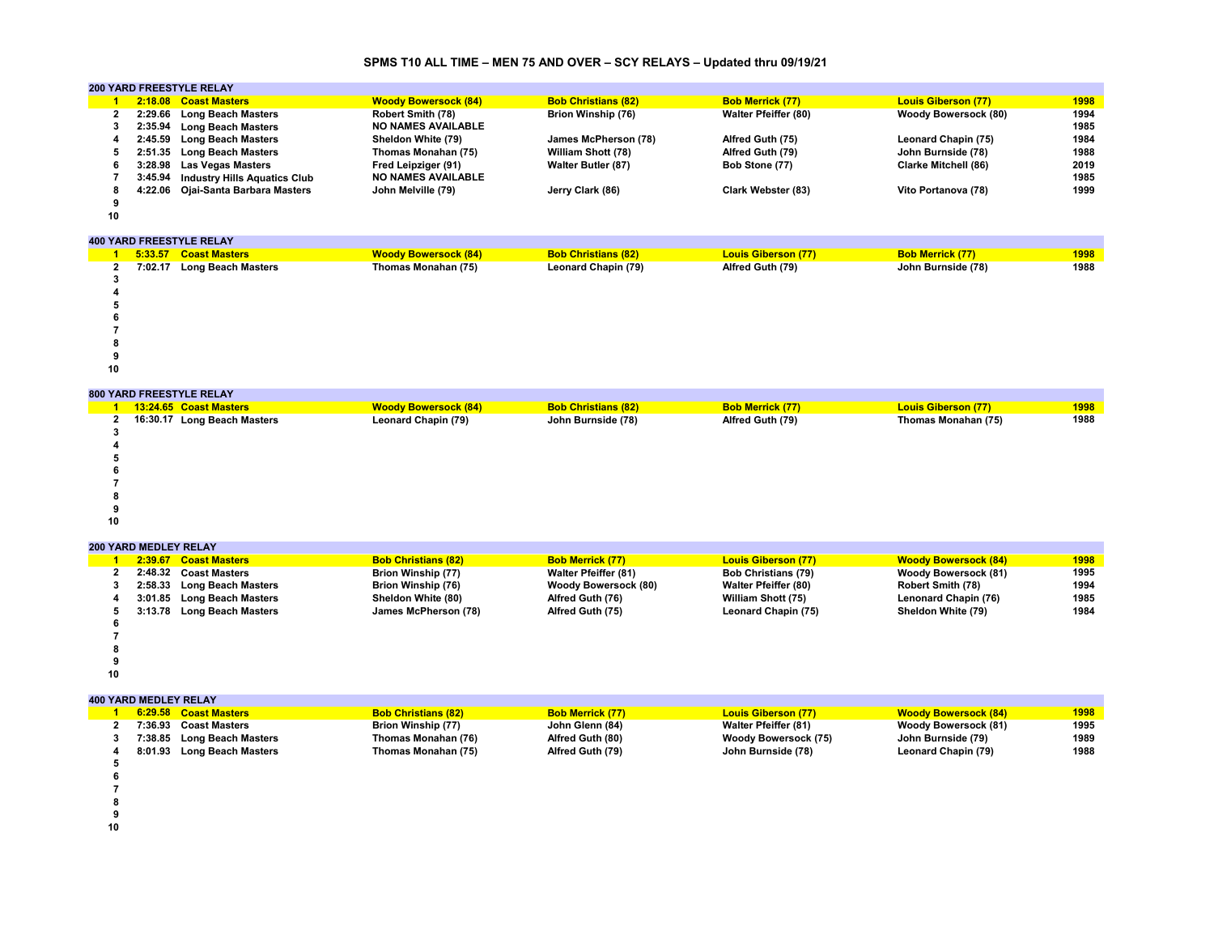# SPMS T10 ALL TIME – MEN 75 AND OVER – SCY RELAYS – Updated thru 09/19/21

## 200 YARD FREESTYLE RELAY

| | Time | Team | Swimmer 1 | Swimmer 2 | Swimmer 3 | Swimmer 4 | Year |
|---|---|---|---|---|---|---|---|
| 1 | 2:18.08 | Coast Masters | Woody Bowersock (84) | Bob Christians (82) | Bob Merrick (77) | Louis Giberson (77) | 1998 |
| 2 | 2:29.66 | Long Beach Masters | Robert Smith (78) | Brion Winship (76) | Walter Pfeiffer (80) | Woody Bowersock (80) | 1994 |
| 3 | 2:35.94 | Long Beach Masters | NO NAMES AVAILABLE | | | | 1985 |
| 4 | 2:45.59 | Long Beach Masters | Sheldon White (79) | James McPherson (78) | Alfred Guth (75) | Leonard Chapin (75) | 1984 |
| 5 | 2:51.35 | Long Beach Masters | Thomas Monahan (75) | William Shott (78) | Alfred Guth (79) | John Burnside (78) | 1988 |
| 6 | 3:28.98 | Las Vegas Masters | Fred Leipziger (91) | Walter Butler (87) | Bob Stone (77) | Clarke Mitchell (86) | 2019 |
| 7 | 3:45.94 | Industry Hills Aquatics Club | NO NAMES AVAILABLE | | | | 1985 |
| 8 | 4:22.06 | Ojai-Santa Barbara Masters | John Melville (79) | Jerry Clark (86) | Clark Webster (83) | Vito Portanova (78) | 1999 |
| 9 | | | | | | | |
| 10 | | | | | | | |

## 400 YARD FREESTYLE RELAY

| | Time | Team | Swimmer 1 | Swimmer 2 | Swimmer 3 | Swimmer 4 | Year |
|---|---|---|---|---|---|---|---|
| 1 | 5:33.57 | Coast Masters | Woody Bowersock (84) | Bob Christians (82) | Louis Giberson (77) | Bob Merrick (77) | 1998 |
| 2 | 7:02.17 | Long Beach Masters | Thomas Monahan (75) | Leonard Chapin (79) | Alfred Guth (79) | John Burnside (78) | 1988 |
| 3 | | | | | | | |
| 4 | | | | | | | |
| 5 | | | | | | | |
| 6 | | | | | | | |
| 7 | | | | | | | |
| 8 | | | | | | | |
| 9 | | | | | | | |
| 10 | | | | | | | |

## 800 YARD FREESTYLE RELAY

| | Time | Team | Swimmer 1 | Swimmer 2 | Swimmer 3 | Swimmer 4 | Year |
|---|---|---|---|---|---|---|---|
| 1 | 13:24.65 | Coast Masters | Woody Bowersock (84) | Bob Christians (82) | Bob Merrick (77) | Louis Giberson (77) | 1998 |
| 2 | 16:30.17 | Long Beach Masters | Leonard Chapin (79) | John Burnside (78) | Alfred Guth (79) | Thomas Monahan (75) | 1988 |
| 3 | | | | | | | |
| 4 | | | | | | | |
| 5 | | | | | | | |
| 6 | | | | | | | |
| 7 | | | | | | | |
| 8 | | | | | | | |
| 9 | | | | | | | |
| 10 | | | | | | | |

## 200 YARD MEDLEY RELAY

| | Time | Team | Swimmer 1 | Swimmer 2 | Swimmer 3 | Swimmer 4 | Year |
|---|---|---|---|---|---|---|---|
| 1 | 2:39.67 | Coast Masters | Bob Christians (82) | Bob Merrick (77) | Louis Giberson (77) | Woody Bowersock (84) | 1998 |
| 2 | 2:48.32 | Coast Masters | Brion Winship (77) | Walter Pfeiffer (81) | Bob Christians (79) | Woody Bowersock (81) | 1995 |
| 3 | 2:58.33 | Long Beach Masters | Brion Winship (76) | Woody Bowersock (80) | Walter Pfeiffer (80) | Robert Smith (78) | 1994 |
| 4 | 3:01.85 | Long Beach Masters | Sheldon White (80) | Alfred Guth (76) | William Shott (75) | Lenonard Chapin (76) | 1985 |
| 5 | 3:13.78 | Long Beach Masters | James McPherson (78) | Alfred Guth (75) | Leonard Chapin (75) | Sheldon White (79) | 1984 |
| 6 | | | | | | | |
| 7 | | | | | | | |
| 8 | | | | | | | |
| 9 | | | | | | | |
| 10 | | | | | | | |

## 400 YARD MEDLEY RELAY

| | Time | Team | Swimmer 1 | Swimmer 2 | Swimmer 3 | Swimmer 4 | Year |
|---|---|---|---|---|---|---|---|
| 1 | 6:29.58 | Coast Masters | Bob Christians (82) | Bob Merrick (77) | Louis Giberson (77) | Woody Bowersock (84) | 1998 |
| 2 | 7:36.93 | Coast Masters | Brion Winship (77) | John Glenn (84) | Walter Pfeiffer (81) | Woody Bowersock (81) | 1995 |
| 3 | 7:38.85 | Long Beach Masters | Thomas Monahan (76) | Alfred Guth (80) | Woody Bowersock (75) | John Burnside (79) | 1989 |
| 4 | 8:01.93 | Long Beach Masters | Thomas Monahan (75) | Alfred Guth (79) | John Burnside (78) | Leonard Chapin (79) | 1988 |
| 5 | | | | | | | |
| 6 | | | | | | | |
| 7 | | | | | | | |
| 8 | | | | | | | |
| 9 | | | | | | | |
| 10 | | | | | | | |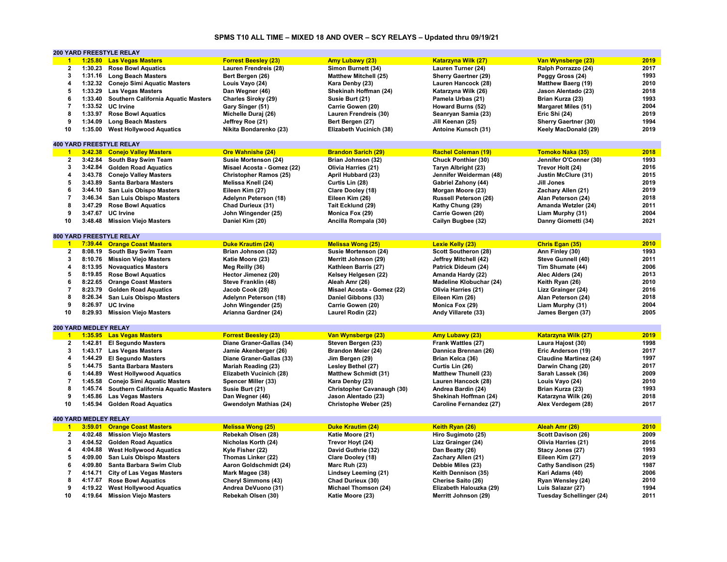# SPMS T10 ALL TIME – MIXED 18 AND OVER – SCY RELAYS – Updated thru 09/19/21

## 200 YARD FREESTYLE RELAY

| Rank | Time | Team | Swimmer 1 | Swimmer 2 | Swimmer 3 | Swimmer 4 | Year |
|---|---|---|---|---|---|---|---|
| 1 | 1:25.80 | Las Vegas Masters | Forrest Beesley (23) | Amy Lubawy (23) | Katarzyna Wilk (27) | Van Wynsberge (23) | 2019 |
| 2 | 1:30.23 | Rose Bowl Aquatics | Lauren Frendreis (28) | Simon Burnett (34) | Lauren Turner (24) | Ralph Porrazzo (24) | 2017 |
| 3 | 1:31.16 | Long Beach Masters | Bert Bergen (26) | Matthew Mitchell (25) | Sherry Gaertner (29) | Peggy Gross (24) | 1993 |
| 4 | 1:32.32 | Conejo Simi Aquatic Masters | Louis Vayo (24) | Kara Denby (23) | Lauren Hancock (28) | Matthew Baerg (19) | 2010 |
| 5 | 1:33.29 | Las Vegas Masters | Dan Wegner (46) | Shekinah Hoffman (24) | Katarzyna Wilk (26) | Jason Alentado (23) | 2018 |
| 6 | 1:33.40 | Southern California Aquatic Masters | Charles Siroky (29) | Susie Burt (21) | Pamela Urbas (21) | Brian Kurza (23) | 1993 |
| 7 | 1:33.52 | UC Irvine | Gary Singer (51) | Carrie Gowen (20) | Howard Burns (52) | Margaret Miles (51) | 2004 |
| 8 | 1:33.97 | Rose Bowl Aquatics | Michelle Duraj (26) | Lauren Frendreis (30) | Seanryan Samia (23) | Eric Shi (24) | 2019 |
| 9 | 1:34.09 | Long Beach Masters | Jeffrey Roe (21) | Bert Bergen (27) | Jill Keenan (25) | Sherry Gaertner (30) | 1994 |
| 10 | 1:35.00 | West Hollywood Aquatics | Nikita Bondarenko (23) | Elizabeth Vucinich (38) | Antoine Kunsch (31) | Keely MacDonald (29) | 2019 |

## 400 YARD FREESTYLE RELAY

| Rank | Time | Team | Swimmer 1 | Swimmer 2 | Swimmer 3 | Swimmer 4 | Year |
|---|---|---|---|---|---|---|---|
| 1 | 3:42.38 | Conejo Valley Masters | Ore Wahnishe (24) | Brandon Sarich (29) | Rachel Coleman (19) | Tomoko Naka (35) | 2018 |
| 2 | 3:42.84 | South Bay Swim Team | Susie Mortenson (24) | Brian Johnson (32) | Chuck Ponthier (30) | Jennifer O'Conner (30) | 1993 |
| 3 | 3:42.84 | Golden Road Aquatics | Misael Acosta - Gomez (22) | Olivia Harries (21) | Taryn Albright (23) | Trevor Holt (24) | 2016 |
| 4 | 3:43.78 | Conejo Valley Masters | Christopher Ramos (25) | April Hubbard (23) | Jennifer Weiderman (48) | Justin McClure (31) | 2015 |
| 5 | 3:43.89 | Santa Barbara Masters | Melissa Knell (24) | Curtis Lin (28) | Gabriel Zahony (44) | Jill Jones | 2019 |
| 6 | 3:44.10 | San Luis Obispo Masters | Eileen Kim (27) | Clare Dooley (18) | Morgan Moore (23) | Zachary Allen (21) | 2019 |
| 7 | 3:46.34 | San Luis Obispo Masters | Adelynn Peterson (18) | Eileen Kim (26) | Russell Peterson (26) | Alan Peterson (24) | 2018 |
| 8 | 3:47.29 | Rose Bowl Aquatics | Chad Durieux (31) | Tait Ecklund (29) | Kathy Chung (29) | Amanda Wetzler (24) | 2011 |
| 9 | 3:47.67 | UC Irvine | John Wingender (25) | Monica Fox (29) | Carrie Gowen (20) | Liam Murphy (31) | 2004 |
| 10 | 3:48.48 | Mission Viejo Masters | Daniel Kim (20) | Ancilla Rompala (30) | Cailyn Bugbee (32) | Danny Giometti (34) | 2021 |

## 800 YARD FREESTYLE RELAY

| Rank | Time | Team | Swimmer 1 | Swimmer 2 | Swimmer 3 | Swimmer 4 | Year |
|---|---|---|---|---|---|---|---|
| 1 | 7:39.44 | Orange Coast Masters | Duke Krautim (24) | Melissa Wong (25) | Lexie Kelly (23) | Chris Egan (35) | 2010 |
| 2 | 8:08.19 | South Bay Swim Team | Brian Johnson (32) | Susie Mortenson (24) | Scott Southeron (28) | Ann Finley (30) | 1993 |
| 3 | 8:10.76 | Mission Viejo Masters | Katie Moore (23) | Merritt Johnson (29) | Jeffrey Mitchell (42) | Steve Gunnell (40) | 2011 |
| 4 | 8:13.95 | Novaquatics Masters | Meg Reilly (36) | Kathleen Barris (27) | Patrick Dideum (24) | Tim Shumate (44) | 2006 |
| 5 | 8:19.85 | Rose Bowl Aquatics | Hector Jimenez (20) | Kelsey Helgesen (22) | Amanda Hardy (22) | Alec Alders (24) | 2013 |
| 6 | 8:22.65 | Orange Coast Masters | Steve Franklin (48) | Aleah Amr (26) | Madeline Klobuchar (24) | Keith Ryan (26) | 2010 |
| 7 | 8:23.79 | Golden Road Aquatics | Jacob Cook (28) | Misael Acosta - Gomez (22) | Olivia Harries (21) | Lizz Grainger (24) | 2016 |
| 8 | 8:26.34 | San Luis Obispo Masters | Adelynn Peterson (18) | Daniel Gibbons (33) | Eileen Kim (26) | Alan Peterson (24) | 2018 |
| 9 | 8:26.97 | UC Irvine | John Wingender (25) | Carrie Gowen (20) | Monica Fox (29) | Liam Murphy (31) | 2004 |
| 10 | 8:29.93 | Mission Viejo Masters | Arianna Gardner (24) | Laurel Rodin (22) | Andy Villarete (33) | James Bergen (37) | 2005 |

## 200 YARD MEDLEY RELAY

| Rank | Time | Team | Swimmer 1 | Swimmer 2 | Swimmer 3 | Swimmer 4 | Year |
|---|---|---|---|---|---|---|---|
| 1 | 1:35.95 | Las Vegas Masters | Forrest Beesley (23) | Van Wynsberge (23) | Amy Lubawy (23) | Katarzyna Wilk (27) | 2019 |
| 2 | 1:42.81 | El Segundo Masters | Diane Graner-Gallas (34) | Steven Bergen (23) | Frank Wattles (27) | Laura Hajost (30) | 1998 |
| 3 | 1:43.17 | Las Vegas Masters | Jamie Akenberger (26) | Brandon Meier (24) | Dannica Brennan (26) | Eric Anderson (19) | 2017 |
| 4 | 1:44.29 | El Segundo Masters | Diane Graner-Gallas (33) | Jim Bergen (29) | Brian Kelca (36) | Claudine Martinez (24) | 1997 |
| 5 | 1:44.75 | Santa Barbara Masters | Mariah Reading (23) | Lesley Bethel (27) | Curtis Lin (26) | Darwin Chang (20) | 2017 |
| 6 | 1:44.89 | West Hollywood Aquatics | Elizabeth Vucinich (28) | Matthew Schmidt (31) | Matthew Thunell (23) | Sarah Lassek (36) | 2009 |
| 7 | 1:45.58 | Conejo Simi Aquatic Masters | Spencer Miller (33) | Kara Denby (23) | Lauren Hancock (28) | Louis Vayo (24) | 2010 |
| 8 | 1:45.74 | Southern California Aquatic Masters | Susie Burt (21) | Christopher Cavanaugh (30) | Andrea Bardin (24) | Brian Kurza (23) | 1993 |
| 9 | 1:45.86 | Las Vegas Masters | Dan Wegner (46) | Jason Alentado (23) | Shekinah Hoffman (24) | Katarzyna Wilk (26) | 2018 |
| 10 | 1:45.94 | Golden Road Aquatics | Gwendolyn Mathias (24) | Christophe Weber (25) | Caroline Fernandez (27) | Alex Verdegem (28) | 2017 |

## 400 YARD MEDLEY RELAY

| Rank | Time | Team | Swimmer 1 | Swimmer 2 | Swimmer 3 | Swimmer 4 | Year |
|---|---|---|---|---|---|---|---|
| 1 | 3:59.01 | Orange Coast Masters | Melissa Wong (25) | Duke Krautim (24) | Keith Ryan (26) | Aleah Amr (26) | 2010 |
| 2 | 4:02.48 | Mission Viejo Masters | Rebekah Olsen (28) | Katie Moore (21) | Hiro Sugimoto (25) | Scott Davison (26) | 2009 |
| 3 | 4:04.52 | Golden Road Aquatics | Nicholas Korth (24) | Trevor Hoyt (24) | Lizz Grainger (24) | Olivia Harries (21) | 2016 |
| 4 | 4:04.88 | West Hollywood Aquatics | Kyle Fisher (22) | David Guthrie (32) | Dan Beatty (26) | Stacy Jones (27) | 1993 |
| 5 | 4:09.00 | San Luis Obispo Masters | Thomas Linker (22) | Clare Dooley (18) | Zachary Allen (21) | Eileen Kim (27) | 2019 |
| 6 | 4:09.80 | Santa Barbara Swim Club | Aaron Goldschmidt (24) | Marc Ruh (23) | Debbie Miles (23) | Cathy Sandison (25) | 1987 |
| 7 | 4:14.71 | City of Las Vegas Masters | Mark Magee (38) | Lindsey Leeming (21) | Keith Dennison (35) | Kari Adams (40) | 2006 |
| 8 | 4:17.67 | Rose Bowl Aquatics | Cheryl Simmons (43) | Chad Durieux (30) | Cherise Saito (26) | Ryan Wensley (24) | 2010 |
| 9 | 4:19.22 | West Hollywood Aquatics | Andrea DeVuono (31) | Michael Thomson (24) | Elizabeth Halouzka (29) | Luis Salazar (27) | 1994 |
| 10 | 4:19.64 | Mission Viejo Masters | Rebekah Olsen (30) | Katie Moore (23) | Merritt Johnson (29) | Tuesday Schellinger (24) | 2011 |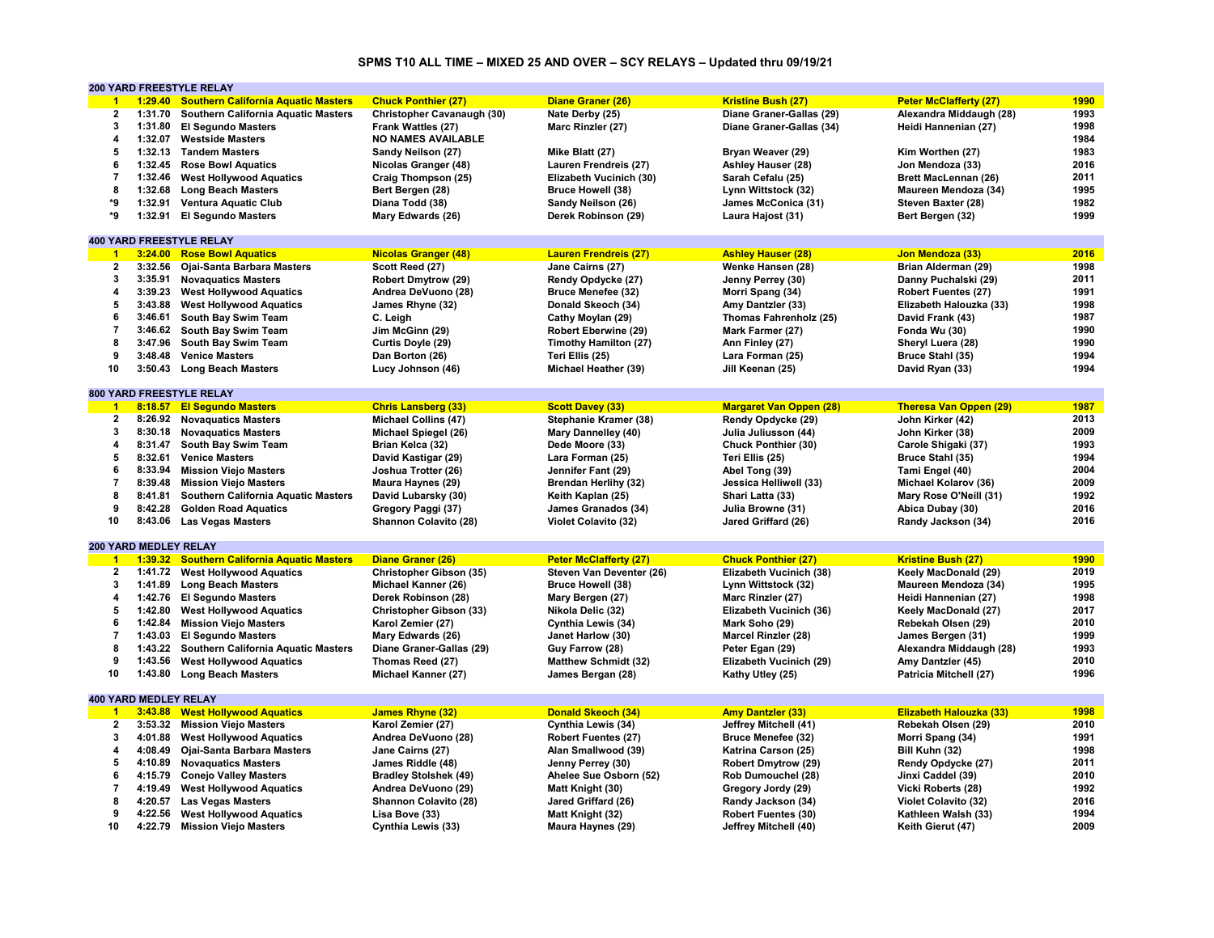## SPMS T10 ALL TIME – MIXED 25 AND OVER – SCY RELAYS – Updated thru 09/19/21

### 200 YARD FREESTYLE RELAY

| Rank | Time | Team | Swimmer 1 | Swimmer 2 | Swimmer 3 | Swimmer 4 | Year |
|---|---|---|---|---|---|---|---|
| 1 | 1:29.40 | Southern California Aquatic Masters | Chuck Ponthier (27) | Diane Graner (26) | Kristine Bush (27) | Peter McClafferty (27) | 1990 |
| 2 | 1:31.70 | Southern California Aquatic Masters | Christopher Cavanaugh (30) | Nate Derby (25) | Diane Graner-Gallas (29) | Alexandra Middaugh (28) | 1993 |
| 3 | 1:31.80 | El Segundo Masters | Frank Wattles (27) | Marc Rinzler (27) | Diane Graner-Gallas (34) | Heidi Hannenian (27) | 1998 |
| 4 | 1:32.07 | Westside Masters | NO NAMES AVAILABLE | | | | 1984 |
| 5 | 1:32.13 | Tandem Masters | Sandy Neilson (27) | Mike Blatt (27) | Bryan Weaver (29) | Kim Worthen (27) | 1983 |
| 6 | 1:32.45 | Rose Bowl Aquatics | Nicolas Granger (48) | Lauren Frendreis (27) | Ashley Hauser (28) | Jon Mendoza (33) | 2016 |
| 7 | 1:32.46 | West Hollywood Aquatics | Craig Thompson (25) | Elizabeth Vucinich (30) | Sarah Cefalu (25) | Brett MacLennan (26) | 2011 |
| 8 | 1:32.68 | Long Beach Masters | Bert Bergen (28) | Bruce Howell (38) | Lynn Wittstock (32) | Maureen Mendoza (34) | 1995 |
| *9 | 1:32.91 | Ventura Aquatic Club | Diana Todd (38) | Sandy Neilson (26) | James McConica (31) | Steven Baxter (28) | 1982 |
| *9 | 1:32.91 | El Segundo Masters | Mary Edwards (26) | Derek Robinson (29) | Laura Hajost (31) | Bert Bergen (32) | 1999 |

### 400 YARD FREESTYLE RELAY

| Rank | Time | Team | Swimmer 1 | Swimmer 2 | Swimmer 3 | Swimmer 4 | Year |
|---|---|---|---|---|---|---|---|
| 1 | 3:24.00 | Rose Bowl Aquatics | Nicolas Granger (48) | Lauren Frendreis (27) | Ashley Hauser (28) | Jon Mendoza (33) | 2016 |
| 2 | 3:32.56 | Ojai-Santa Barbara Masters | Scott Reed (27) | Jane Cairns (27) | Wenke Hansen (28) | Brian Alderman (29) | 1998 |
| 3 | 3:35.91 | Novaquatics Masters | Robert Dmytrow (29) | Rendy Opdycke (27) | Jenny Perrey (30) | Danny Puchalski (29) | 2011 |
| 4 | 3:39.23 | West Hollywood Aquatics | Andrea DeVuono (28) | Bruce Menefee (32) | Morri Spang (34) | Robert Fuentes (27) | 1991 |
| 5 | 3:43.88 | West Hollywood Aquatics | James Rhyne (32) | Donald Skeoch (34) | Amy Dantzler (33) | Elizabeth Halouzka (33) | 1998 |
| 6 | 3:46.61 | South Bay Swim Team | C. Leigh | Cathy Moylan (29) | Thomas Fahrenholz (25) | David Frank (43) | 1987 |
| 7 | 3:46.62 | South Bay Swim Team | Jim McGinn (29) | Robert Eberwine (29) | Mark Farmer (27) | Fonda Wu (30) | 1990 |
| 8 | 3:47.96 | South Bay Swim Team | Curtis Doyle (29) | Timothy Hamilton (27) | Ann Finley (27) | Sheryl Luera (28) | 1990 |
| 9 | 3:48.48 | Venice Masters | Dan Borton (26) | Teri Ellis (25) | Lara Forman (25) | Bruce Stahl (35) | 1994 |
| 10 | 3:50.43 | Long Beach Masters | Lucy Johnson (46) | Michael Heather (39) | Jill Keenan (25) | David Ryan (33) | 1994 |

### 800 YARD FREESTYLE RELAY

| Rank | Time | Team | Swimmer 1 | Swimmer 2 | Swimmer 3 | Swimmer 4 | Year |
|---|---|---|---|---|---|---|---|
| 1 | 8:18.57 | El Segundo Masters | Chris Lansberg (33) | Scott Davey (33) | Margaret Van Oppen (28) | Theresa Van Oppen (29) | 1987 |
| 2 | 8:26.92 | Novaquatics Masters | Michael Collins (47) | Stephanie Kramer (38) | Rendy Opdycke (29) | John Kirker (42) | 2013 |
| 3 | 8:30.18 | Novaquatics Masters | Michael Spiegel (26) | Mary Dannelley (40) | Julia Juliusson (44) | John Kirker (38) | 2009 |
| 4 | 8:31.47 | South Bay Swim Team | Brian Kelca (32) | Dede Moore (33) | Chuck Ponthier (30) | Carole Shigaki (37) | 1993 |
| 5 | 8:32.61 | Venice Masters | David Kastigar (29) | Lara Forman (25) | Teri Ellis (25) | Bruce Stahl (35) | 1994 |
| 6 | 8:33.94 | Mission Viejo Masters | Joshua Trotter (26) | Jennifer Fant (29) | Abel Tong (39) | Tami Engel (40) | 2004 |
| 7 | 8:39.48 | Mission Viejo Masters | Maura Haynes (29) | Brendan Herlihy (32) | Jessica Helliwell (33) | Michael Kolarov (36) | 2009 |
| 8 | 8:41.81 | Southern California Aquatic Masters | David Lubarsky (30) | Keith Kaplan (25) | Shari Latta (33) | Mary Rose O'Neill (31) | 1992 |
| 9 | 8:42.28 | Golden Road Aquatics | Gregory Paggi (37) | James Granados (34) | Julia Browne (31) | Abica Dubay (30) | 2016 |
| 10 | 8:43.06 | Las Vegas Masters | Shannon Colavito (28) | Violet Colavito (32) | Jared Griffard (26) | Randy Jackson (34) | 2016 |

### 200 YARD MEDLEY RELAY

| Rank | Time | Team | Swimmer 1 | Swimmer 2 | Swimmer 3 | Swimmer 4 | Year |
|---|---|---|---|---|---|---|---|
| 1 | 1:39.32 | Southern California Aquatic Masters | Diane Graner (26) | Peter McClafferty (27) | Chuck Ponthier (27) | Kristine Bush (27) | 1990 |
| 2 | 1:41.72 | West Hollywood Aquatics | Christopher Gibson (35) | Steven Van Deventer (26) | Elizabeth Vucinich (38) | Keely MacDonald (29) | 2019 |
| 3 | 1:41.89 | Long Beach Masters | Michael Kanner (26) | Bruce Howell (38) | Lynn Wittstock (32) | Maureen Mendoza (34) | 1995 |
| 4 | 1:42.76 | El Segundo Masters | Derek Robinson (28) | Mary Bergen (27) | Marc Rinzler (27) | Heidi Hannenian (27) | 1998 |
| 5 | 1:42.80 | West Hollywood Aquatics | Christopher Gibson (33) | Nikola Delic (32) | Elizabeth Vucinich (36) | Keely MacDonald (27) | 2017 |
| 6 | 1:42.84 | Mission Viejo Masters | Karol Zemier (27) | Cynthia Lewis (34) | Mark Soho (29) | Rebekah Olsen (29) | 2010 |
| 7 | 1:43.03 | El Segundo Masters | Mary Edwards (26) | Janet Harlow (30) | Marcel Rinzler (28) | James Bergen (31) | 1999 |
| 8 | 1:43.22 | Southern California Aquatic Masters | Diane Graner-Gallas (29) | Guy Farrow (28) | Peter Egan (29) | Alexandra Middaugh (28) | 1993 |
| 9 | 1:43.56 | West Hollywood Aquatics | Thomas Reed (27) | Matthew Schmidt (32) | Elizabeth Vucinich (29) | Amy Dantzler (45) | 2010 |
| 10 | 1:43.80 | Long Beach Masters | Michael Kanner (27) | James Bergan (28) | Kathy Utley (25) | Patricia Mitchell (27) | 1996 |

### 400 YARD MEDLEY RELAY

| Rank | Time | Team | Swimmer 1 | Swimmer 2 | Swimmer 3 | Swimmer 4 | Year |
|---|---|---|---|---|---|---|---|
| 1 | 3:43.88 | West Hollywood Aquatics | James Rhyne (32) | Donald Skeoch (34) | Amy Dantzler (33) | Elizabeth Halouzka (33) | 1998 |
| 2 | 3:53.32 | Mission Viejo Masters | Karol Zemier (27) | Cynthia Lewis (34) | Jeffrey Mitchell (41) | Rebekah Olsen (29) | 2010 |
| 3 | 4:01.88 | West Hollywood Aquatics | Andrea DeVuono (28) | Robert Fuentes (27) | Bruce Menefee (32) | Morri Spang (34) | 1991 |
| 4 | 4:08.49 | Ojai-Santa Barbara Masters | Jane Cairns (27) | Alan Smallwood (39) | Katrina Carson (25) | Bill Kuhn (32) | 1998 |
| 5 | 4:10.89 | Novaquatics Masters | James Riddle (48) | Jenny Perrey (30) | Robert Dmytrow (29) | Rendy Opdycke (27) | 2011 |
| 6 | 4:15.79 | Conejo Valley Masters | Bradley Stolshek (49) | Ahelee Sue Osborn (52) | Rob Dumouchel (28) | Jinxi Caddel (39) | 2010 |
| 7 | 4:19.49 | West Hollywood Aquatics | Andrea DeVuono (29) | Matt Knight (30) | Gregory Jordy (29) | Vicki Roberts (28) | 1992 |
| 8 | 4:20.57 | Las Vegas Masters | Shannon Colavito (28) | Jared Griffard (26) | Randy Jackson (34) | Violet Colavito (32) | 2016 |
| 9 | 4:22.56 | West Hollywood Aquatics | Lisa Bove (33) | Matt Knight (32) | Robert Fuentes (30) | Kathleen Walsh (33) | 1994 |
| 10 | 4:22.79 | Mission Viejo Masters | Cynthia Lewis (33) | Maura Haynes (29) | Jeffrey Mitchell (40) | Keith Gierut (47) | 2009 |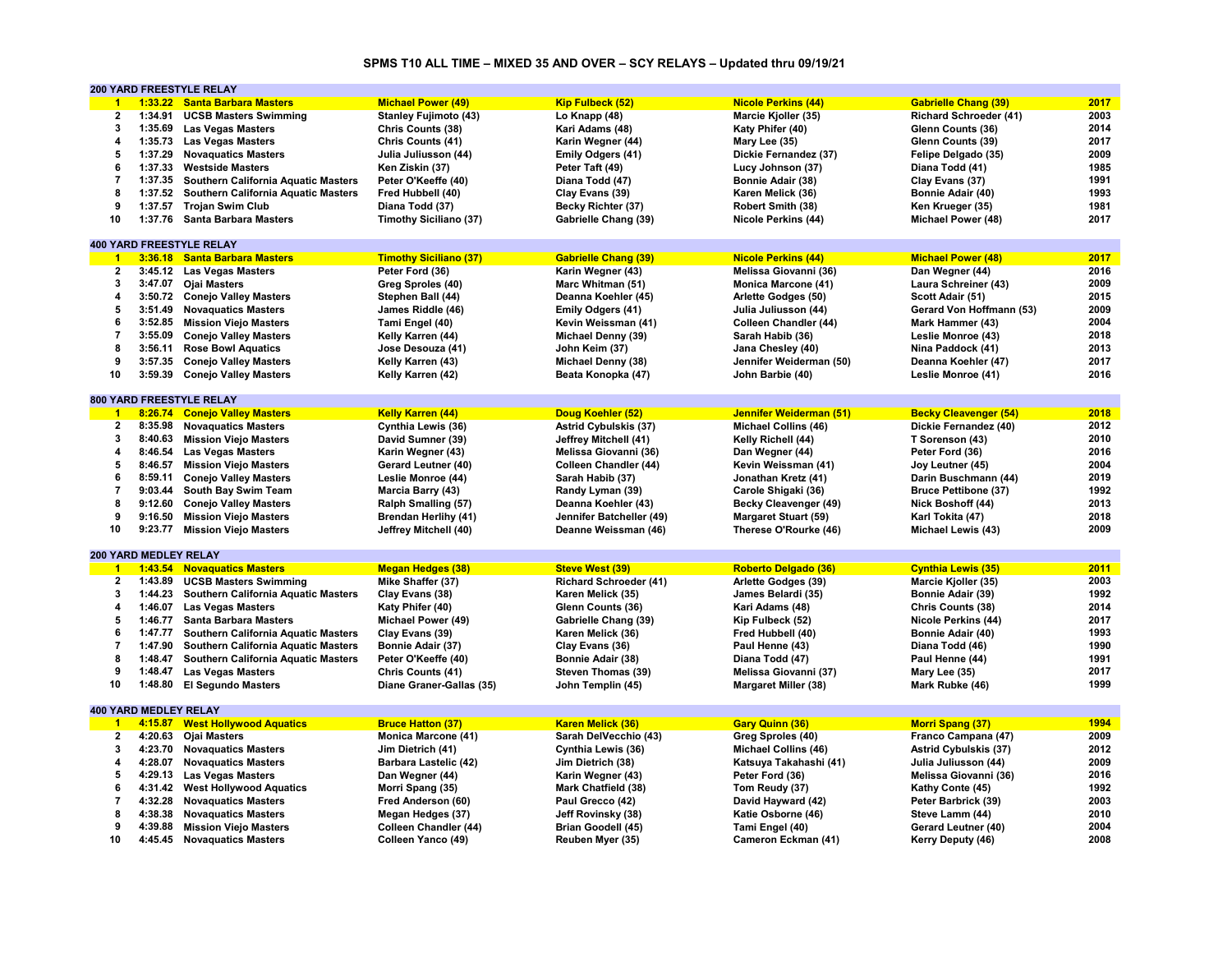# SPMS T10 ALL TIME – MIXED 35 AND OVER – SCY RELAYS – Updated thru 09/19/21

## 200 YARD FREESTYLE RELAY

| Rank | Time | Team | Swimmer 1 | Swimmer 2 | Swimmer 3 | Swimmer 4 | Year |
|---|---|---|---|---|---|---|---|
| 1 | 1:33.22 | Santa Barbara Masters | Michael Power (49) | Kip Fulbeck (52) | Nicole Perkins (44) | Gabrielle Chang (39) | 2017 |
| 2 | 1:34.91 | UCSB Masters Swimming | Stanley Fujimoto (43) | Lo Knapp (48) | Marcie Kjoller (35) | Richard Schroeder (41) | 2003 |
| 3 | 1:35.69 | Las Vegas Masters | Chris Counts (38) | Kari Adams (48) | Katy Phifer (40) | Glenn Counts (36) | 2014 |
| 4 | 1:35.73 | Las Vegas Masters | Chris Counts (41) | Karin Wegner (44) | Mary Lee (35) | Glenn Counts (39) | 2017 |
| 5 | 1:37.29 | Novaquatics Masters | Julia Juliusson (44) | Emily Odgers (41) | Dickie Fernandez (37) | Felipe Delgado (35) | 2009 |
| 6 | 1:37.33 | Westside Masters | Ken Ziskin (37) | Peter Taft (49) | Lucy Johnson (37) | Diana Todd (41) | 1985 |
| 7 | 1:37.35 | Southern California Aquatic Masters | Peter O'Keeffe (40) | Diana Todd (47) | Bonnie Adair (38) | Clay Evans (37) | 1991 |
| 8 | 1:37.52 | Southern California Aquatic Masters | Fred Hubbell (40) | Clay Evans (39) | Karen Melick (36) | Bonnie Adair (40) | 1993 |
| 9 | 1:37.57 | Trojan Swim Club | Diana Todd (37) | Becky Richter (37) | Robert Smith (38) | Ken Krueger (35) | 1981 |
| 10 | 1:37.76 | Santa Barbara Masters | Timothy Siciliano (37) | Gabrielle Chang (39) | Nicole Perkins (44) | Michael Power (48) | 2017 |

## 400 YARD FREESTYLE RELAY

| Rank | Time | Team | Swimmer 1 | Swimmer 2 | Swimmer 3 | Swimmer 4 | Year |
|---|---|---|---|---|---|---|---|
| 1 | 3:36.18 | Santa Barbara Masters | Timothy Siciliano (37) | Gabrielle Chang (39) | Nicole Perkins (44) | Michael Power (48) | 2017 |
| 2 | 3:45.12 | Las Vegas Masters | Peter Ford (36) | Karin Wegner (43) | Melissa Giovanni (36) | Dan Wegner (44) | 2016 |
| 3 | 3:47.07 | Ojai Masters | Greg Sproles (40) | Marc Whitman (51) | Monica Marcone (41) | Laura Schreiner (43) | 2009 |
| 4 | 3:50.72 | Conejo Valley Masters | Stephen Ball (44) | Deanna Koehler (45) | Arlette Godges (50) | Scott Adair (51) | 2015 |
| 5 | 3:51.49 | Novaquatics Masters | James Riddle (46) | Emily Odgers (41) | Julia Juliusson (44) | Gerard Von Hoffmann (53) | 2009 |
| 6 | 3:52.85 | Mission Viejo Masters | Tami Engel (40) | Kevin Weissman (41) | Colleen Chandler (44) | Mark Hammer (43) | 2004 |
| 7 | 3:55.09 | Conejo Valley Masters | Kelly Karren (44) | Michael Denny (39) | Sarah Habib (36) | Leslie Monroe (43) | 2018 |
| 8 | 3:56.11 | Rose Bowl Aquatics | Jose Desouza (41) | John Keim (37) | Jana Chesley (40) | Nina Paddock (41) | 2013 |
| 9 | 3:57.35 | Conejo Valley Masters | Kelly Karren (43) | Michael Denny (38) | Jennifer Weiderman (50) | Deanna Koehler (47) | 2017 |
| 10 | 3:59.39 | Conejo Valley Masters | Kelly Karren (42) | Beata Konopka (47) | John Barbie (40) | Leslie Monroe (41) | 2016 |

## 800 YARD FREESTYLE RELAY

| Rank | Time | Team | Swimmer 1 | Swimmer 2 | Swimmer 3 | Swimmer 4 | Year |
|---|---|---|---|---|---|---|---|
| 1 | 8:26.74 | Conejo Valley Masters | Kelly Karren (44) | Doug Koehler (52) | Jennifer Weiderman (51) | Becky Cleavenger (54) | 2018 |
| 2 | 8:35.98 | Novaquatics Masters | Cynthia Lewis (36) | Astrid Cybulskis (37) | Michael Collins (46) | Dickie Fernandez (40) | 2012 |
| 3 | 8:40.63 | Mission Viejo Masters | David Sumner (39) | Jeffrey Mitchell (41) | Kelly Richell (44) | T Sorenson (43) | 2010 |
| 4 | 8:46.54 | Las Vegas Masters | Karin Wegner (43) | Melissa Giovanni (36) | Dan Wegner (44) | Peter Ford (36) | 2016 |
| 5 | 8:46.57 | Mission Viejo Masters | Gerard Leutner (40) | Colleen Chandler (44) | Kevin Weissman (41) | Joy Leutner (45) | 2004 |
| 6 | 8:59.11 | Conejo Valley Masters | Leslie Monroe (44) | Sarah Habib (37) | Jonathan Kretz (41) | Darin Buschmann (44) | 2019 |
| 7 | 9:03.44 | South Bay Swim Team | Marcia Barry (43) | Randy Lyman (39) | Carole Shigaki (36) | Bruce Pettibone (37) | 1992 |
| 8 | 9:12.60 | Conejo Valley Masters | Ralph Smalling (57) | Deanna Koehler (43) | Becky Cleavenger (49) | Nick Boshoff (44) | 2013 |
| 9 | 9:16.50 | Mission Viejo Masters | Brendan Herlihy (41) | Jennifer Batcheller (49) | Margaret Stuart (59) | Karl Tokita (47) | 2018 |
| 10 | 9:23.77 | Mission Viejo Masters | Jeffrey Mitchell (40) | Deanne Weissman (46) | Therese O'Rourke (46) | Michael Lewis (43) | 2009 |

## 200 YARD MEDLEY RELAY

| Rank | Time | Team | Swimmer 1 | Swimmer 2 | Swimmer 3 | Swimmer 4 | Year |
|---|---|---|---|---|---|---|---|
| 1 | 1:43.54 | Novaquatics Masters | Megan Hedges (38) | Steve West (39) | Roberto Delgado (36) | Cynthia Lewis (35) | 2011 |
| 2 | 1:43.89 | UCSB Masters Swimming | Mike Shaffer (37) | Richard Schroeder (41) | Arlette Godges (39) | Marcie Kjoller (35) | 2003 |
| 3 | 1:44.23 | Southern California Aquatic Masters | Clay Evans (38) | Karen Melick (35) | James Belardi (35) | Bonnie Adair (39) | 1992 |
| 4 | 1:46.07 | Las Vegas Masters | Katy Phifer (40) | Glenn Counts (36) | Kari Adams (48) | Chris Counts (38) | 2014 |
| 5 | 1:46.77 | Santa Barbara Masters | Michael Power (49) | Gabrielle Chang (39) | Kip Fulbeck (52) | Nicole Perkins (44) | 2017 |
| 6 | 1:47.77 | Southern California Aquatic Masters | Clay Evans (39) | Karen Melick (36) | Fred Hubbell (40) | Bonnie Adair (40) | 1993 |
| 7 | 1:47.90 | Southern California Aquatic Masters | Bonnie Adair (37) | Clay Evans (36) | Paul Henne (43) | Diana Todd (46) | 1990 |
| 8 | 1:48.47 | Southern California Aquatic Masters | Peter O'Keeffe (40) | Bonnie Adair (38) | Diana Todd (47) | Paul Henne (44) | 1991 |
| 9 | 1:48.47 | Las Vegas Masters | Chris Counts (41) | Steven Thomas (39) | Melissa Giovanni (37) | Mary Lee (35) | 2017 |
| 10 | 1:48.80 | El Segundo Masters | Diane Graner-Gallas (35) | John Templin (45) | Margaret Miller (38) | Mark Rubke (46) | 1999 |

## 400 YARD MEDLEY RELAY

| Rank | Time | Team | Swimmer 1 | Swimmer 2 | Swimmer 3 | Swimmer 4 | Year |
|---|---|---|---|---|---|---|---|
| 1 | 4:15.87 | West Hollywood Aquatics | Bruce Hatton (37) | Karen Melick (36) | Gary Quinn (36) | Morri Spang (37) | 1994 |
| 2 | 4:20.63 | Ojai Masters | Monica Marcone (41) | Sarah DelVecchio (43) | Greg Sproles (40) | Franco Campana (47) | 2009 |
| 3 | 4:23.70 | Novaquatics Masters | Jim Dietrich (41) | Cynthia Lewis (36) | Michael Collins (46) | Astrid Cybulskis (37) | 2012 |
| 4 | 4:28.07 | Novaquatics Masters | Barbara Lastelic (42) | Jim Dietrich (38) | Katsuya Takahashi (41) | Julia Juliusson (44) | 2009 |
| 5 | 4:29.13 | Las Vegas Masters | Dan Wegner (44) | Karin Wegner (43) | Peter Ford (36) | Melissa Giovanni (36) | 2016 |
| 6 | 4:31.42 | West Hollywood Aquatics | Morri Spang (35) | Mark Chatfield (38) | Tom Reudy (37) | Kathy Conte (45) | 1992 |
| 7 | 4:32.28 | Novaquatics Masters | Fred Anderson (60) | Paul Grecco (42) | David Hayward (42) | Peter Barbrick (39) | 2003 |
| 8 | 4:38.38 | Novaquatics Masters | Megan Hedges (37) | Jeff Rovinsky (38) | Katie Osborne (46) | Steve Lamm (44) | 2010 |
| 9 | 4:39.88 | Mission Viejo Masters | Colleen Chandler (44) | Brian Goodell (45) | Tami Engel (40) | Gerard Leutner (40) | 2004 |
| 10 | 4:45.45 | Novaquatics Masters | Colleen Yanco (49) | Reuben Myer (35) | Cameron Eckman (41) | Kerry Deputy (46) | 2008 |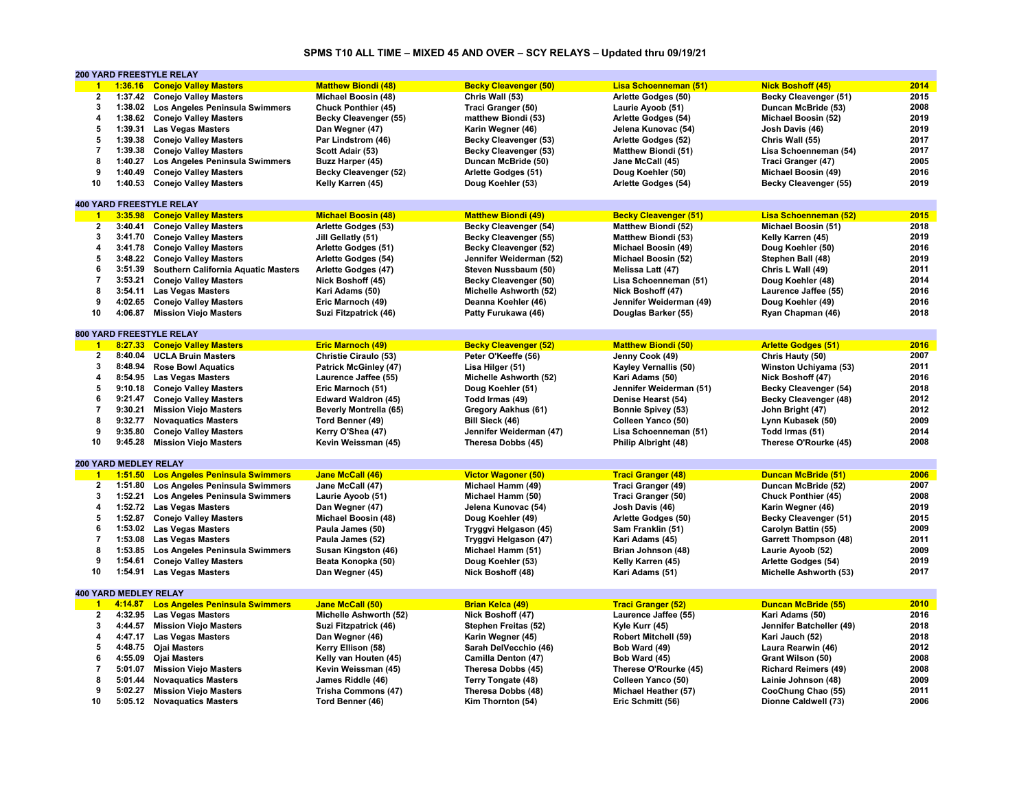# SPMS T10 ALL TIME – MIXED 45 AND OVER – SCY RELAYS – Updated thru 09/19/21

## 200 YARD FREESTYLE RELAY

| Rank | Time | Team | Swimmer 1 | Swimmer 2 | Swimmer 3 | Swimmer 4 | Year |
|---|---|---|---|---|---|---|---|
| 1 | 1:36.16 | Conejo Valley Masters | Matthew Biondi (48) | Becky Cleavenger (50) | Lisa Schoenneman (51) | Nick Boshoff (45) | 2014 |
| 2 | 1:37.42 | Conejo Valley Masters | Michael Boosin (48) | Chris Wall (53) | Arlette Godges (50) | Becky Cleavenger (51) | 2015 |
| 3 | 1:38.02 | Los Angeles Peninsula Swimmers | Chuck Ponthier (45) | Traci Granger (50) | Laurie Ayoob (51) | Duncan McBride (53) | 2008 |
| 4 | 1:38.62 | Conejo Valley Masters | Becky Cleavenger (55) | matthew Biondi (53) | Arlette Godges (54) | Michael Boosin (52) | 2019 |
| 5 | 1:39.31 | Las Vegas Masters | Dan Wegner (47) | Karin Wegner (46) | Jelena Kunovac (54) | Josh Davis (46) | 2019 |
| 5 | 1:39.38 | Conejo Valley Masters | Par Lindstrom (46) | Becky Cleavenger (53) | Arlette Godges (52) | Chris Wall (55) | 2017 |
| 7 | 1:39.38 | Conejo Valley Masters | Scott Adair (53) | Becky Cleavenger (53) | Matthew Biondi (51) | Lisa Schoenneman (54) | 2017 |
| 8 | 1:40.27 | Los Angeles Peninsula Swimmers | Buzz Harper (45) | Duncan McBride (50) | Jane McCall (45) | Traci Granger (47) | 2005 |
| 9 | 1:40.49 | Conejo Valley Masters | Becky Cleavenger (52) | Arlette Godges (51) | Doug Koehler (50) | Michael Boosin (49) | 2016 |
| 10 | 1:40.53 | Conejo Valley Masters | Kelly Karren (45) | Doug Koehler (53) | Arlette Godges (54) | Becky Cleavenger (55) | 2019 |

## 400 YARD FREESTYLE RELAY

| Rank | Time | Team | Swimmer 1 | Swimmer 2 | Swimmer 3 | Swimmer 4 | Year |
|---|---|---|---|---|---|---|---|
| 1 | 3:35.98 | Conejo Valley Masters | Michael Boosin (48) | Matthew Biondi (49) | Becky Cleavenger (51) | Lisa Schoenneman (52) | 2015 |
| 2 | 3:40.41 | Conejo Valley Masters | Arlette Godges (53) | Becky Cleavenger (54) | Matthew Biondi (52) | Michael Boosin (51) | 2018 |
| 3 | 3:41.70 | Conejo Valley Masters | Jill Gellatly (51) | Becky Cleavenger (55) | Matthew Biondi (53) | Kelly Karren (45) | 2019 |
| 4 | 3:41.78 | Conejo Valley Masters | Arlette Godges (51) | Becky Cleavenger (52) | Michael Boosin (49) | Doug Koehler (50) | 2016 |
| 5 | 3:48.22 | Conejo Valley Masters | Arlette Godges (54) | Jennifer Weiderman (52) | Michael Boosin (52) | Stephen Ball (48) | 2019 |
| 6 | 3:51.39 | Southern California Aquatic Masters | Arlette Godges (47) | Steven Nussbaum (50) | Melissa Latt (47) | Chris L Wall (49) | 2011 |
| 7 | 3:53.21 | Conejo Valley Masters | Nick Boshoff (45) | Becky Cleavenger (50) | Lisa Schoenneman (51) | Doug Koehler (48) | 2014 |
| 8 | 3:54.11 | Las Vegas Masters | Kari Adams (50) | Michelle Ashworth (52) | Nick Boshoff (47) | Laurence Jaffee (55) | 2016 |
| 9 | 4:02.65 | Conejo Valley Masters | Eric Marnoch (49) | Deanna Koehler (46) | Jennifer Weiderman (49) | Doug Koehler (49) | 2016 |
| 10 | 4:06.87 | Mission Viejo Masters | Suzi Fitzpatrick (46) | Patty Furukawa (46) | Douglas Barker (55) | Ryan Chapman (46) | 2018 |

## 800 YARD FREESTYLE RELAY

| Rank | Time | Team | Swimmer 1 | Swimmer 2 | Swimmer 3 | Swimmer 4 | Year |
|---|---|---|---|---|---|---|---|
| 1 | 8:27.33 | Conejo Valley Masters | Eric Marnoch (49) | Becky Cleavenger (52) | Matthew Biondi (50) | Arlette Godges (51) | 2016 |
| 2 | 8:40.04 | UCLA Bruin Masters | Christie Ciraulo (53) | Peter O'Keeffe (56) | Jenny Cook (49) | Chris Hauty (50) | 2007 |
| 3 | 8:48.94 | Rose Bowl Aquatics | Patrick McGinley (47) | Lisa Hilger (51) | Kayley Vernallis (50) | Winston Uchiyama (53) | 2011 |
| 4 | 8:54.95 | Las Vegas Masters | Laurence Jaffee (55) | Michelle Ashworth (52) | Kari Adams (50) | Nick Boshoff (47) | 2016 |
| 5 | 9:10.18 | Conejo Valley Masters | Eric Marnoch (51) | Doug Koehler (51) | Jennifer Weiderman (51) | Becky Cleavenger (54) | 2018 |
| 6 | 9:21.47 | Conejo Valley Masters | Edward Waldron (45) | Todd Irmas (49) | Denise Hearst (54) | Becky Cleavenger (48) | 2012 |
| 7 | 9:30.21 | Mission Viejo Masters | Beverly Montrella (65) | Gregory Aakhus (61) | Bonnie Spivey (53) | John Bright (47) | 2012 |
| 8 | 9:32.77 | Novaquatics Masters | Tord Benner (49) | Bill Sieck (46) | Colleen Yanco (50) | Lynn Kubasek (50) | 2009 |
| 9 | 9:35.80 | Conejo Valley Masters | Kerry O'Shea (47) | Jennifer Weiderman (47) | Lisa Schoenneman (51) | Todd Irmas (51) | 2014 |
| 10 | 9:45.28 | Mission Viejo Masters | Kevin Weissman (45) | Theresa Dobbs (45) | Philip Albright (48) | Therese O'Rourke (45) | 2008 |

## 200 YARD MEDLEY RELAY

| Rank | Time | Team | Swimmer 1 | Swimmer 2 | Swimmer 3 | Swimmer 4 | Year |
|---|---|---|---|---|---|---|---|
| 1 | 1:51.50 | Los Angeles Peninsula Swimmers | Jane McCall (46) | Victor Wagoner (50) | Traci Granger (48) | Duncan McBride (51) | 2006 |
| 2 | 1:51.80 | Los Angeles Peninsula Swimmers | Jane McCall (47) | Michael Hamm (49) | Traci Granger (49) | Duncan McBride (52) | 2007 |
| 3 | 1:52.21 | Los Angeles Peninsula Swimmers | Laurie Ayoob (51) | Michael Hamm (50) | Traci Granger (50) | Chuck Ponthier (45) | 2008 |
| 4 | 1:52.72 | Las Vegas Masters | Dan Wegner (47) | Jelena Kunovac (54) | Josh Davis (46) | Karin Wegner (46) | 2019 |
| 5 | 1:52.87 | Conejo Valley Masters | Michael Boosin (48) | Doug Koehler (49) | Arlette Godges (50) | Becky Cleavenger (51) | 2015 |
| 6 | 1:53.02 | Las Vegas Masters | Paula James (50) | Tryggvi Helgason (45) | Sam Franklin (51) | Carolyn Battin (55) | 2009 |
| 7 | 1:53.08 | Las Vegas Masters | Paula James (52) | Tryggvi Helgason (47) | Kari Adams (45) | Garrett Thompson (48) | 2011 |
| 8 | 1:53.85 | Los Angeles Peninsula Swimmers | Susan Kingston (46) | Michael Hamm (51) | Brian Johnson (48) | Laurie Ayoob (52) | 2009 |
| 9 | 1:54.61 | Conejo Valley Masters | Beata Konopka (50) | Doug Koehler (53) | Kelly Karren (45) | Arlette Godges (54) | 2019 |
| 10 | 1:54.91 | Las Vegas Masters | Dan Wegner (45) | Nick Boshoff (48) | Kari Adams (51) | Michelle Ashworth (53) | 2017 |

## 400 YARD MEDLEY RELAY

| Rank | Time | Team | Swimmer 1 | Swimmer 2 | Swimmer 3 | Swimmer 4 | Year |
|---|---|---|---|---|---|---|---|
| 1 | 4:14.87 | Los Angeles Peninsula Swimmers | Jane McCall (50) | Brian Kelca (49) | Traci Granger (52) | Duncan McBride (55) | 2010 |
| 2 | 4:32.95 | Las Vegas Masters | Michelle Ashworth (52) | Nick Boshoff (47) | Laurence Jaffee (55) | Kari Adams (50) | 2016 |
| 3 | 4:44.57 | Mission Viejo Masters | Suzi Fitzpatrick (46) | Stephen Freitas (52) | Kyle Kurr (45) | Jennifer Batcheller (49) | 2018 |
| 4 | 4:47.17 | Las Vegas Masters | Dan Wegner (46) | Karin Wegner (45) | Robert Mitchell (59) | Kari Jauch (52) | 2018 |
| 5 | 4:48.75 | Ojai Masters | Kerry Ellison (58) | Sarah DelVecchio (46) | Bob Ward (49) | Laura Rearwin (46) | 2012 |
| 6 | 4:55.09 | Ojai Masters | Kelly van Houten (45) | Camilla Denton (47) | Bob Ward (45) | Grant Wilson (50) | 2008 |
| 7 | 5:01.07 | Mission Viejo Masters | Kevin Weissman (45) | Theresa Dobbs (45) | Therese O'Rourke (45) | Richard Reimers (49) | 2008 |
| 8 | 5:01.44 | Novaquatics Masters | James Riddle (46) | Terry Tongate (48) | Colleen Yanco (50) | Lainie Johnson (48) | 2009 |
| 9 | 5:02.27 | Mission Viejo Masters | Trisha Commons (47) | Theresa Dobbs (48) | Michael Heather (57) | CooChung Chao (55) | 2011 |
| 10 | 5:05.12 | Novaquatics Masters | Tord Benner (46) | Kim Thornton (54) | Eric Schmitt (56) | Dionne Caldwell (73) | 2006 |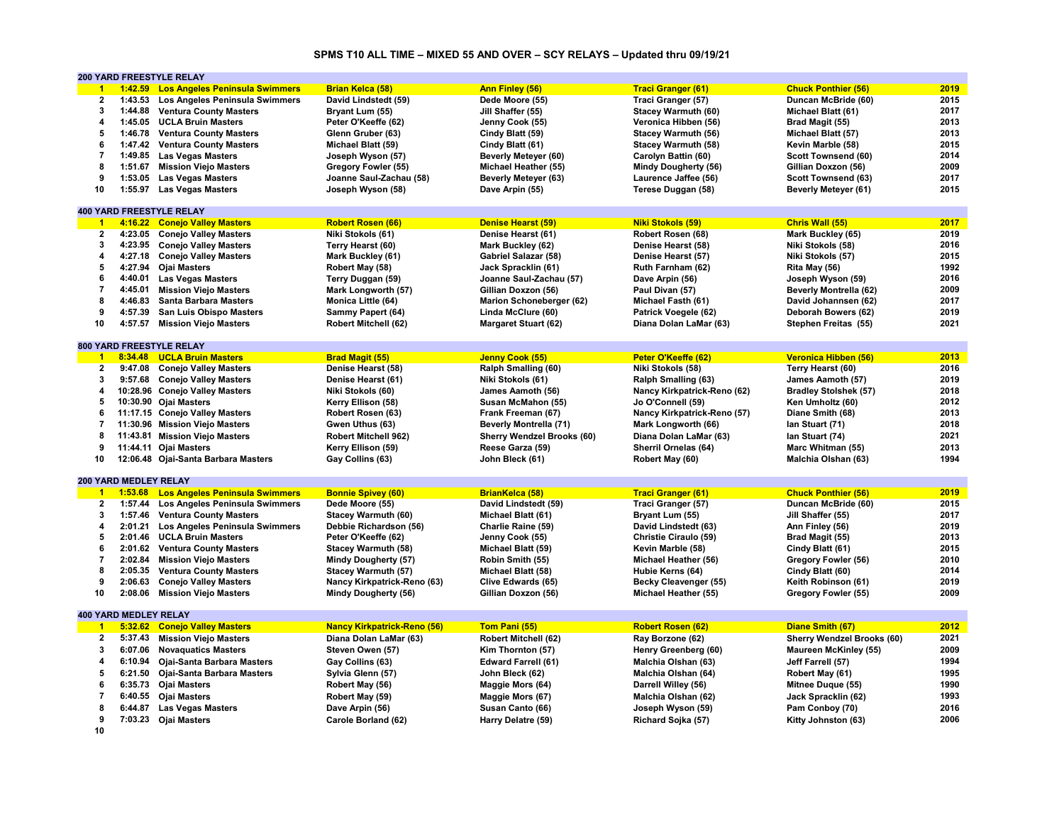# SPMS T10 ALL TIME – MIXED 55 AND OVER – SCY RELAYS – Updated thru 09/19/21

## 200 YARD FREESTYLE RELAY

| Rank | Time | Team | Swimmer 1 | Swimmer 2 | Swimmer 3 | Swimmer 4 | Year |
|---|---|---|---|---|---|---|---|
| 1 | 1:42.59 | Los Angeles Peninsula Swimmers | Brian Kelca (58) | Ann Finley (56) | Traci Granger (61) | Chuck Ponthier (56) | 2019 |
| 2 | 1:43.53 | Los Angeles Peninsula Swimmers | David Lindstedt (59) | Dede Moore (55) | Traci Granger (57) | Duncan McBride (60) | 2015 |
| 3 | 1:44.88 | Ventura County Masters | Bryant Lum (55) | Jill Shaffer (55) | Stacey Warmuth (60) | Michael Blatt (61) | 2017 |
| 4 | 1:45.05 | UCLA Bruin Masters | Peter O'Keeffe (62) | Jenny Cook (55) | Veronica Hibben (56) | Brad Magit (55) | 2013 |
| 5 | 1:46.78 | Ventura County Masters | Glenn Gruber (63) | Cindy Blatt (59) | Stacey Warmuth (56) | Michael Blatt (57) | 2013 |
| 6 | 1:47.42 | Ventura County Masters | Michael Blatt (59) | Cindy Blatt (61) | Stacey Warmuth (58) | Kevin Marble (58) | 2015 |
| 7 | 1:49.85 | Las Vegas Masters | Joseph Wyson (57) | Beverly Meteyer (60) | Carolyn Battin (60) | Scott Townsend (60) | 2014 |
| 8 | 1:51.67 | Mission Viejo Masters | Gregory Fowler (55) | Michael Heather (55) | Mindy Dougherty (56) | Gillian Doxzon (56) | 2009 |
| 9 | 1:53.05 | Las Vegas Masters | Joanne Saul-Zachau (58) | Beverly Meteyer (63) | Laurence Jaffee (56) | Scott Townsend (63) | 2017 |
| 10 | 1:55.97 | Las Vegas Masters | Joseph Wyson (58) | Dave Arpin (55) | Terese Duggan (58) | Beverly Meteyer (61) | 2015 |

## 400 YARD FREESTYLE RELAY

| Rank | Time | Team | Swimmer 1 | Swimmer 2 | Swimmer 3 | Swimmer 4 | Year |
|---|---|---|---|---|---|---|---|
| 1 | 4:16.22 | Conejo Valley Masters | Robert Rosen (66) | Denise Hearst (59) | Niki Stokols (59) | Chris Wall (55) | 2017 |
| 2 | 4:23.05 | Conejo Valley Masters | Niki Stokols (61) | Denise Hearst (61) | Robert Rosen (68) | Mark Buckley (65) | 2019 |
| 3 | 4:23.95 | Conejo Valley Masters | Terry Hearst (60) | Mark Buckley (62) | Denise Hearst (58) | Niki Stokols (58) | 2016 |
| 4 | 4:27.18 | Conejo Valley Masters | Mark Buckley (61) | Gabriel Salazar (58) | Denise Hearst (57) | Niki Stokols (57) | 2015 |
| 5 | 4:27.94 | Ojai Masters | Robert May (58) | Jack Spracklin (61) | Ruth Farnham (62) | Rita May (56) | 1992 |
| 6 | 4:40.01 | Las Vegas Masters | Terry Duggan (59) | Joanne Saul-Zachau (57) | Dave Arpin (56) | Joseph Wyson (59) | 2016 |
| 7 | 4:45.01 | Mission Viejo Masters | Mark Longworth (57) | Gillian Doxzon (56) | Paul Divan (57) | Beverly Montrella (62) | 2009 |
| 8 | 4:46.83 | Santa Barbara Masters | Monica Little (64) | Marion Schoneberger (62) | Michael Fasth (61) | David Johannsen (62) | 2017 |
| 9 | 4:57.39 | San Luis Obispo Masters | Sammy Papert (64) | Linda McClure (60) | Patrick Voegele (62) | Deborah Bowers (62) | 2019 |
| 10 | 4:57.57 | Mission Viejo Masters | Robert Mitchell (62) | Margaret Stuart (62) | Diana Dolan LaMar (63) | Stephen Freitas (55) | 2021 |

## 800 YARD FREESTYLE RELAY

| Rank | Time | Team | Swimmer 1 | Swimmer 2 | Swimmer 3 | Swimmer 4 | Year |
|---|---|---|---|---|---|---|---|
| 1 | 8:34.48 | UCLA Bruin Masters | Brad Magit (55) | Jenny Cook (55) | Peter O'Keeffe (62) | Veronica Hibben (56) | 2013 |
| 2 | 9:47.08 | Conejo Valley Masters | Denise Hearst (58) | Ralph Smalling (60) | Niki Stokols (58) | Terry Hearst (60) | 2016 |
| 3 | 9:57.68 | Conejo Valley Masters | Denise Hearst (61) | Niki Stokols (61) | Ralph Smalling (63) | James Aamoth (57) | 2019 |
| 4 | 10:28.96 | Conejo Valley Masters | Niki Stokols (60) | James Aamoth (56) | Nancy Kirkpatrick-Reno (62) | Bradley Stolshek (57) | 2018 |
| 5 | 10:30.90 | Ojai Masters | Kerry Ellison (58) | Susan McMahon (55) | Jo O'Connell (59) | Ken Umholtz (60) | 2012 |
| 6 | 11:17.15 | Conejo Valley Masters | Robert Rosen (63) | Frank Freeman (67) | Nancy Kirkpatrick-Reno (57) | Diane Smith (68) | 2013 |
| 7 | 11:30.96 | Mission Viejo Masters | Gwen Uthus (63) | Beverly Montrella (71) | Mark Longworth (66) | Ian Stuart (71) | 2018 |
| 8 | 11:43.81 | Mission Viejo Masters | Robert Mitchell 962) | Sherry Wendzel Brooks (60) | Diana Dolan LaMar (63) | Ian Stuart (74) | 2021 |
| 9 | 11:44.11 | Ojai Masters | Kerry Ellison (59) | Reese Garza (59) | Sherril Ornelas (64) | Marc Whitman (55) | 2013 |
| 10 | 12:06.48 | Ojai-Santa Barbara Masters | Gay Collins (63) | John Bleck (61) | Robert May (60) | Malchia Olshan (63) | 1994 |

## 200 YARD MEDLEY RELAY

| Rank | Time | Team | Swimmer 1 | Swimmer 2 | Swimmer 3 | Swimmer 4 | Year |
|---|---|---|---|---|---|---|---|
| 1 | 1:53.68 | Los Angeles Peninsula Swimmers | Bonnie Spivey (60) | BrianKelca (58) | Traci Granger (61) | Chuck Ponthier (56) | 2019 |
| 2 | 1:57.44 | Los Angeles Peninsula Swimmers | Dede Moore (55) | David Lindstedt (59) | Traci Granger (57) | Duncan McBride (60) | 2015 |
| 3 | 1:57.46 | Ventura County Masters | Stacey Warmuth (60) | Michael Blatt (61) | Bryant Lum (55) | Jill Shaffer (55) | 2017 |
| 4 | 2:01.21 | Los Angeles Peninsula Swimmers | Debbie Richardson (56) | Charlie Raine (59) | David Lindstedt (63) | Ann Finley (56) | 2019 |
| 5 | 2:01.46 | UCLA Bruin Masters | Peter O'Keeffe (62) | Jenny Cook (55) | Christie Ciraulo (59) | Brad Magit (55) | 2013 |
| 6 | 2:01.62 | Ventura County Masters | Stacey Warmuth (58) | Michael Blatt (59) | Kevin Marble (58) | Cindy Blatt (61) | 2015 |
| 7 | 2:02.84 | Mission Viejo Masters | Mindy Dougherty (57) | Robin Smith (55) | Michael Heather (56) | Gregory Fowler (56) | 2010 |
| 8 | 2:05.35 | Ventura County Masters | Stacey Warmuth (57) | Michael Blatt (58) | Hubie Kerns (64) | Cindy Blatt (60) | 2014 |
| 9 | 2:06.63 | Conejo Valley Masters | Nancy Kirkpatrick-Reno (63) | Clive Edwards (65) | Becky Cleavenger (55) | Keith Robinson (61) | 2019 |
| 10 | 2:08.06 | Mission Viejo Masters | Mindy Dougherty (56) | Gillian Doxzon (56) | Michael Heather (55) | Gregory Fowler (55) | 2009 |

## 400 YARD MEDLEY RELAY

| Rank | Time | Team | Swimmer 1 | Swimmer 2 | Swimmer 3 | Swimmer 4 | Year |
|---|---|---|---|---|---|---|---|
| 1 | 5:32.62 | Conejo Valley Masters | Nancy Kirkpatrick-Reno (56) | Tom Pani (55) | Robert Rosen (62) | Diane Smith (67) | 2012 |
| 2 | 5:37.43 | Mission Viejo Masters | Diana Dolan LaMar (63) | Robert Mitchell (62) | Ray Borzone (62) | Sherry Wendzel Brooks (60) | 2021 |
| 3 | 6:07.06 | Novaquatics Masters | Steven Owen (57) | Kim Thornton (57) | Henry Greenberg (60) | Maureen McKinley (55) | 2009 |
| 4 | 6:10.94 | Ojai-Santa Barbara Masters | Gay Collins (63) | Edward Farrell (61) | Malchia Olshan (63) | Jeff Farrell (57) | 1994 |
| 5 | 6:21.50 | Ojai-Santa Barbara Masters | Sylvia Glenn (57) | John Bleck (62) | Malchia Olshan (64) | Robert May (61) | 1995 |
| 6 | 6:35.73 | Ojai Masters | Robert May (56) | Maggie Mors (64) | Darrell Willey (56) | Mitnee Duque (55) | 1990 |
| 7 | 6:40.55 | Ojai Masters | Robert May (59) | Maggie Mors (67) | Malchia Olshan (62) | Jack Spracklin (62) | 1993 |
| 8 | 6:44.87 | Las Vegas Masters | Dave Arpin (56) | Susan Canto (66) | Joseph Wyson (59) | Pam Conboy (70) | 2016 |
| 9 | 7:03.23 | Ojai Masters | Carole Borland (62) | Harry Delatre (59) | Richard Sojka (57) | Kitty Johnston (63) | 2006 |
| 10 | | | | | | | |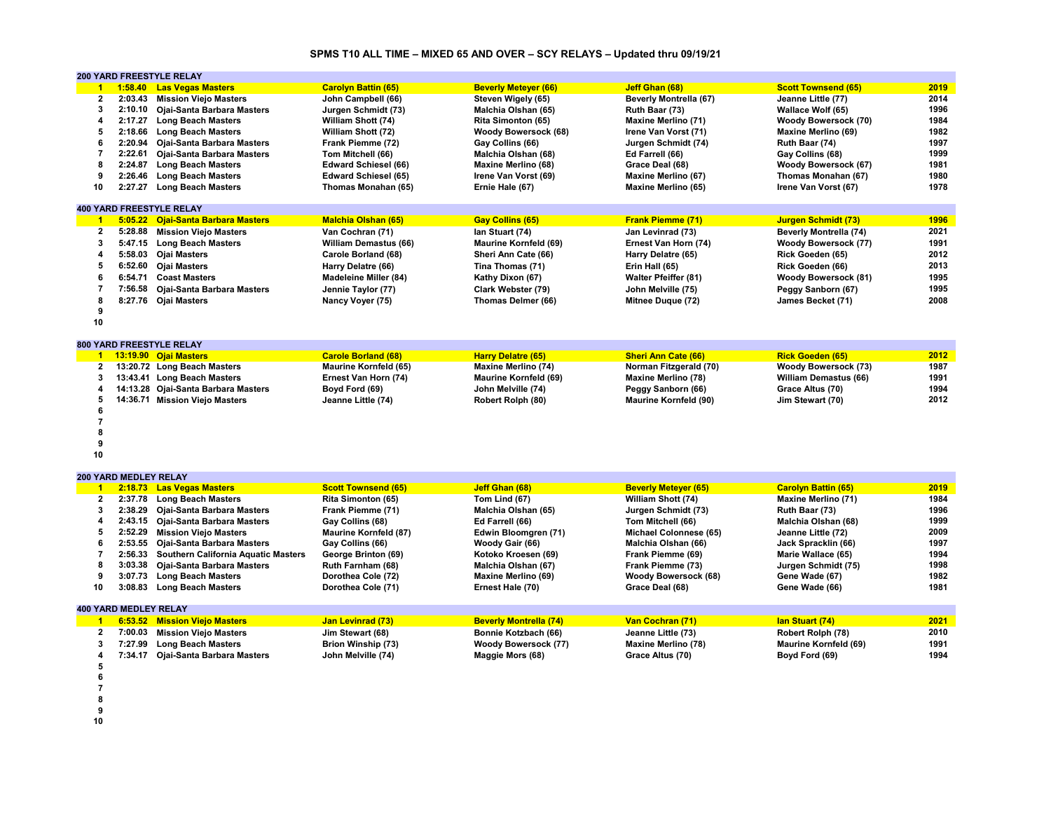# SPMS T10 ALL TIME – MIXED 65 AND OVER – SCY RELAYS – Updated thru 09/19/21

## 200 YARD FREESTYLE RELAY

| Rank | Time | Team | Swimmer 1 | Swimmer 2 | Swimmer 3 | Swimmer 4 | Year |
|---|---|---|---|---|---|---|---|
| 1 | 1:58.40 | Las Vegas Masters | Carolyn Battin (65) | Beverly Meteyer (66) | Jeff Ghan (68) | Scott Townsend (65) | 2019 |
| 2 | 2:03.43 | Mission Viejo Masters | John Campbell (66) | Steven Wigely (65) | Beverly Montrella (67) | Jeanne Little (77) | 2014 |
| 3 | 2:10.10 | Ojai-Santa Barbara Masters | Jurgen Schmidt (73) | Malchia Olshan (65) | Ruth Baar (73) | Wallace Wolf (65) | 1996 |
| 4 | 2:17.27 | Long Beach Masters | William Shott (74) | Rita Simonton (65) | Maxine Merlino (71) | Woody Bowersock (70) | 1984 |
| 5 | 2:18.66 | Long Beach Masters | William Shott (72) | Woody Bowersock (68) | Irene Van Vorst (71) | Maxine Merlino (69) | 1982 |
| 6 | 2:20.94 | Ojai-Santa Barbara Masters | Frank Piemme (72) | Gay Collins (66) | Jurgen Schmidt (74) | Ruth Baar (74) | 1997 |
| 7 | 2:22.61 | Ojai-Santa Barbara Masters | Tom Mitchell (66) | Malchia Olshan (68) | Ed Farrell (66) | Gay Collins (68) | 1999 |
| 8 | 2:24.87 | Long Beach Masters | Edward Schiesel (66) | Maxine Merlino (68) | Grace Deal (68) | Woody Bowersock (67) | 1981 |
| 9 | 2:26.46 | Long Beach Masters | Edward Schiesel (65) | Irene Van Vorst (69) | Maxine Merlino (67) | Thomas Monahan (67) | 1980 |
| 10 | 2:27.27 | Long Beach Masters | Thomas Monahan (65) | Ernie Hale (67) | Maxine Merlino (65) | Irene Van Vorst (67) | 1978 |

## 400 YARD FREESTYLE RELAY

| Rank | Time | Team | Swimmer 1 | Swimmer 2 | Swimmer 3 | Swimmer 4 | Year |
|---|---|---|---|---|---|---|---|
| 1 | 5:05.22 | Ojai-Santa Barbara Masters | Malchia Olshan (65) | Gay Collins (65) | Frank Piemme (71) | Jurgen Schmidt (73) | 1996 |
| 2 | 5:28.88 | Mission Viejo Masters | Van Cochran (71) | Ian Stuart (74) | Jan Levinrad (73) | Beverly Montrella (74) | 2021 |
| 3 | 5:47.15 | Long Beach Masters | William Demastus (66) | Maurine Kornfeld (69) | Ernest Van Horn (74) | Woody Bowersock (77) | 1991 |
| 4 | 5:58.03 | Ojai Masters | Carole Borland (68) | Sheri Ann Cate (66) | Harry Delatre (65) | Rick Goeden (65) | 2012 |
| 5 | 6:52.60 | Ojai Masters | Harry Delatre (66) | Tina Thomas (71) | Erin Hall (65) | Rick Goeden (66) | 2013 |
| 6 | 6:54.71 | Coast Masters | Madeleine Miller (84) | Kathy Dixon (67) | Walter Pfeiffer (81) | Woody Bowersock (81) | 1995 |
| 7 | 7:56.58 | Ojai-Santa Barbara Masters | Jennie Taylor (77) | Clark Webster (79) | John Melville (75) | Peggy Sanborn (67) | 1995 |
| 8 | 8:27.76 | Ojai Masters | Nancy Voyer (75) | Thomas Delmer (66) | Mitnee Duque (72) | James Becket (71) | 2008 |
| 9 | | | | | | | |
| 10 | | | | | | | |

## 800 YARD FREESTYLE RELAY

| Rank | Time | Team | Swimmer 1 | Swimmer 2 | Swimmer 3 | Swimmer 4 | Year |
|---|---|---|---|---|---|---|---|
| 1 | 13:19.90 | Ojai Masters | Carole Borland (68) | Harry Delatre (65) | Sheri Ann Cate (66) | Rick Goeden (65) | 2012 |
| 2 | 13:20.72 | Long Beach Masters | Maurine Kornfeld (65) | Maxine Merlino (74) | Norman Fitzgerald (70) | Woody Bowersock (73) | 1987 |
| 3 | 13:43.41 | Long Beach Masters | Ernest Van Horn (74) | Maurine Kornfeld (69) | Maxine Merlino (78) | William Demastus (66) | 1991 |
| 4 | 14:13.28 | Ojai-Santa Barbara Masters | Boyd Ford (69) | John Melville (74) | Peggy Sanborn (66) | Grace Altus (70) | 1994 |
| 5 | 14:36.71 | Mission Viejo Masters | Jeanne Little (74) | Robert Rolph (80) | Maurine Kornfeld (90) | Jim Stewart (70) | 2012 |
| 6 | | | | | | | |
| 7 | | | | | | | |
| 8 | | | | | | | |
| 9 | | | | | | | |
| 10 | | | | | | | |

## 200 YARD MEDLEY RELAY

| Rank | Time | Team | Swimmer 1 | Swimmer 2 | Swimmer 3 | Swimmer 4 | Year |
|---|---|---|---|---|---|---|---|
| 1 | 2:18.73 | Las Vegas Masters | Scott Townsend (65) | Jeff Ghan (68) | Beverly Meteyer (65) | Carolyn Battin (65) | 2019 |
| 2 | 2:37.78 | Long Beach Masters | Rita Simonton (65) | Tom Lind (67) | William Shott (74) | Maxine Merlino (71) | 1984 |
| 3 | 2:38.29 | Ojai-Santa Barbara Masters | Frank Piemme (71) | Malchia Olshan (65) | Jurgen Schmidt (73) | Ruth Baar (73) | 1996 |
| 4 | 2:43.15 | Ojai-Santa Barbara Masters | Gay Collins (68) | Ed Farrell (66) | Tom Mitchell (66) | Malchia Olshan (68) | 1999 |
| 5 | 2:52.29 | Mission Viejo Masters | Maurine Kornfeld (87) | Edwin Bloomgren (71) | Michael Colonnese (65) | Jeanne Little (72) | 2009 |
| 6 | 2:53.55 | Ojai-Santa Barbara Masters | Gay Collins (66) | Woody Gair (66) | Malchia Olshan (66) | Jack Spracklin (66) | 1997 |
| 7 | 2:56.33 | Southern California Aquatic Masters | George Brinton (69) | Kotoko Kroesen (69) | Frank Piemme (69) | Marie Wallace (65) | 1994 |
| 8 | 3:03.38 | Ojai-Santa Barbara Masters | Ruth Farnham (68) | Malchia Olshan (67) | Frank Piemme (73) | Jurgen Schmidt (75) | 1998 |
| 9 | 3:07.73 | Long Beach Masters | Dorothea Cole (72) | Maxine Merlino (69) | Woody Bowersock (68) | Gene Wade (67) | 1982 |
| 10 | 3:08.83 | Long Beach Masters | Dorothea Cole (71) | Ernest Hale (70) | Grace Deal (68) | Gene Wade (66) | 1981 |

## 400 YARD MEDLEY RELAY

| Rank | Time | Team | Swimmer 1 | Swimmer 2 | Swimmer 3 | Swimmer 4 | Year |
|---|---|---|---|---|---|---|---|
| 1 | 6:53.52 | Mission Viejo Masters | Jan Levinrad (73) | Beverly Montrella (74) | Van Cochran (71) | Ian Stuart (74) | 2021 |
| 2 | 7:00.03 | Mission Viejo Masters | Jim Stewart (68) | Bonnie Kotzbach (66) | Jeanne Little (73) | Robert Rolph (78) | 2010 |
| 3 | 7:27.99 | Long Beach Masters | Brion Winship (73) | Woody Bowersock (77) | Maxine Merlino (78) | Maurine Kornfeld (69) | 1991 |
| 4 | 7:34.17 | Ojai-Santa Barbara Masters | John Melville (74) | Maggie Mors (68) | Grace Altus (70) | Boyd Ford (69) | 1994 |
| 5 | | | | | | | |
| 6 | | | | | | | |
| 7 | | | | | | | |
| 8 | | | | | | | |
| 9 | | | | | | | |
| 10 | | | | | | | |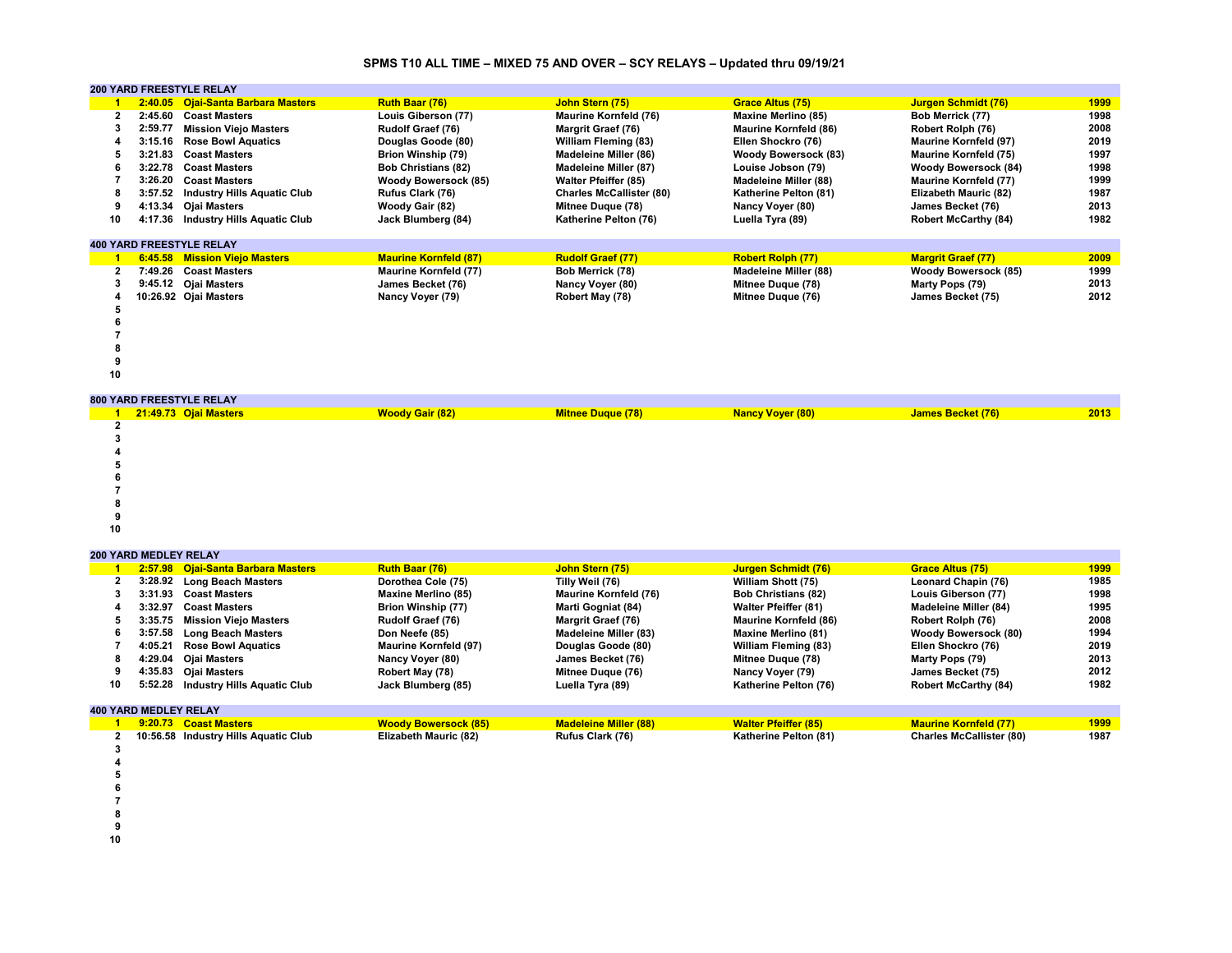# SPMS T10 ALL TIME – MIXED 75 AND OVER – SCY RELAYS – Updated thru 09/19/21

## 200 YARD FREESTYLE RELAY

| | | | | | | | |
|---|---|---|---|---|---|---|---|
| 1 | 2:40.05 | Ojai-Santa Barbara Masters | Ruth Baar (76) | John Stern (75) | Grace Altus (75) | Jurgen Schmidt (76) | 1999 |
| 2 | 2:45.60 | Coast Masters | Louis Giberson (77) | Maurine Kornfeld (76) | Maxine Merlino (85) | Bob Merrick (77) | 1998 |
| 3 | 2:59.77 | Mission Viejo Masters | Rudolf Graef (76) | Margrit Graef (76) | Maurine Kornfeld (86) | Robert Rolph (76) | 2008 |
| 4 | 3:15.16 | Rose Bowl Aquatics | Douglas Goode (80) | William Fleming (83) | Ellen Shockro (76) | Maurine Kornfeld (97) | 2019 |
| 5 | 3:21.83 | Coast Masters | Brion Winship (79) | Madeleine Miller (86) | Woody Bowersock (83) | Maurine Kornfeld (75) | 1997 |
| 6 | 3:22.78 | Coast Masters | Bob Christians (82) | Madeleine Miller (87) | Louise Jobson (79) | Woody Bowersock (84) | 1998 |
| 7 | 3:26.20 | Coast Masters | Woody Bowersock (85) | Walter Pfeiffer (85) | Madeleine Miller (88) | Maurine Kornfeld (77) | 1999 |
| 8 | 3:57.52 | Industry Hills Aquatic Club | Rufus Clark (76) | Charles McCallister (80) | Katherine Pelton (81) | Elizabeth Mauric (82) | 1987 |
| 9 | 4:13.34 | Ojai Masters | Woody Gair (82) | Mitnee Duque (78) | Nancy Voyer (80) | James Becket (76) | 2013 |
| 10 | 4:17.36 | Industry Hills Aquatic Club | Jack Blumberg (84) | Katherine Pelton (76) | Luella Tyra (89) | Robert McCarthy (84) | 1982 |

## 400 YARD FREESTYLE RELAY

| | | | | | | | |
|---|---|---|---|---|---|---|---|
| 1 | 6:45.58 | Mission Viejo Masters | Maurine Kornfeld (87) | Rudolf Graef (77) | Robert Rolph (77) | Margrit Graef (77) | 2009 |
| 2 | 7:49.26 | Coast Masters | Maurine Kornfeld (77) | Bob Merrick (78) | Madeleine Miller (88) | Woody Bowersock (85) | 1999 |
| 3 | 9:45.12 | Ojai Masters | James Becket (76) | Nancy Voyer (80) | Mitnee Duque (78) | Marty Pops (79) | 2013 |
| 4 | 10:26.92 | Ojai Masters | Nancy Voyer (79) | Robert May (78) | Mitnee Duque (76) | James Becket (75) | 2012 |
| 5 | | | | | | | |
| 6 | | | | | | | |
| 7 | | | | | | | |
| 8 | | | | | | | |
| 9 | | | | | | | |
| 10 | | | | | | | |

## 800 YARD FREESTYLE RELAY

| | | | | | | | |
|---|---|---|---|---|---|---|---|
| 1 | 21:49.73 | Ojai Masters | Woody Gair (82) | Mitnee Duque (78) | Nancy Voyer (80) | James Becket (76) | 2013 |
| 2 | | | | | | | |
| 3 | | | | | | | |
| 4 | | | | | | | |
| 5 | | | | | | | |
| 6 | | | | | | | |
| 7 | | | | | | | |
| 8 | | | | | | | |
| 9 | | | | | | | |
| 10 | | | | | | | |

## 200 YARD MEDLEY RELAY

| | | | | | | | |
|---|---|---|---|---|---|---|---|
| 1 | 2:57.98 | Ojai-Santa Barbara Masters | Ruth Baar (76) | John Stern (75) | Jurgen Schmidt (76) | Grace Altus (75) | 1999 |
| 2 | 3:28.92 | Long Beach Masters | Dorothea Cole (75) | Tilly Weil (76) | William Shott (75) | Leonard Chapin (76) | 1985 |
| 3 | 3:31.93 | Coast Masters | Maxine Merlino (85) | Maurine Kornfeld (76) | Bob Christians (82) | Louis Giberson (77) | 1998 |
| 4 | 3:32.97 | Coast Masters | Brion Winship (77) | Marti Gogniat (84) | Walter Pfeiffer (81) | Madeleine Miller (84) | 1995 |
| 5 | 3:35.75 | Mission Viejo Masters | Rudolf Graef (76) | Margrit Graef (76) | Maurine Kornfeld (86) | Robert Rolph (76) | 2008 |
| 6 | 3:57.58 | Long Beach Masters | Don Neefe (85) | Madeleine Miller (83) | Maxine Merlino (81) | Woody Bowersock (80) | 1994 |
| 7 | 4:05.21 | Rose Bowl Aquatics | Maurine Kornfeld (97) | Douglas Goode (80) | William Fleming (83) | Ellen Shockro (76) | 2019 |
| 8 | 4:29.04 | Ojai Masters | Nancy Voyer (80) | James Becket (76) | Mitnee Duque (78) | Marty Pops (79) | 2013 |
| 9 | 4:35.83 | Ojai Masters | Robert May (78) | Mitnee Duque (76) | Nancy Voyer (79) | James Becket (75) | 2012 |
| 10 | 5:52.28 | Industry Hills Aquatic Club | Jack Blumberg (85) | Luella Tyra (89) | Katherine Pelton (76) | Robert McCarthy (84) | 1982 |

## 400 YARD MEDLEY RELAY

| | | | | | | | |
|---|---|---|---|---|---|---|---|
| 1 | 9:20.73 | Coast Masters | Woody Bowersock (85) | Madeleine Miller (88) | Walter Pfeiffer (85) | Maurine Kornfeld (77) | 1999 |
| 2 | 10:56.58 | Industry Hills Aquatic Club | Elizabeth Mauric (82) | Rufus Clark (76) | Katherine Pelton (81) | Charles McCallister (80) | 1987 |
| 3 | | | | | | | |
| 4 | | | | | | | |
| 5 | | | | | | | |
| 6 | | | | | | | |
| 7 | | | | | | | |
| 8 | | | | | | | |
| 9 | | | | | | | |
| 10 | | | | | | | |